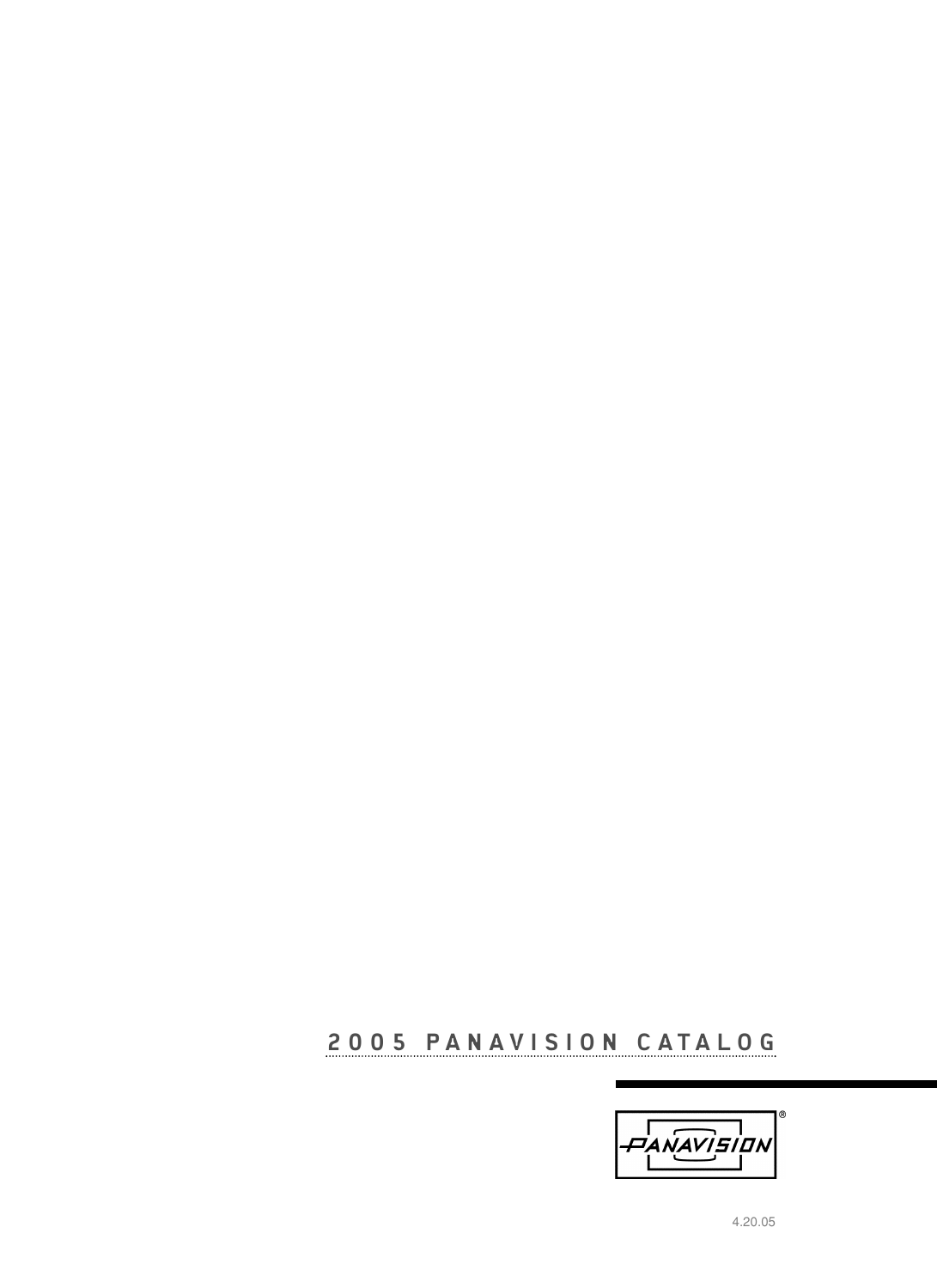# 2005 PANAVISION CATALOG

PANAVISION®

4.20.05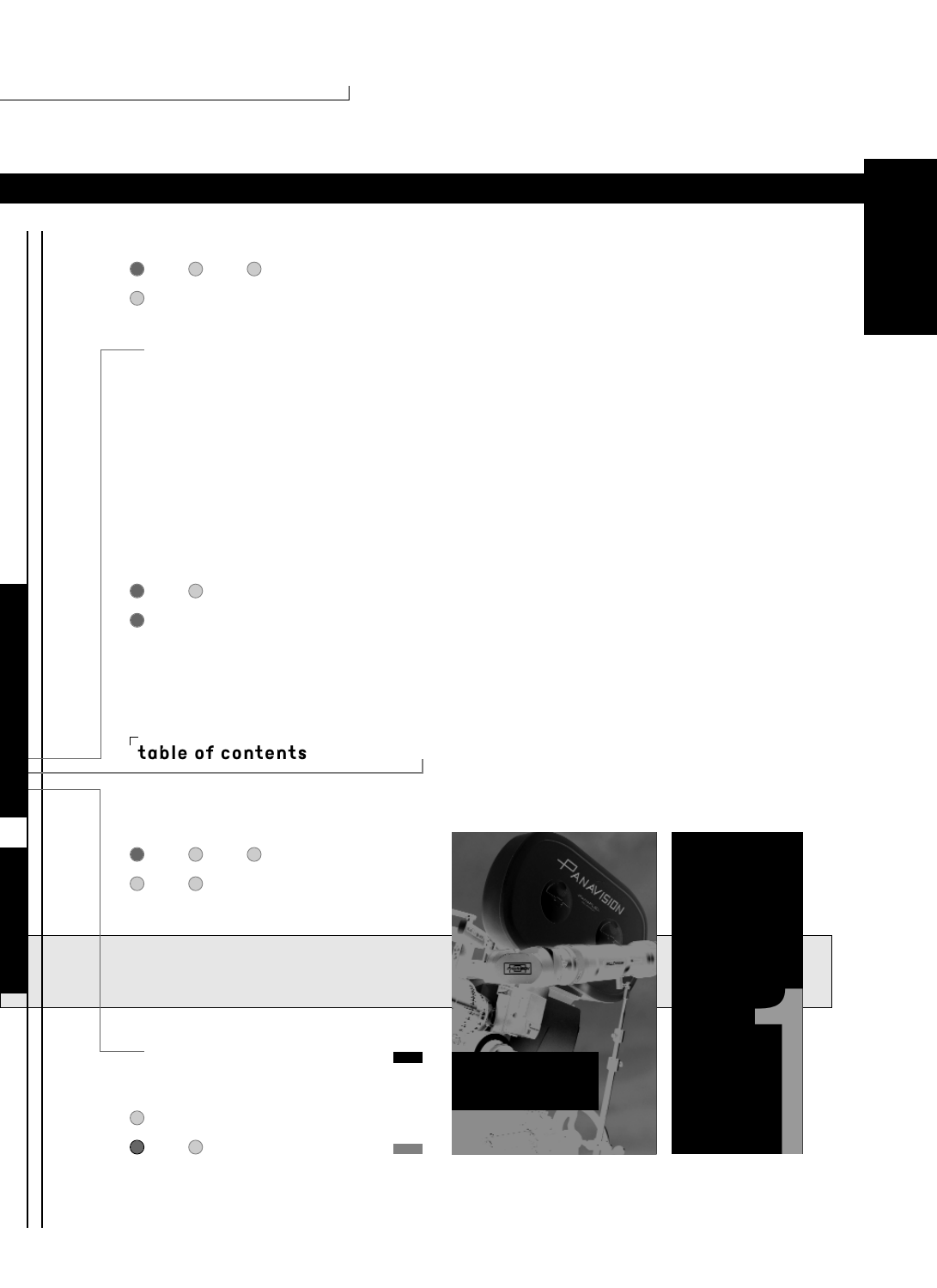table of contents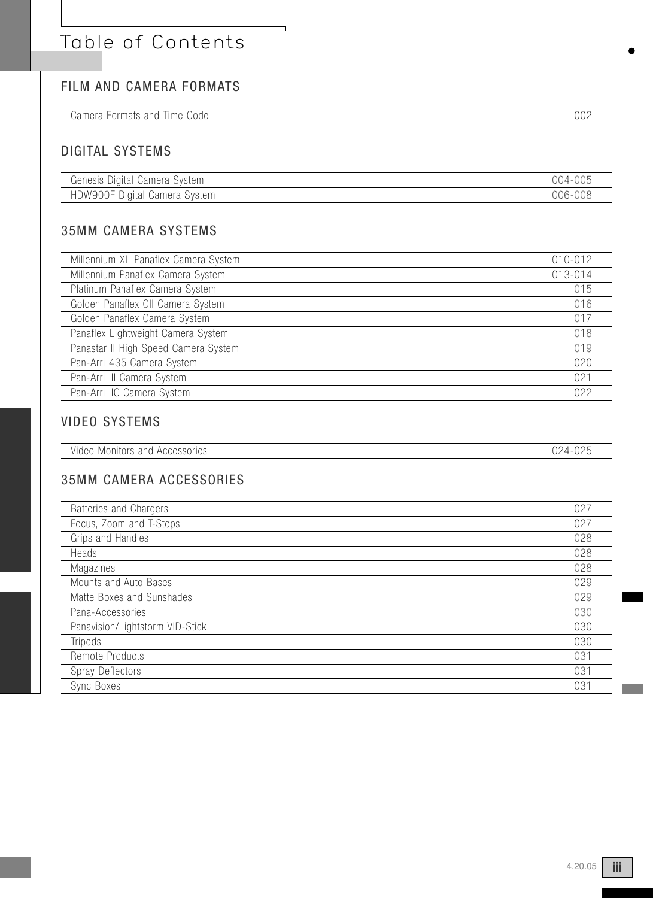# Table of Contents

## FILM AND CAMERA FORMATS

| | |
|---|---|
| Camera Formats and Time Code | 002 |

## DIGITAL SYSTEMS

| | |
|---|---|
| Genesis Digital Camera System | 004-005 |
| HDW900F Digital Camera System | 006-008 |

## 35MM CAMERA SYSTEMS

| | |
|---|---|
| Millennium XL Panaflex Camera System | 010-012 |
| Millennium Panaflex Camera System | 013-014 |
| Platinum Panaflex Camera System | 015 |
| Golden Panaflex GII Camera System | 016 |
| Golden Panaflex Camera System | 017 |
| Panaflex Lightweight Camera System | 018 |
| Panastar II High Speed Camera System | 019 |
| Pan-Arri 435 Camera System | 020 |
| Pan-Arri III Camera System | 021 |
| Pan-Arri IIC Camera System | 022 |

## VIDEO SYSTEMS

| | |
|---|---|
| Video Monitors and Accessories | 024-025 |

## 35MM CAMERA ACCESSORIES

| | |
|---|---|
| Batteries and Chargers | 027 |
| Focus, Zoom and T-Stops | 027 |
| Grips and Handles | 028 |
| Heads | 028 |
| Magazines | 028 |
| Mounts and Auto Bases | 029 |
| Matte Boxes and Sunshades | 029 |
| Pana-Accessories | 030 |
| Panavision/Lightstorm VID-Stick | 030 |
| Tripods | 030 |
| Remote Products | 031 |
| Spray Deflectors | 031 |
| Sync Boxes | 031 |

4.20.05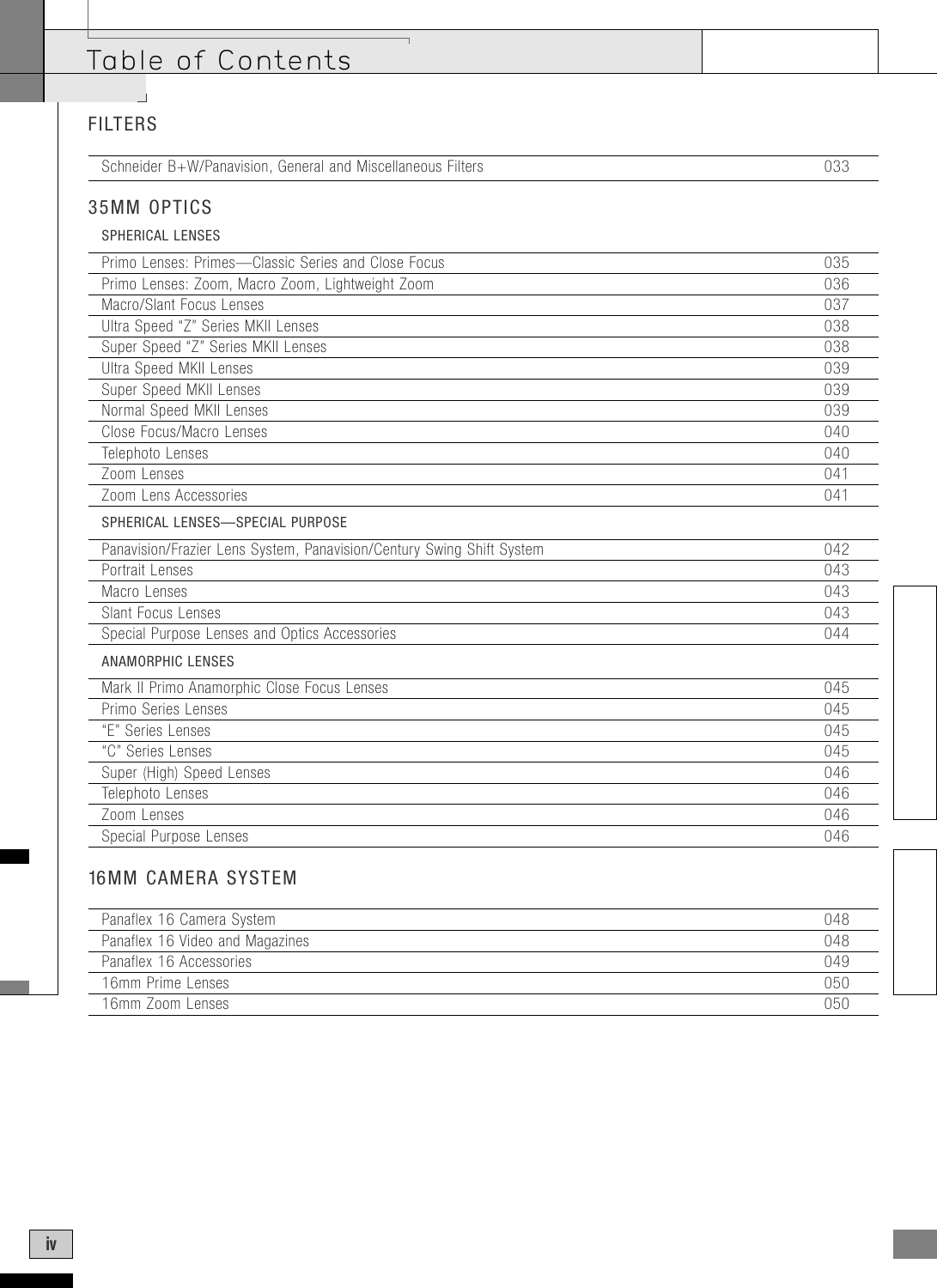# Table of Contents

## FILTERS

| | |
|---|---|
| Schneider B+W/Panavision, General and Miscellaneous Filters | 033 |

## 35MM OPTICS

### SPHERICAL LENSES

| | |
|---|---|
| Primo Lenses: Primes—Classic Series and Close Focus | 035 |
| Primo Lenses: Zoom, Macro Zoom, Lightweight Zoom | 036 |
| Macro/Slant Focus Lenses | 037 |
| Ultra Speed "Z" Series MKII Lenses | 038 |
| Super Speed "Z" Series MKII Lenses | 038 |
| Ultra Speed MKII Lenses | 039 |
| Super Speed MKII Lenses | 039 |
| Normal Speed MKII Lenses | 039 |
| Close Focus/Macro Lenses | 040 |
| Telephoto Lenses | 040 |
| Zoom Lenses | 041 |
| Zoom Lens Accessories | 041 |

### SPHERICAL LENSES—SPECIAL PURPOSE

| | |
|---|---|
| Panavision/Frazier Lens System, Panavision/Century Swing Shift System | 042 |
| Portrait Lenses | 043 |
| Macro Lenses | 043 |
| Slant Focus Lenses | 043 |
| Special Purpose Lenses and Optics Accessories | 044 |

### ANAMORPHIC LENSES

| | |
|---|---|
| Mark II Primo Anamorphic Close Focus Lenses | 045 |
| Primo Series Lenses | 045 |
| "E" Series Lenses | 045 |
| "C" Series Lenses | 045 |
| Super (High) Speed Lenses | 046 |
| Telephoto Lenses | 046 |
| Zoom Lenses | 046 |
| Special Purpose Lenses | 046 |

## 16MM CAMERA SYSTEM

| | |
|---|---|
| Panaflex 16 Camera System | 048 |
| Panaflex 16 Video and Magazines | 048 |
| Panaflex 16 Accessories | 049 |
| 16mm Prime Lenses | 050 |
| 16mm Zoom Lenses | 050 |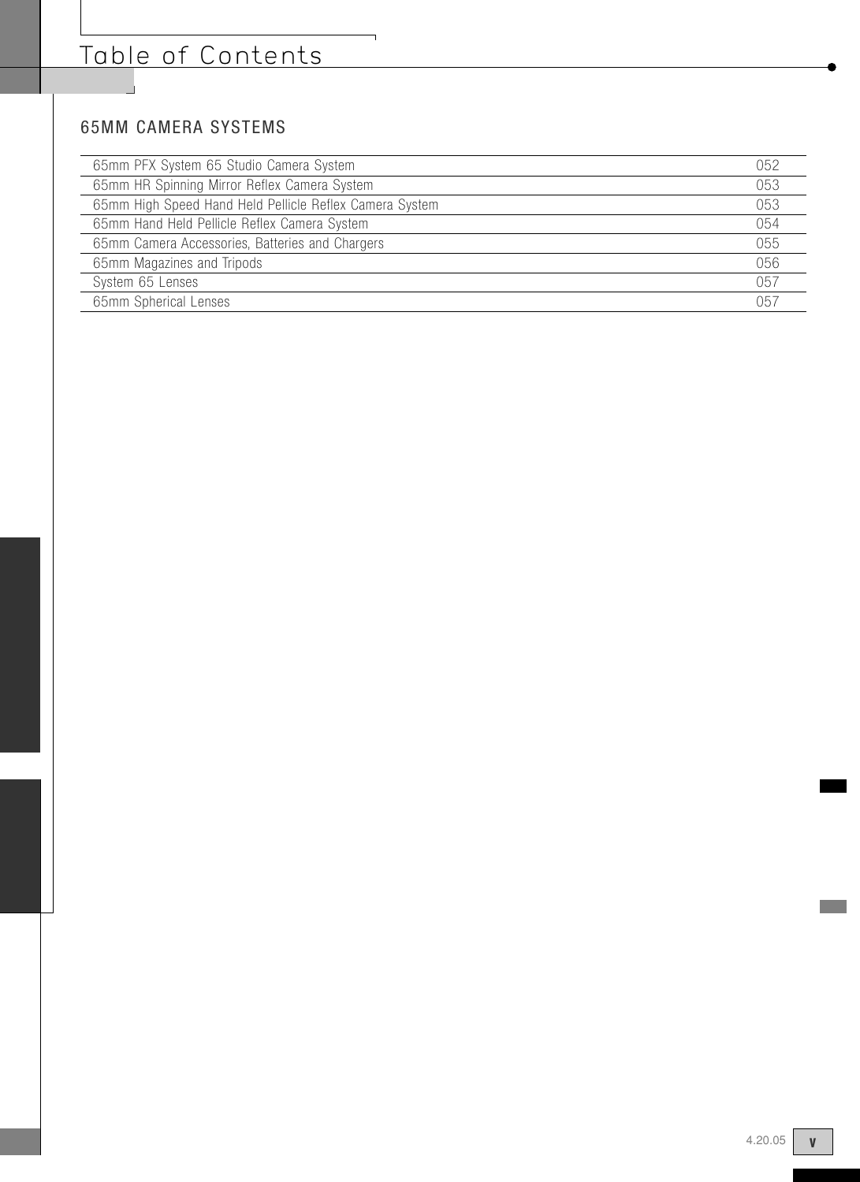# Table of Contents

## 65MM CAMERA SYSTEMS

| | |
|---|---|
| 65mm PFX System 65 Studio Camera System | 052 |
| 65mm HR Spinning Mirror Reflex Camera System | 053 |
| 65mm High Speed Hand Held Pellicle Reflex Camera System | 053 |
| 65mm Hand Held Pellicle Reflex Camera System | 054 |
| 65mm Camera Accessories, Batteries and Chargers | 055 |
| 65mm Magazines and Tripods | 056 |
| System 65 Lenses | 057 |
| 65mm Spherical Lenses | 057 |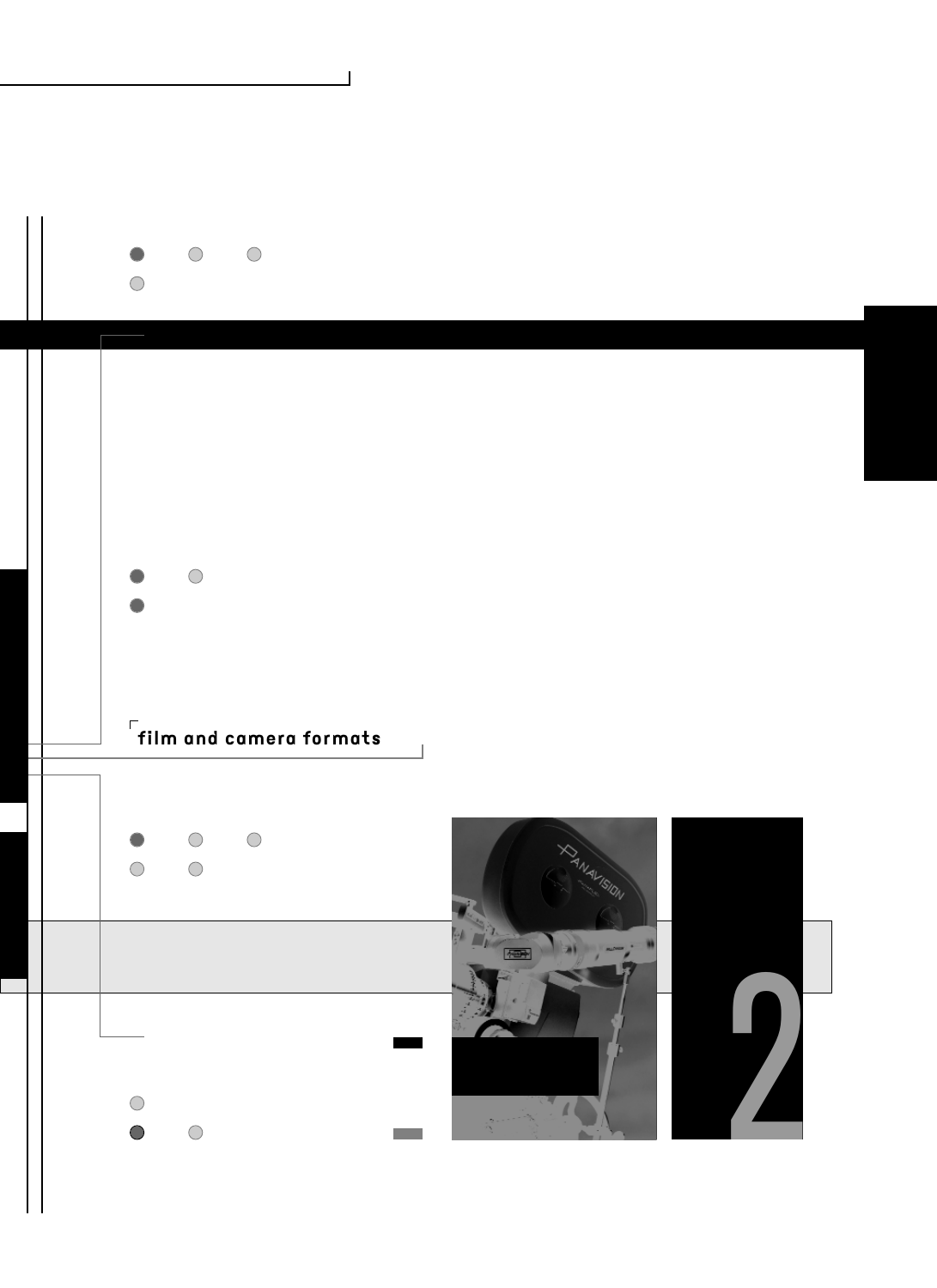## film and camera formats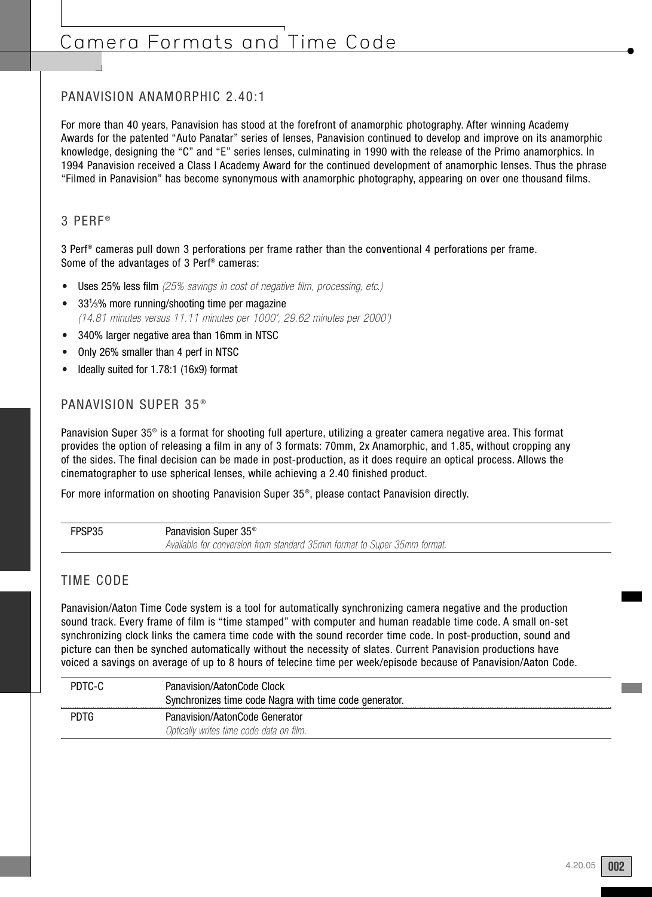# Camera Formats and Time Code

## PANAVISION ANAMORPHIC 2.40:1

For more than 40 years, Panavision has stood at the forefront of anamorphic photography. After winning Academy Awards for the patented "Auto Panatar" series of lenses, Panavision continued to develop and improve on its anamorphic knowledge, designing the "C" and "E" series lenses, culminating in 1990 with the release of the Primo anamorphics. In 1994 Panavision received a Class I Academy Award for the continued development of anamorphic lenses. Thus the phrase "Filmed in Panavision" has become synonymous with anamorphic photography, appearing on over one thousand films.

## 3 PERF®

3 Perf® cameras pull down 3 perforations per frame rather than the conventional 4 perforations per frame. Some of the advantages of 3 Perf® cameras:

- Uses 25% less film *(25% savings in cost of negative film, processing, etc.)*
- 33⅓% more running/shooting time per magazine *(14.81 minutes versus 11.11 minutes per 1000'; 29.62 minutes per 2000')*
- 340% larger negative area than 16mm in NTSC
- Only 26% smaller than 4 perf in NTSC
- Ideally suited for 1.78:1 (16x9) format

## PANAVISION SUPER 35®

Panavision Super 35® is a format for shooting full aperture, utilizing a greater camera negative area. This format provides the option of releasing a film in any of 3 formats: 70mm, 2x Anamorphic, and 1.85, without cropping any of the sides. The final decision can be made in post-production, as it does require an optical process. Allows the cinematographer to use spherical lenses, while achieving a 2.40 finished product.

For more information on shooting Panavision Super 35®, please contact Panavision directly.

| | |
|---|---|
| FPSP35 | Panavision Super 35®<br>*Available for conversion from standard 35mm format to Super 35mm format.* |

## TIME CODE

Panavision/Aaton Time Code system is a tool for automatically synchronizing camera negative and the production sound track. Every frame of film is "time stamped" with computer and human readable time code. A small on-set synchronizing clock links the camera time code with the sound recorder time code. In post-production, sound and picture can then be synched automatically without the necessity of slates. Current Panavision productions have voiced a savings on average of up to 8 hours of telecine time per week/episode because of Panavision/Aaton Code.

| | |
|---|---|
| PDTC-C | Panavision/AatonCode Clock<br>Synchronizes time code Nagra with time code generator. |
| PDTG | Panavision/AatonCode Generator<br>*Optically writes time code data on film.* |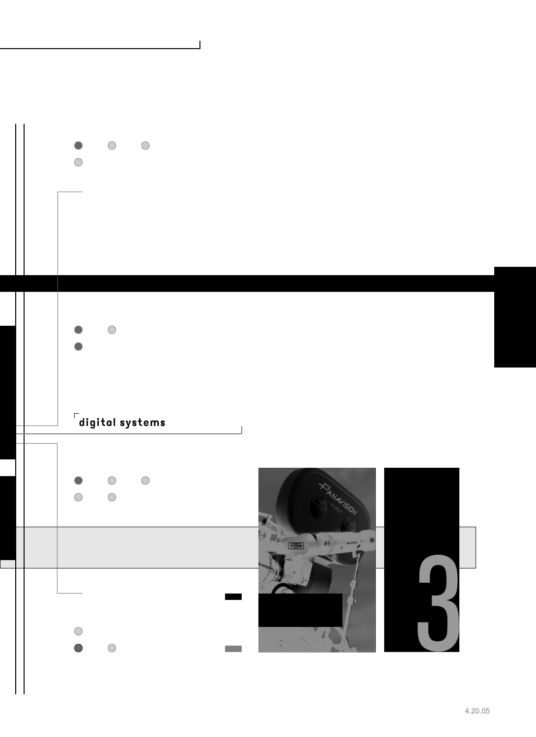digital systems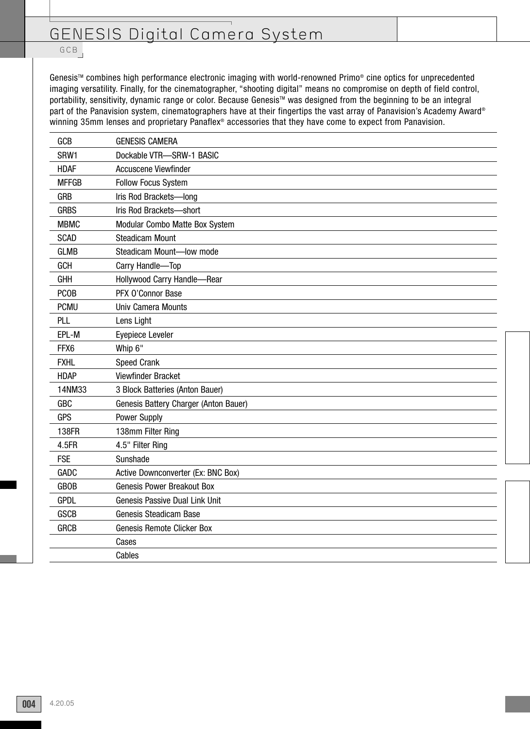# GENESIS Digital Camera System

GCB

Genesis™ combines high performance electronic imaging with world-renowned Primo® cine optics for unprecedented imaging versatility. Finally, for the cinematographer, “shooting digital” means no compromise on depth of field control, portability, sensitivity, dynamic range or color. Because Genesis™ was designed from the beginning to be an integral part of the Panavision system, cinematographers have at their fingertips the vast array of Panavision’s Academy Award® winning 35mm lenses and proprietary Panaflex® accessories that they have come to expect from Panavision.

| | |
|---|---|
| GCB | GENESIS CAMERA |
| SRW1 | Dockable VTR—SRW-1 BASIC |
| HDAF | Accuscene Viewfinder |
| MFFGB | Follow Focus System |
| GRB | Iris Rod Brackets—long |
| GRBS | Iris Rod Brackets—short |
| MBMC | Modular Combo Matte Box System |
| SCAD | Steadicam Mount |
| GLMB | Steadicam Mount—low mode |
| GCH | Carry Handle—Top |
| GHH | Hollywood Carry Handle—Rear |
| PCOB | PFX O’Connor Base |
| PCMU | Univ Camera Mounts |
| PLL | Lens Light |
| EPL-M | Eyepiece Leveler |
| FFX6 | Whip 6" |
| FXHL | Speed Crank |
| HDAP | Viewfinder Bracket |
| 14NM33 | 3 Block Batteries (Anton Bauer) |
| GBC | Genesis Battery Charger (Anton Bauer) |
| GPS | Power Supply |
| 138FR | 138mm Filter Ring |
| 4.5FR | 4.5" Filter Ring |
| FSE | Sunshade |
| GADC | Active Downconverter (Ex: BNC Box) |
| GBOB | Genesis Power Breakout Box |
| GPDL | Genesis Passive Dual Link Unit |
| GSCB | Genesis Steadicam Base |
| GRCB | Genesis Remote Clicker Box |
| | Cases |
| | Cables |

4.20.05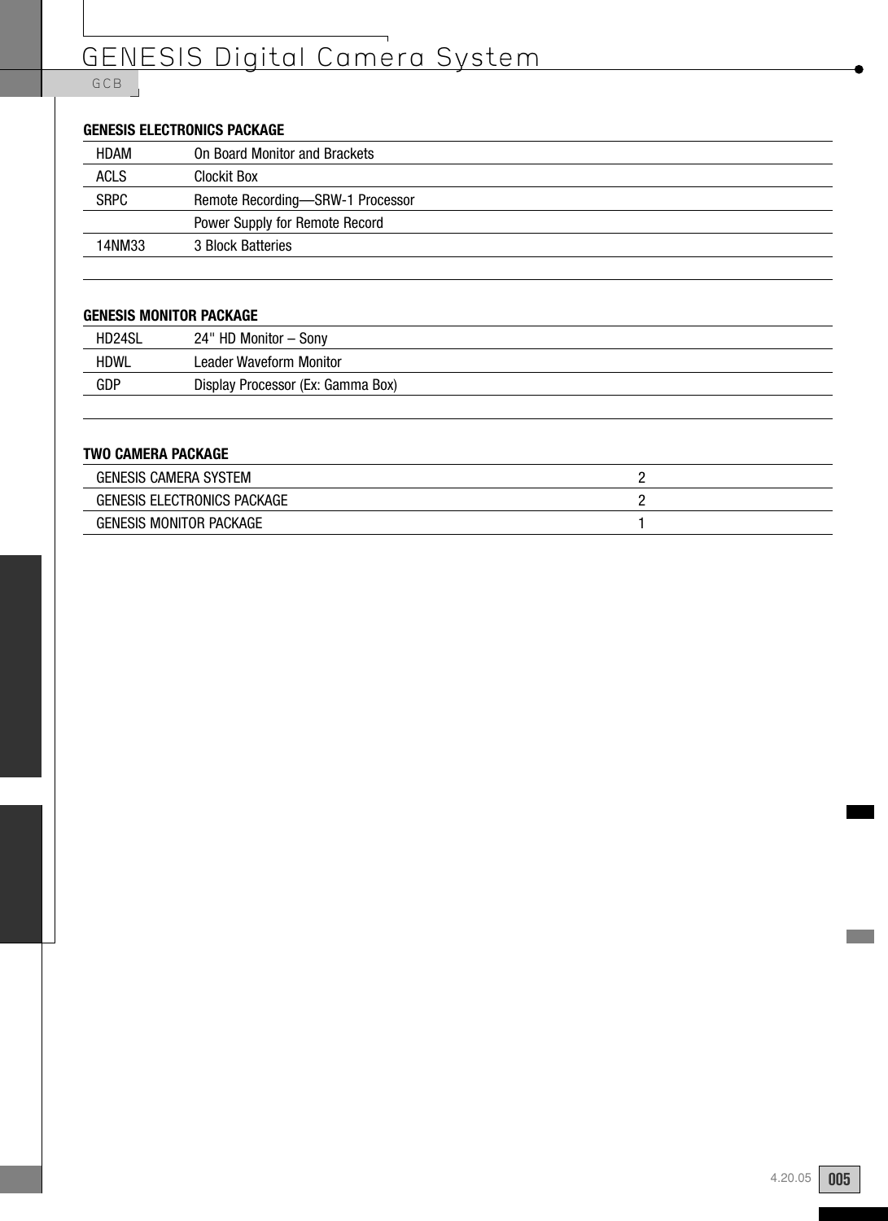### GENESIS ELECTRONICS PACKAGE

| | |
|---|---|
| HDAM | On Board Monitor and Brackets |
| ACLS | Clockit Box |
| SRPC | Remote Recording—SRW-1 Processor |
| | Power Supply for Remote Record |
| 14NM33 | 3 Block Batteries |

### GENESIS MONITOR PACKAGE

| | |
|---|---|
| HD24SL | 24" HD Monitor – Sony |
| HDWL | Leader Waveform Monitor |
| GDP | Display Processor (Ex: Gamma Box) |

### TWO CAMERA PACKAGE

| | |
|---|---|
| GENESIS CAMERA SYSTEM | 2 |
| GENESIS ELECTRONICS PACKAGE | 2 |
| GENESIS MONITOR PACKAGE | 1 |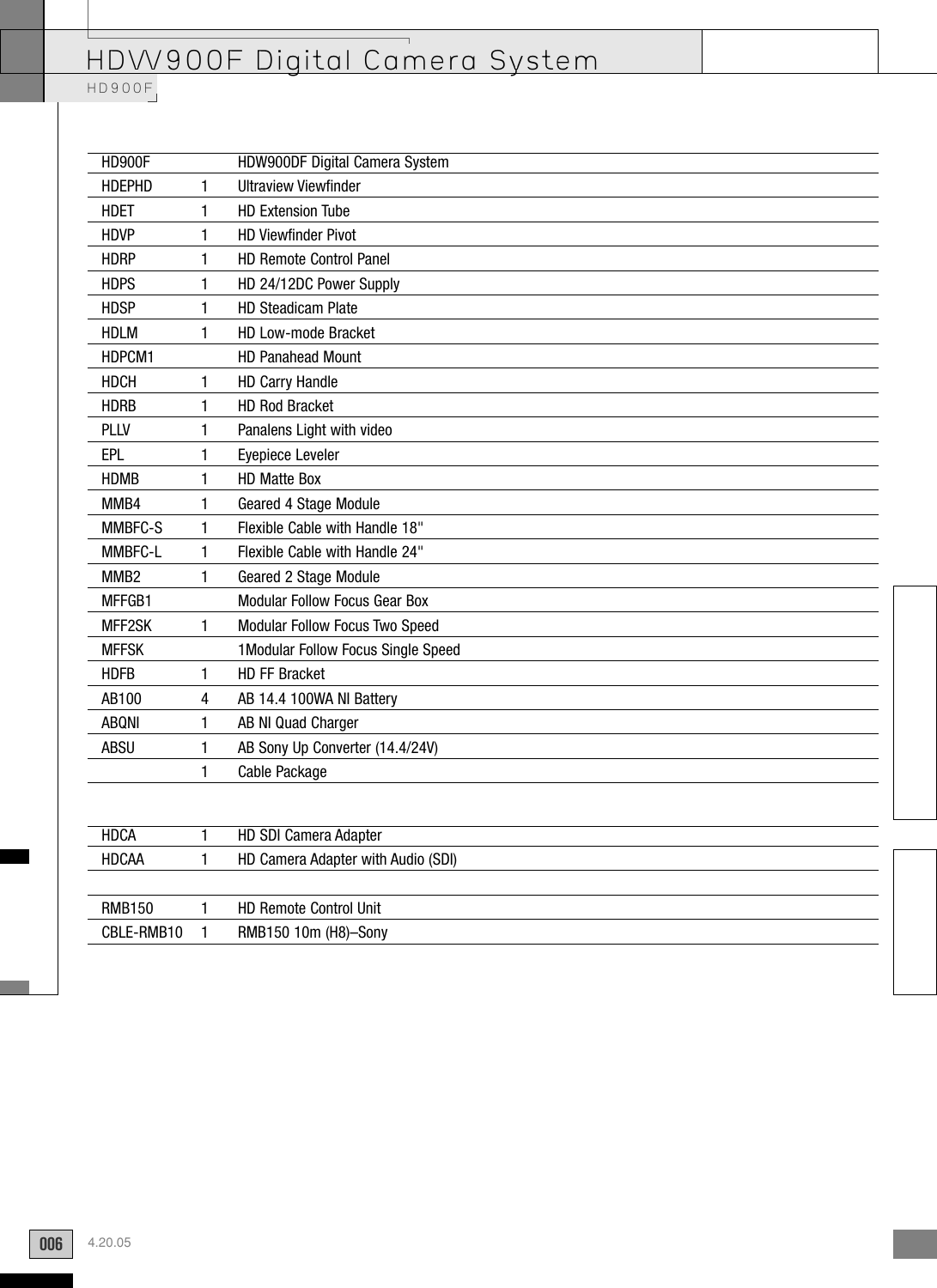# HDW900F Digital Camera System

HD900F

| | | |
|---|---|---|
| HD900F | | HDW900DF Digital Camera System |
| HDEPHD | 1 | Ultraview Viewfinder |
| HDET | 1 | HD Extension Tube |
| HDVP | 1 | HD Viewfinder Pivot |
| HDRP | 1 | HD Remote Control Panel |
| HDPS | 1 | HD 24/12DC Power Supply |
| HDSP | 1 | HD Steadicam Plate |
| HDLM | 1 | HD Low-mode Bracket |
| HDPCM1 | | HD Panahead Mount |
| HDCH | 1 | HD Carry Handle |
| HDRB | 1 | HD Rod Bracket |
| PLLV | 1 | Panalens Light with video |
| EPL | 1 | Eyepiece Leveler |
| HDMB | 1 | HD Matte Box |
| MMB4 | 1 | Geared 4 Stage Module |
| MMBFC-S | 1 | Flexible Cable with Handle 18" |
| MMBFC-L | 1 | Flexible Cable with Handle 24" |
| MMB2 | 1 | Geared 2 Stage Module |
| MFFGB1 | | Modular Follow Focus Gear Box |
| MFF2SK | 1 | Modular Follow Focus Two Speed |
| MFFSK | | 1Modular Follow Focus Single Speed |
| HDFB | 1 | HD FF Bracket |
| AB100 | 4 | AB 14.4 100WA NI Battery |
| ABQNI | 1 | AB NI Quad Charger |
| ABSU | 1 | AB Sony Up Converter (14.4/24V) |
| | 1 | Cable Package |

| | | |
|---|---|---|
| HDCA | 1 | HD SDI Camera Adapter |
| HDCAA | 1 | HD Camera Adapter with Audio (SDI) |

| | | |
|---|---|---|
| RMB150 | 1 | HD Remote Control Unit |
| CBLE-RMB10 | 1 | RMB150 10m (H8)–Sony |

4.20.05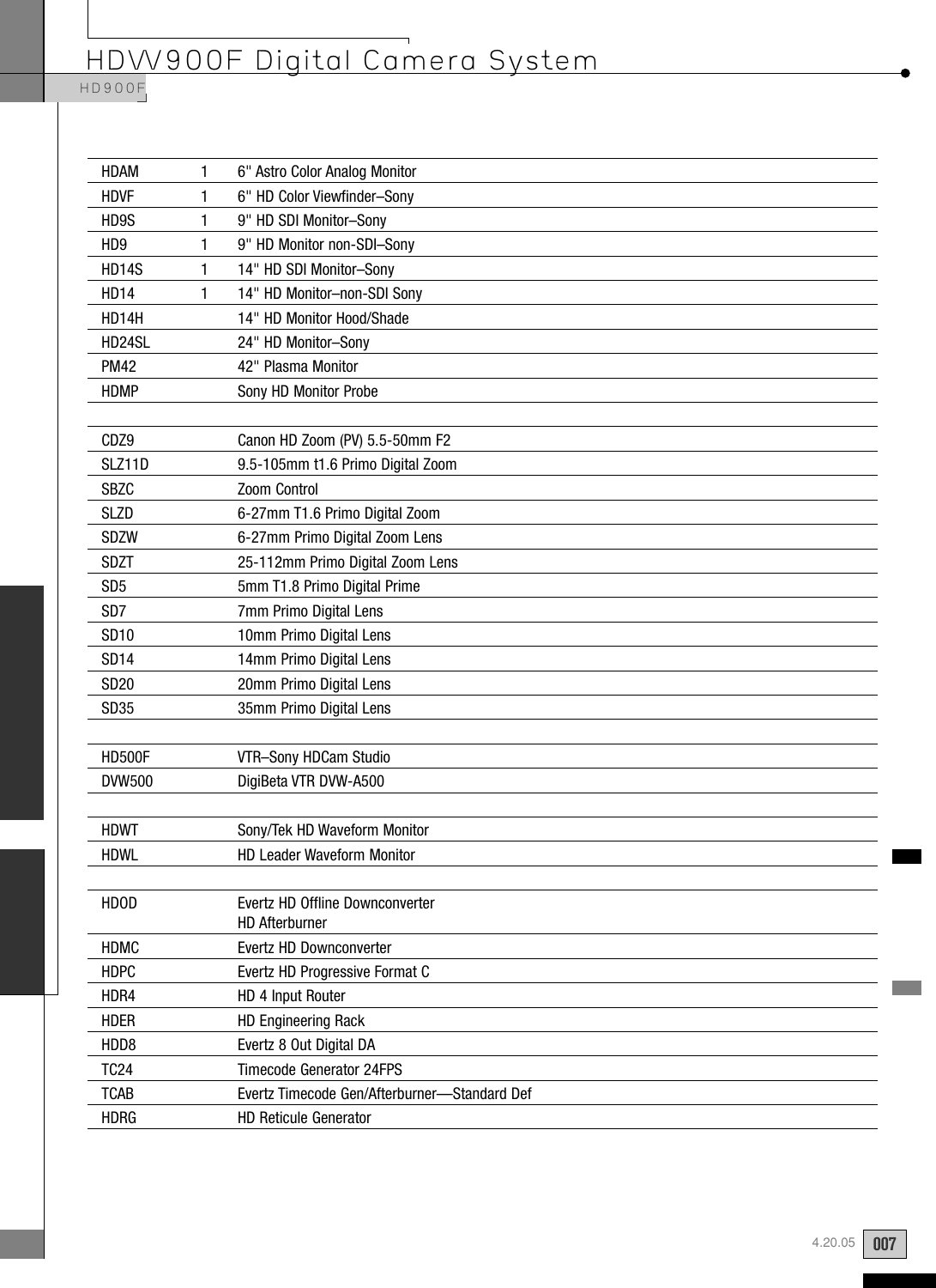# HDW900F Digital Camera System

| | | |
|---|---|---|
| HDAM | 1 | 6" Astro Color Analog Monitor |
| HDVF | 1 | 6" HD Color Viewfinder–Sony |
| HD9S | 1 | 9" HD SDI Monitor–Sony |
| HD9 | 1 | 9" HD Monitor non-SDI–Sony |
| HD14S | 1 | 14" HD SDI Monitor–Sony |
| HD14 | 1 | 14" HD Monitor–non-SDI Sony |
| HD14H | | 14" HD Monitor Hood/Shade |
| HD24SL | | 24" HD Monitor–Sony |
| PM42 | | 42" Plasma Monitor |
| HDMP | | Sony HD Monitor Probe |
| | | |
| CDZ9 | | Canon HD Zoom (PV) 5.5-50mm F2 |
| SLZ11D | | 9.5-105mm t1.6 Primo Digital Zoom |
| SBZC | | Zoom Control |
| SLZD | | 6-27mm T1.6 Primo Digital Zoom |
| SDZW | | 6-27mm Primo Digital Zoom Lens |
| SDZT | | 25-112mm Primo Digital Zoom Lens |
| SD5 | | 5mm T1.8 Primo Digital Prime |
| SD7 | | 7mm Primo Digital Lens |
| SD10 | | 10mm Primo Digital Lens |
| SD14 | | 14mm Primo Digital Lens |
| SD20 | | 20mm Primo Digital Lens |
| SD35 | | 35mm Primo Digital Lens |
| | | |
| HD500F | | VTR–Sony HDCam Studio |
| DVW500 | | DigiBeta VTR DVW-A500 |
| | | |
| HDWT | | Sony/Tek HD Waveform Monitor |
| HDWL | | HD Leader Waveform Monitor |
| | | |
| HDOD | | Evertz HD Offline Downconverter HD Afterburner |
| HDMC | | Evertz HD Downconverter |
| HDPC | | Evertz HD Progressive Format C |
| HDR4 | | HD 4 Input Router |
| HDER | | HD Engineering Rack |
| HDD8 | | Evertz 8 Out Digital DA |
| TC24 | | Timecode Generator 24FPS |
| TCAB | | Evertz Timecode Gen/Afterburner—Standard Def |
| HDRG | | HD Reticule Generator |

4.20.05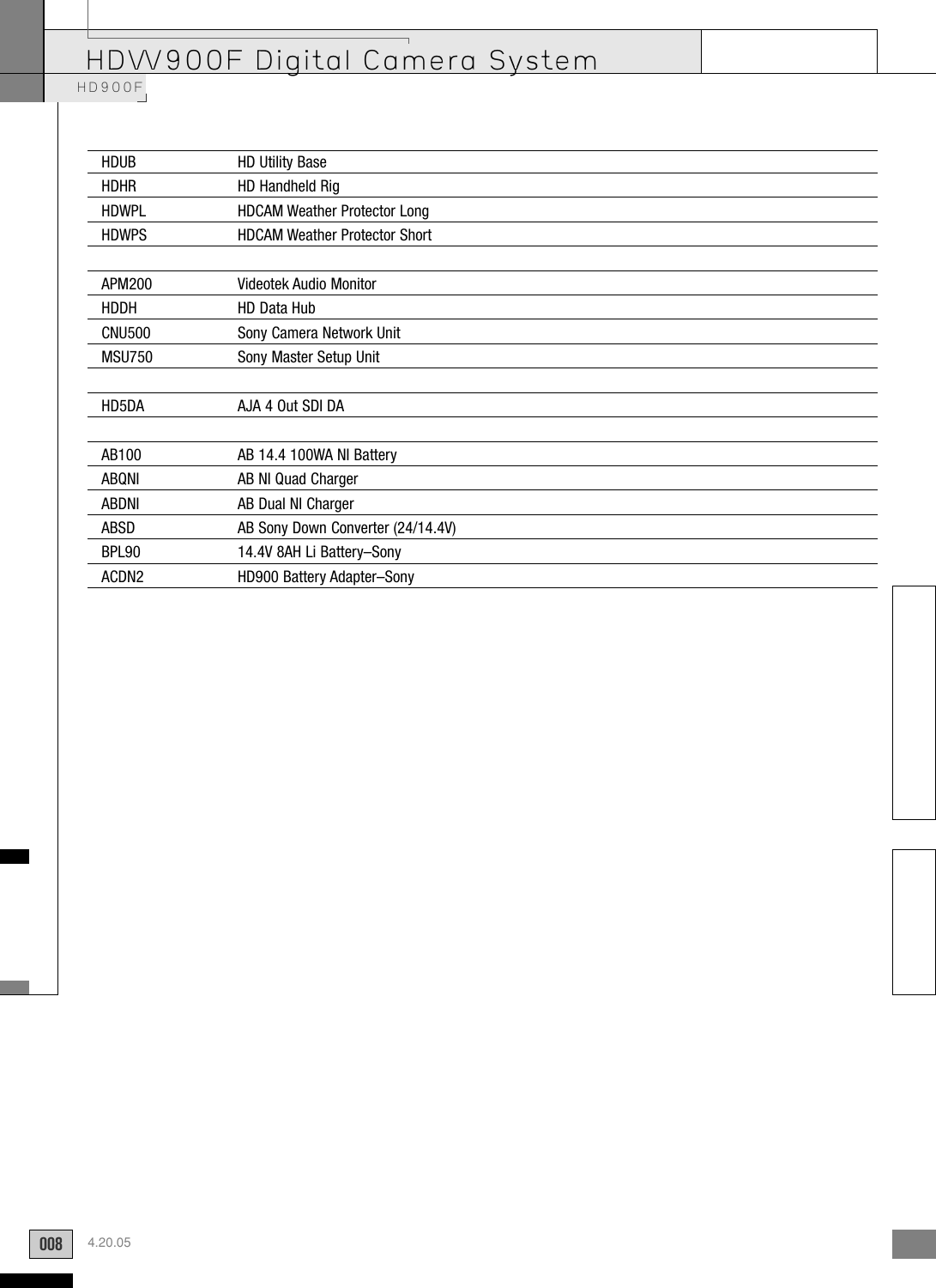# HDW900F Digital Camera System

HD900F

| | |
|---|---|
| HDUB | HD Utility Base |
| HDHR | HD Handheld Rig |
| HDWPL | HDCAM Weather Protector Long |
| HDWPS | HDCAM Weather Protector Short |
| | |
| APM200 | Videotek Audio Monitor |
| HDDH | HD Data Hub |
| CNU500 | Sony Camera Network Unit |
| MSU750 | Sony Master Setup Unit |
| | |
| HD5DA | AJA 4 Out SDI DA |
| | |
| AB100 | AB 14.4 100WA NI Battery |
| ABQNI | AB NI Quad Charger |
| ABDNI | AB Dual NI Charger |
| ABSD | AB Sony Down Converter (24/14.4V) |
| BPL90 | 14.4V 8AH Li Battery–Sony |
| ACDN2 | HD900 Battery Adapter–Sony |

4.20.05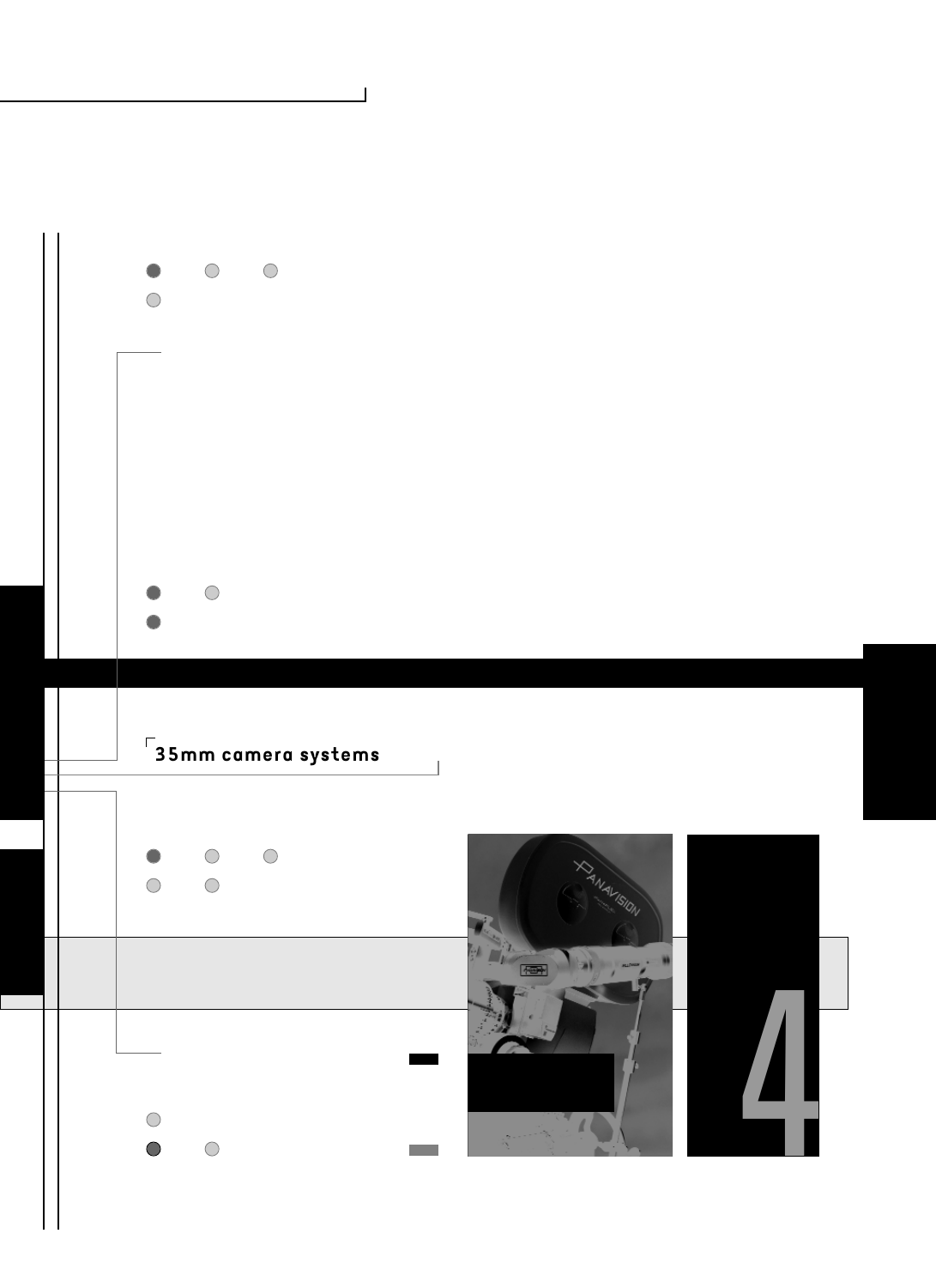35mm camera systems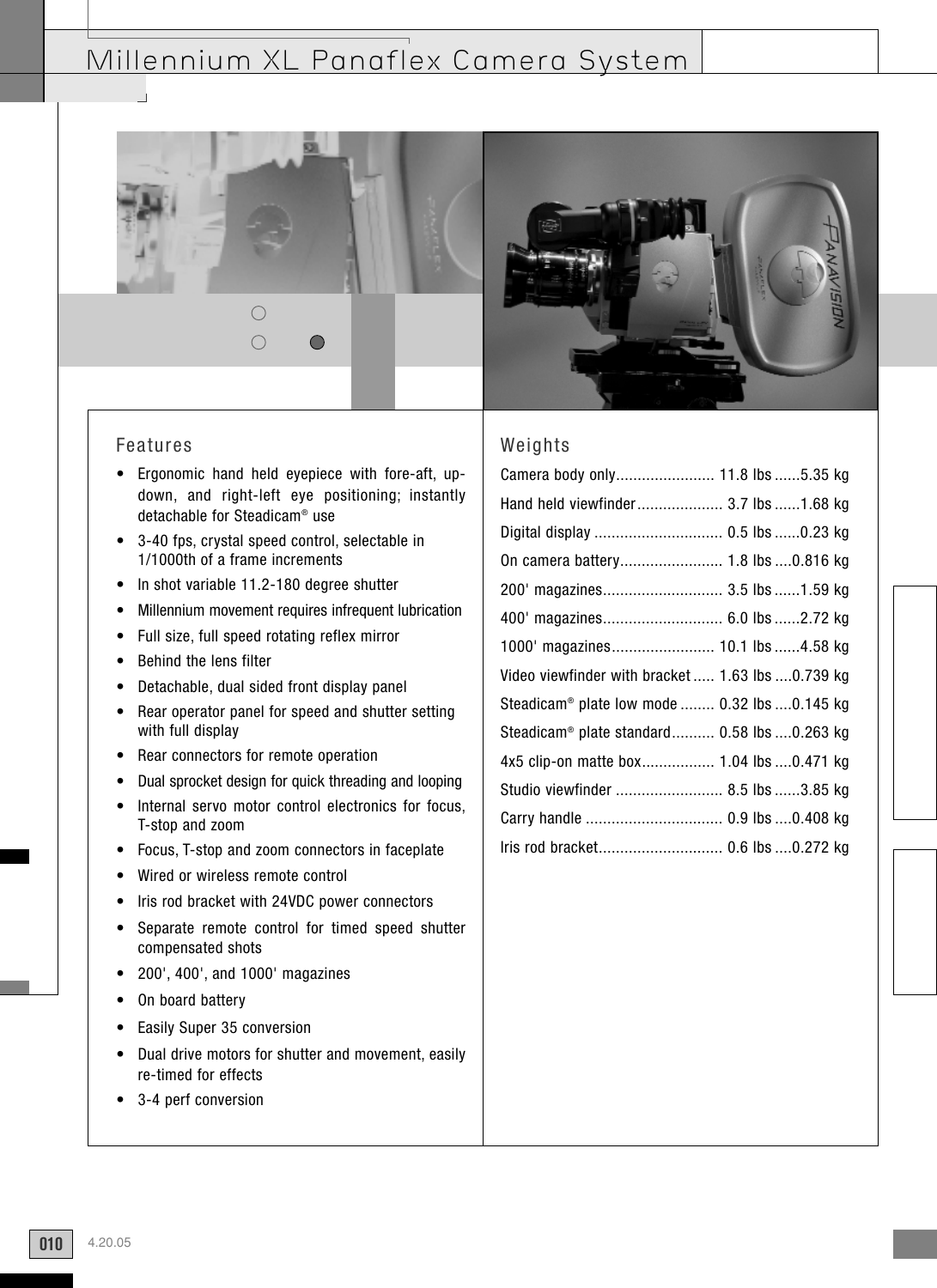# Millennium XL Panaflex Camera System

## Features

- Ergonomic hand held eyepiece with fore-aft, up-down, and right-left eye positioning; instantly detachable for Steadicam® use
- 3-40 fps, crystal speed control, selectable in 1/1000th of a frame increments
- In shot variable 11.2-180 degree shutter
- Millennium movement requires infrequent lubrication
- Full size, full speed rotating reflex mirror
- Behind the lens filter
- Detachable, dual sided front display panel
- Rear operator panel for speed and shutter setting with full display
- Rear connectors for remote operation
- Dual sprocket design for quick threading and looping
- Internal servo motor control electronics for focus, T-stop and zoom
- Focus, T-stop and zoom connectors in faceplate
- Wired or wireless remote control
- Iris rod bracket with 24VDC power connectors
- Separate remote control for timed speed shutter compensated shots
- 200', 400', and 1000' magazines
- On board battery
- Easily Super 35 conversion
- Dual drive motors for shutter and movement, easily re-timed for effects
- 3-4 perf conversion

## Weights

| Item | lbs | kg |
|---|---|---|
| Camera body only | 11.8 lbs | 5.35 kg |
| Hand held viewfinder | 3.7 lbs | 1.68 kg |
| Digital display | 0.5 lbs | 0.23 kg |
| On camera battery | 1.8 lbs | 0.816 kg |
| 200' magazines | 3.5 lbs | 1.59 kg |
| 400' magazines | 6.0 lbs | 2.72 kg |
| 1000' magazines | 10.1 lbs | 4.58 kg |
| Video viewfinder with bracket | 1.63 lbs | 0.739 kg |
| Steadicam® plate low mode | 0.32 lbs | 0.145 kg |
| Steadicam® plate standard | 0.58 lbs | 0.263 kg |
| 4x5 clip-on matte box | 1.04 lbs | 0.471 kg |
| Studio viewfinder | 8.5 lbs | 3.85 kg |
| Carry handle | 0.9 lbs | 0.408 kg |
| Iris rod bracket | 0.6 lbs | 0.272 kg |

4.20.05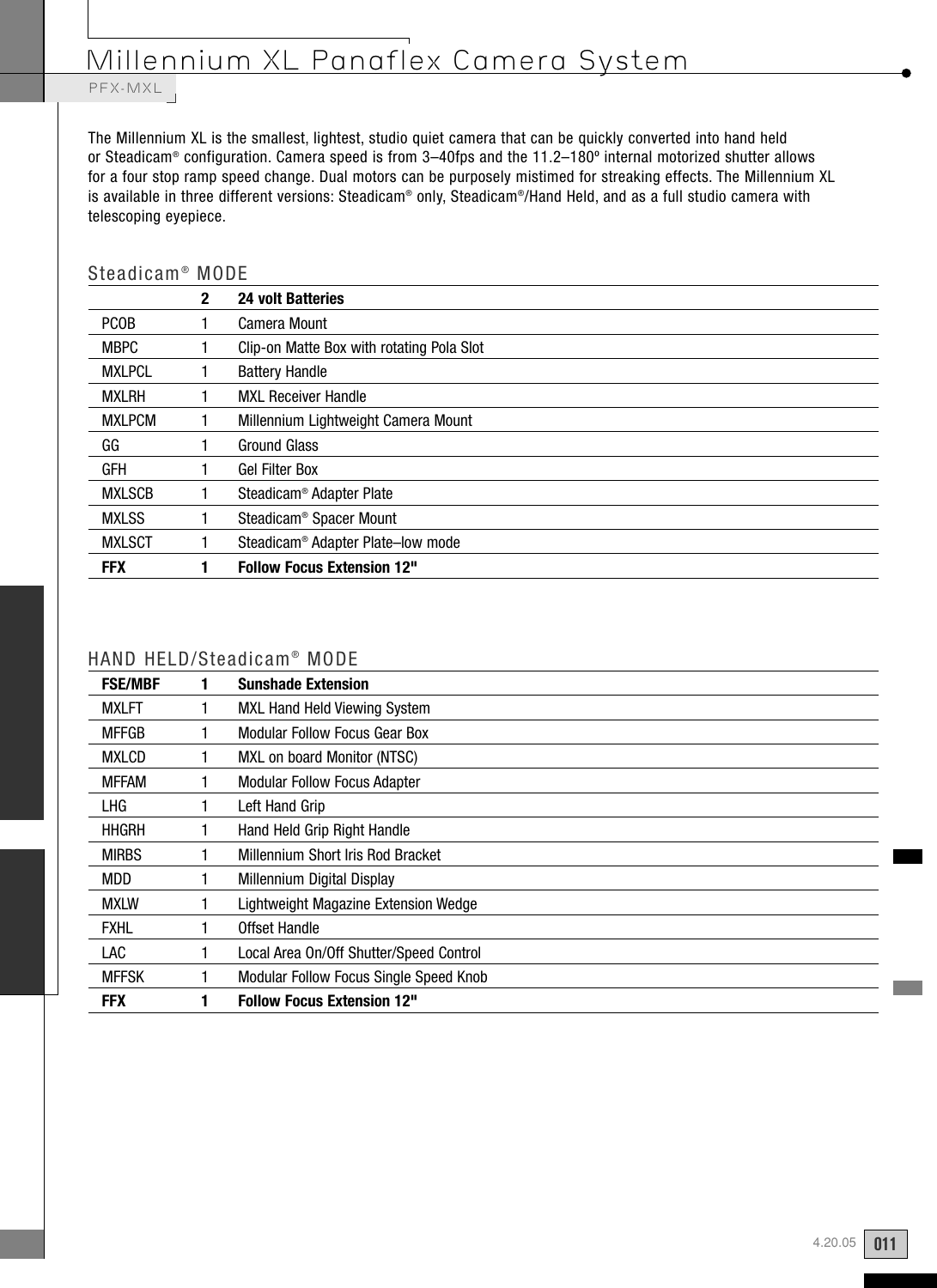# Millennium XL Panaflex Camera System

PFX-MXL

The Millennium XL is the smallest, lightest, studio quiet camera that can be quickly converted into hand held or Steadicam® configuration. Camera speed is from 3–40fps and the 11.2–180º internal motorized shutter allows for a four stop ramp speed change. Dual motors can be purposely mistimed for streaking effects. The Millennium XL is available in three different versions: Steadicam® only, Steadicam®/Hand Held, and as a full studio camera with telescoping eyepiece.

## Steadicam® MODE

| | | |
|---|---|---|
| | **2** | **24 volt Batteries** |
| PCOB | 1 | Camera Mount |
| MBPC | 1 | Clip-on Matte Box with rotating Pola Slot |
| MXLPCL | 1 | Battery Handle |
| MXLRH | 1 | MXL Receiver Handle |
| MXLPCM | 1 | Millennium Lightweight Camera Mount |
| GG | 1 | Ground Glass |
| GFH | 1 | Gel Filter Box |
| MXLSCB | 1 | Steadicam® Adapter Plate |
| MXLSS | 1 | Steadicam® Spacer Mount |
| MXLSCT | 1 | Steadicam® Adapter Plate–low mode |
| **FFX** | **1** | **Follow Focus Extension 12"** |

## HAND HELD/Steadicam® MODE

| | | |
|---|---|---|
| **FSE/MBF** | **1** | **Sunshade Extension** |
| MXLFT | 1 | MXL Hand Held Viewing System |
| MFFGB | 1 | Modular Follow Focus Gear Box |
| MXLCD | 1 | MXL on board Monitor (NTSC) |
| MFFAM | 1 | Modular Follow Focus Adapter |
| LHG | 1 | Left Hand Grip |
| HHGRH | 1 | Hand Held Grip Right Handle |
| MIRBS | 1 | Millennium Short Iris Rod Bracket |
| MDD | 1 | Millennium Digital Display |
| MXLW | 1 | Lightweight Magazine Extension Wedge |
| FXHL | 1 | Offset Handle |
| LAC | 1 | Local Area On/Off Shutter/Speed Control |
| MFFSK | 1 | Modular Follow Focus Single Speed Knob |
| **FFX** | **1** | **Follow Focus Extension 12"** |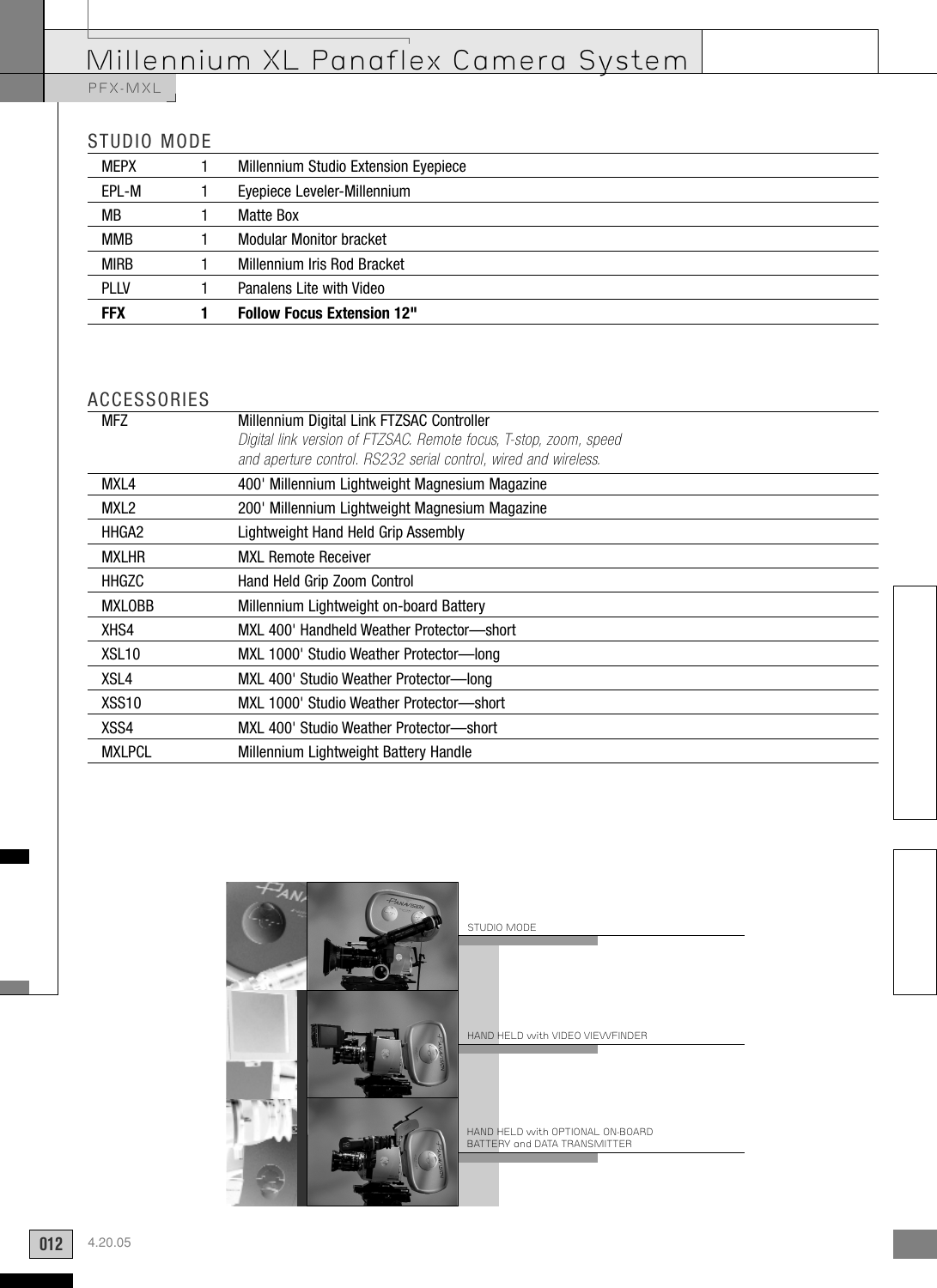# Millennium XL Panaflex Camera System

PFX-MXL

## STUDIO MODE

| | | |
|---|---|---|
| MEPX | 1 | Millennium Studio Extension Eyepiece |
| EPL-M | 1 | Eyepiece Leveler-Millennium |
| MB | 1 | Matte Box |
| MMB | 1 | Modular Monitor bracket |
| MIRB | 1 | Millennium Iris Rod Bracket |
| PLLV | 1 | Panalens Lite with Video |
| **FFX** | **1** | **Follow Focus Extension 12"** |

## ACCESSORIES

| | |
|---|---|
| MFZ | Millennium Digital Link FTZSAC Controller<br>*Digital link version of FTZSAC. Remote focus, T-stop, zoom, speed and aperture control. RS232 serial control, wired and wireless.* |
| MXL4 | 400' Millennium Lightweight Magnesium Magazine |
| MXL2 | 200' Millennium Lightweight Magnesium Magazine |
| HHGA2 | Lightweight Hand Held Grip Assembly |
| MXLHR | MXL Remote Receiver |
| HHGZC | Hand Held Grip Zoom Control |
| MXLOBB | Millennium Lightweight on-board Battery |
| XHS4 | MXL 400' Handheld Weather Protector—short |
| XSL10 | MXL 1000' Studio Weather Protector—long |
| XSL4 | MXL 400' Studio Weather Protector—long |
| XSS10 | MXL 1000' Studio Weather Protector—short |
| XSS4 | MXL 400' Studio Weather Protector—short |
| MXLPCL | Millennium Lightweight Battery Handle |

STUDIO MODE

HAND HELD with VIDEO VIEWFINDER

HAND HELD with OPTIONAL ON-BOARD BATTERY and DATA TRANSMITTER

4.20.05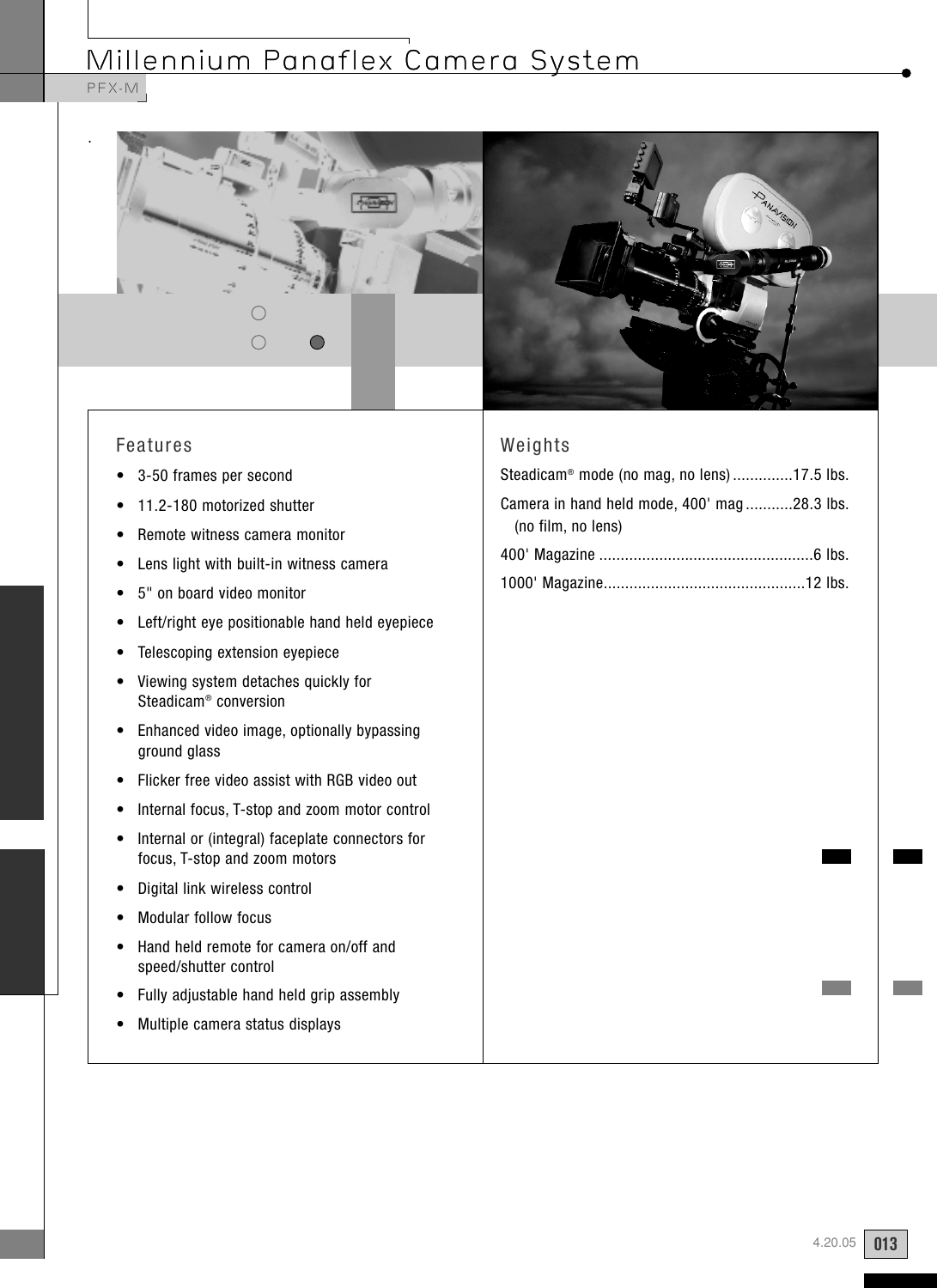# Millennium Panaflex Camera System

PFX-M

## Features

- 3-50 frames per second
- 11.2-180 motorized shutter
- Remote witness camera monitor
- Lens light with built-in witness camera
- 5" on board video monitor
- Left/right eye positionable hand held eyepiece
- Telescoping extension eyepiece
- Viewing system detaches quickly for Steadicam® conversion
- Enhanced video image, optionally bypassing ground glass
- Flicker free video assist with RGB video out
- Internal focus, T-stop and zoom motor control
- Internal or (integral) faceplate connectors for focus, T-stop and zoom motors
- Digital link wireless control
- Modular follow focus
- Hand held remote for camera on/off and speed/shutter control
- Fully adjustable hand held grip assembly
- Multiple camera status displays

## Weights

Steadicam® mode (no mag, no lens) ..............17.5 lbs.

Camera in hand held mode, 400' mag ...........28.3 lbs.
(no film, no lens)

400' Magazine .................................................6 lbs.

1000' Magazine..............................................12 lbs.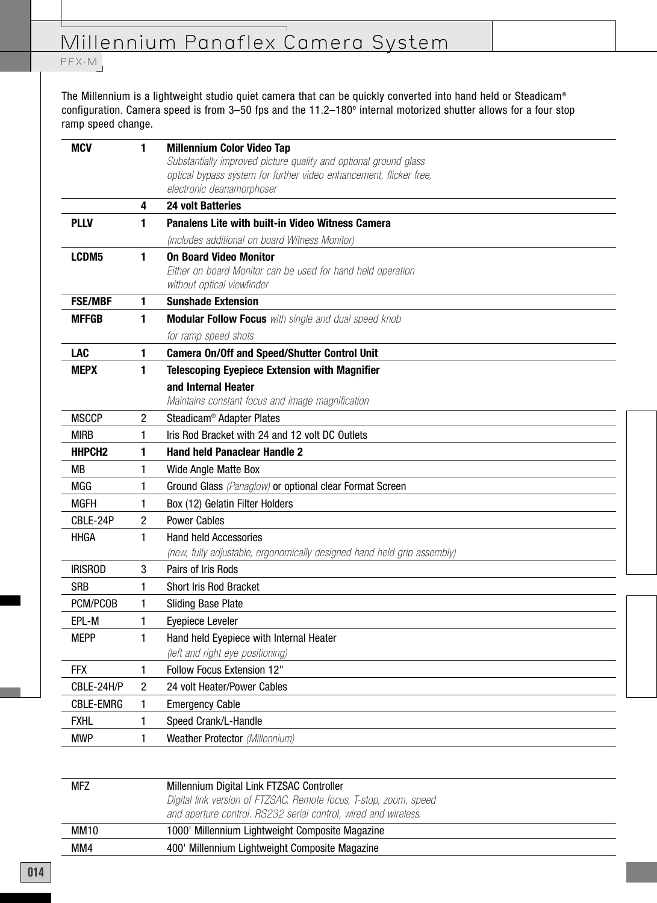# Millennium Panaflex Camera System

PFX-M

The Millennium is a lightweight studio quiet camera that can be quickly converted into hand held or Steadicam® configuration. Camera speed is from 3–50 fps and the 11.2–180º internal motorized shutter allows for a four stop ramp speed change.

| | | |
|---|---|---|
| **MCV** | **1** | **Millennium Color Video Tap**<br>*Substantially improved picture quality and optional ground glass optical bypass system for further video enhancement, flicker free, electronic deanamorphoser* |
| | **4** | **24 volt Batteries** |
| **PLLV** | **1** | **Panalens Lite with built-in Video Witness Camera**<br>*(includes additional on board Witness Monitor)* |
| **LCDM5** | **1** | **On Board Video Monitor**<br>*Either on board Monitor can be used for hand held operation without optical viewfinder* |
| **FSE/MBF** | **1** | **Sunshade Extension** |
| **MFFGB** | **1** | **Modular Follow Focus** *with single and dual speed knob for ramp speed shots* |
| **LAC** | **1** | **Camera On/Off and Speed/Shutter Control Unit** |
| **MEPX** | **1** | **Telescoping Eyepiece Extension with Magnifier and Internal Heater**<br>*Maintains constant focus and image magnification* |
| MSCCP | 2 | Steadicam® Adapter Plates |
| MIRB | 1 | Iris Rod Bracket with 24 and 12 volt DC Outlets |
| **HHPCH2** | **1** | **Hand held Panaclear Handle 2** |
| MB | 1 | Wide Angle Matte Box |
| MGG | 1 | Ground Glass *(Panaglow)* or optional clear Format Screen |
| MGFH | 1 | Box (12) Gelatin Filter Holders |
| CBLE-24P | 2 | Power Cables |
| HHGA | 1 | Hand held Accessories<br>*(new, fully adjustable, ergonomically designed hand held grip assembly)* |
| IRISROD | 3 | Pairs of Iris Rods |
| SRB | 1 | Short Iris Rod Bracket |
| PCM/PCOB | 1 | Sliding Base Plate |
| EPL-M | 1 | Eyepiece Leveler |
| MEPP | 1 | Hand held Eyepiece with Internal Heater<br>*(left and right eye positioning)* |
| FFX | 1 | Follow Focus Extension 12" |
| CBLE-24H/P | 2 | 24 volt Heater/Power Cables |
| CBLE-EMRG | 1 | Emergency Cable |
| FXHL | 1 | Speed Crank/L-Handle |
| MWP | 1 | Weather Protector *(Millennium)* |

| | |
|---|---|
| MFZ | Millennium Digital Link FTZSAC Controller<br>*Digital link version of FTZSAC. Remote focus, T-stop, zoom, speed and aperture control. RS232 serial control, wired and wireless.* |
| MM10 | 1000' Millennium Lightweight Composite Magazine |
| MM4 | 400' Millennium Lightweight Composite Magazine |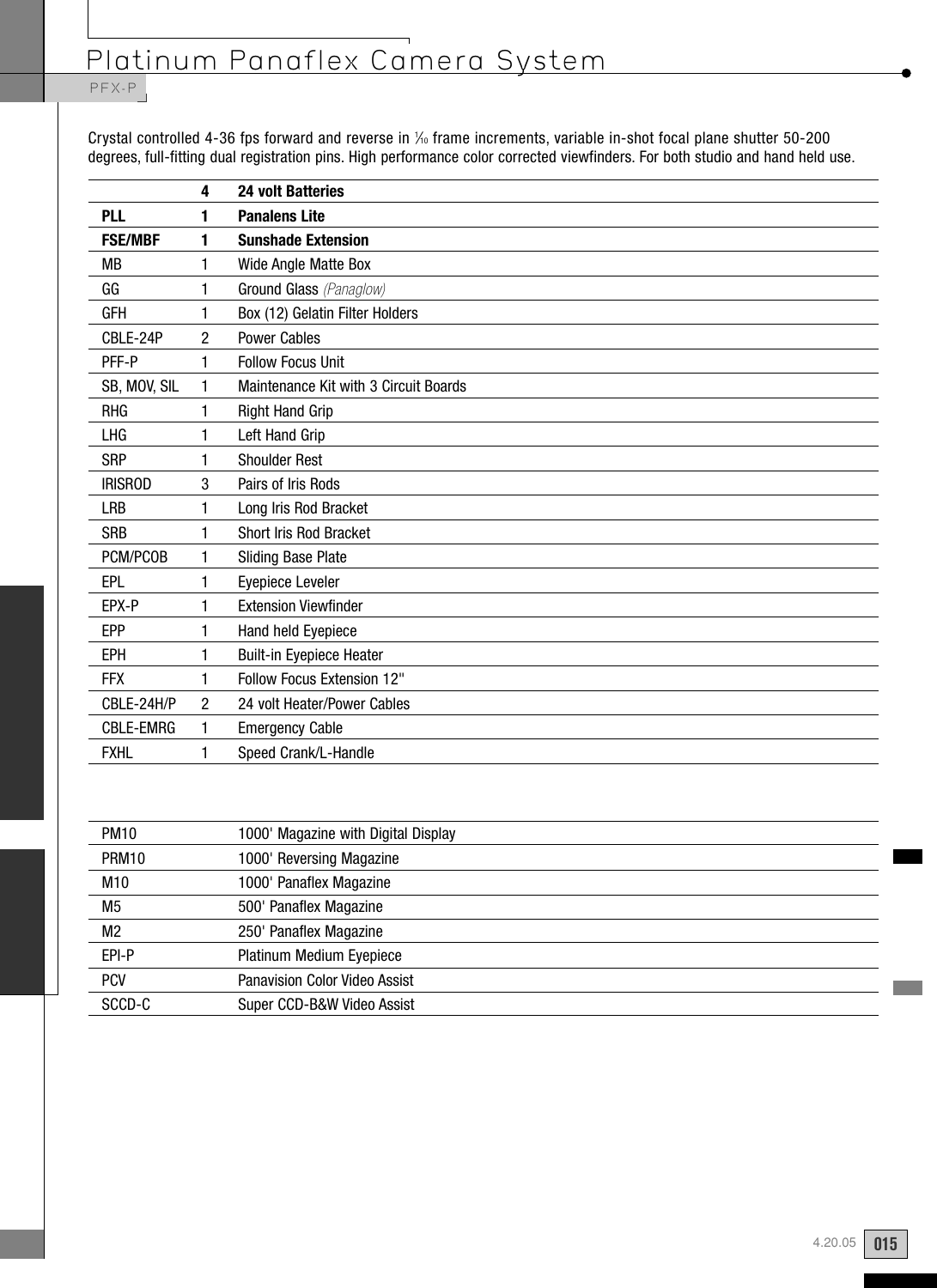# Platinum Panaflex Camera System

PFX-P

Crystal controlled 4-36 fps forward and reverse in 1/10 frame increments, variable in-shot focal plane shutter 50-200 degrees, full-fitting dual registration pins. High performance color corrected viewfinders. For both studio and hand held use.

| | | |
|---|---|---|
| | **4** | **24 volt Batteries** |
| **PLL** | **1** | **Panalens Lite** |
| **FSE/MBF** | **1** | **Sunshade Extension** |
| MB | 1 | Wide Angle Matte Box |
| GG | 1 | Ground Glass *(Panaglow)* |
| GFH | 1 | Box (12) Gelatin Filter Holders |
| CBLE-24P | 2 | Power Cables |
| PFF-P | 1 | Follow Focus Unit |
| SB, MOV, SIL | 1 | Maintenance Kit with 3 Circuit Boards |
| RHG | 1 | Right Hand Grip |
| LHG | 1 | Left Hand Grip |
| SRP | 1 | Shoulder Rest |
| IRISROD | 3 | Pairs of Iris Rods |
| LRB | 1 | Long Iris Rod Bracket |
| SRB | 1 | Short Iris Rod Bracket |
| PCM/PCOB | 1 | Sliding Base Plate |
| EPL | 1 | Eyepiece Leveler |
| EPX-P | 1 | Extension Viewfinder |
| EPP | 1 | Hand held Eyepiece |
| EPH | 1 | Built-in Eyepiece Heater |
| FFX | 1 | Follow Focus Extension 12" |
| CBLE-24H/P | 2 | 24 volt Heater/Power Cables |
| CBLE-EMRG | 1 | Emergency Cable |
| FXHL | 1 | Speed Crank/L-Handle |

| | |
|---|---|
| PM10 | 1000' Magazine with Digital Display |
| PRM10 | 1000' Reversing Magazine |
| M10 | 1000' Panaflex Magazine |
| M5 | 500' Panaflex Magazine |
| M2 | 250' Panaflex Magazine |
| EPI-P | Platinum Medium Eyepiece |
| PCV | Panavision Color Video Assist |
| SCCD-C | Super CCD-B&W Video Assist |

4.20.05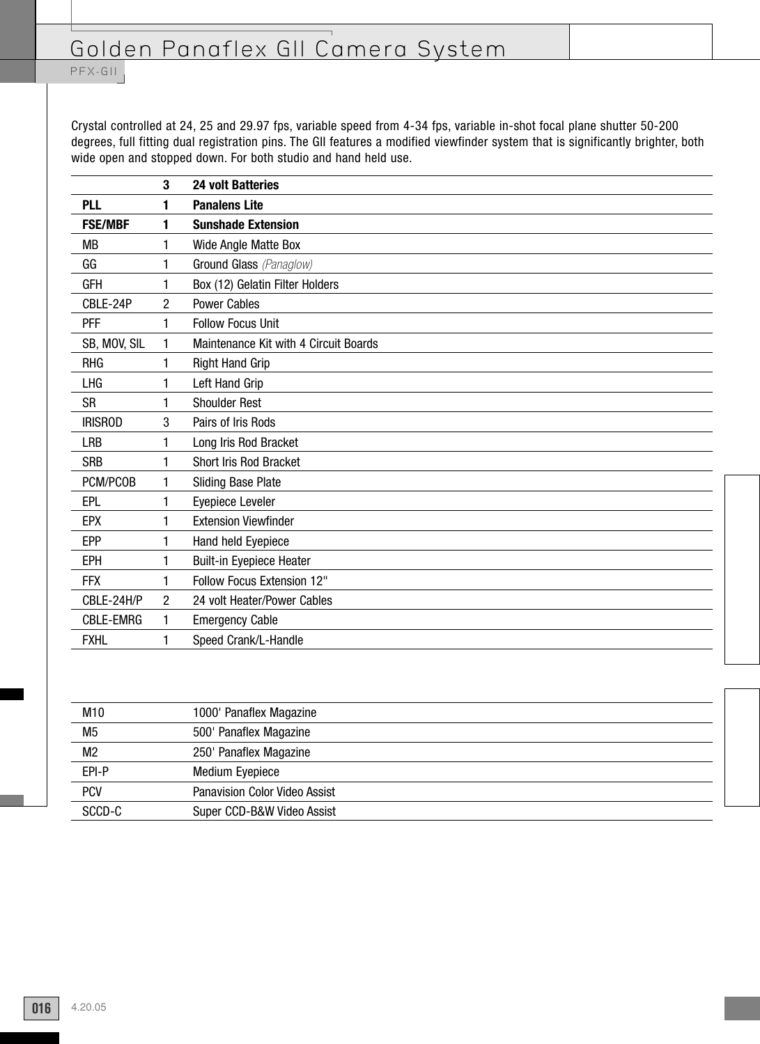# Golden Panaflex GII Camera System

PFX-GII

Crystal controlled at 24, 25 and 29.97 fps, variable speed from 4-34 fps, variable in-shot focal plane shutter 50-200 degrees, full fitting dual registration pins. The GII features a modified viewfinder system that is significantly brighter, both wide open and stopped down. For both studio and hand held use.

| | | |
|---|---|---|
| | **3** | **24 volt Batteries** |
| **PLL** | **1** | **Panalens Lite** |
| **FSE/MBF** | **1** | **Sunshade Extension** |
| MB | 1 | Wide Angle Matte Box |
| GG | 1 | Ground Glass *(Panaglow)* |
| GFH | 1 | Box (12) Gelatin Filter Holders |
| CBLE-24P | 2 | Power Cables |
| PFF | 1 | Follow Focus Unit |
| SB, MOV, SIL | 1 | Maintenance Kit with 4 Circuit Boards |
| RHG | 1 | Right Hand Grip |
| LHG | 1 | Left Hand Grip |
| SR | 1 | Shoulder Rest |
| IRISROD | 3 | Pairs of Iris Rods |
| LRB | 1 | Long Iris Rod Bracket |
| SRB | 1 | Short Iris Rod Bracket |
| PCM/PCOB | 1 | Sliding Base Plate |
| EPL | 1 | Eyepiece Leveler |
| EPX | 1 | Extension Viewfinder |
| EPP | 1 | Hand held Eyepiece |
| EPH | 1 | Built-in Eyepiece Heater |
| FFX | 1 | Follow Focus Extension 12" |
| CBLE-24H/P | 2 | 24 volt Heater/Power Cables |
| CBLE-EMRG | 1 | Emergency Cable |
| FXHL | 1 | Speed Crank/L-Handle |

| | |
|---|---|
| M10 | 1000' Panaflex Magazine |
| M5 | 500' Panaflex Magazine |
| M2 | 250' Panaflex Magazine |
| EPI-P | Medium Eyepiece |
| PCV | Panavision Color Video Assist |
| SCCD-C | Super CCD-B&W Video Assist |

4.20.05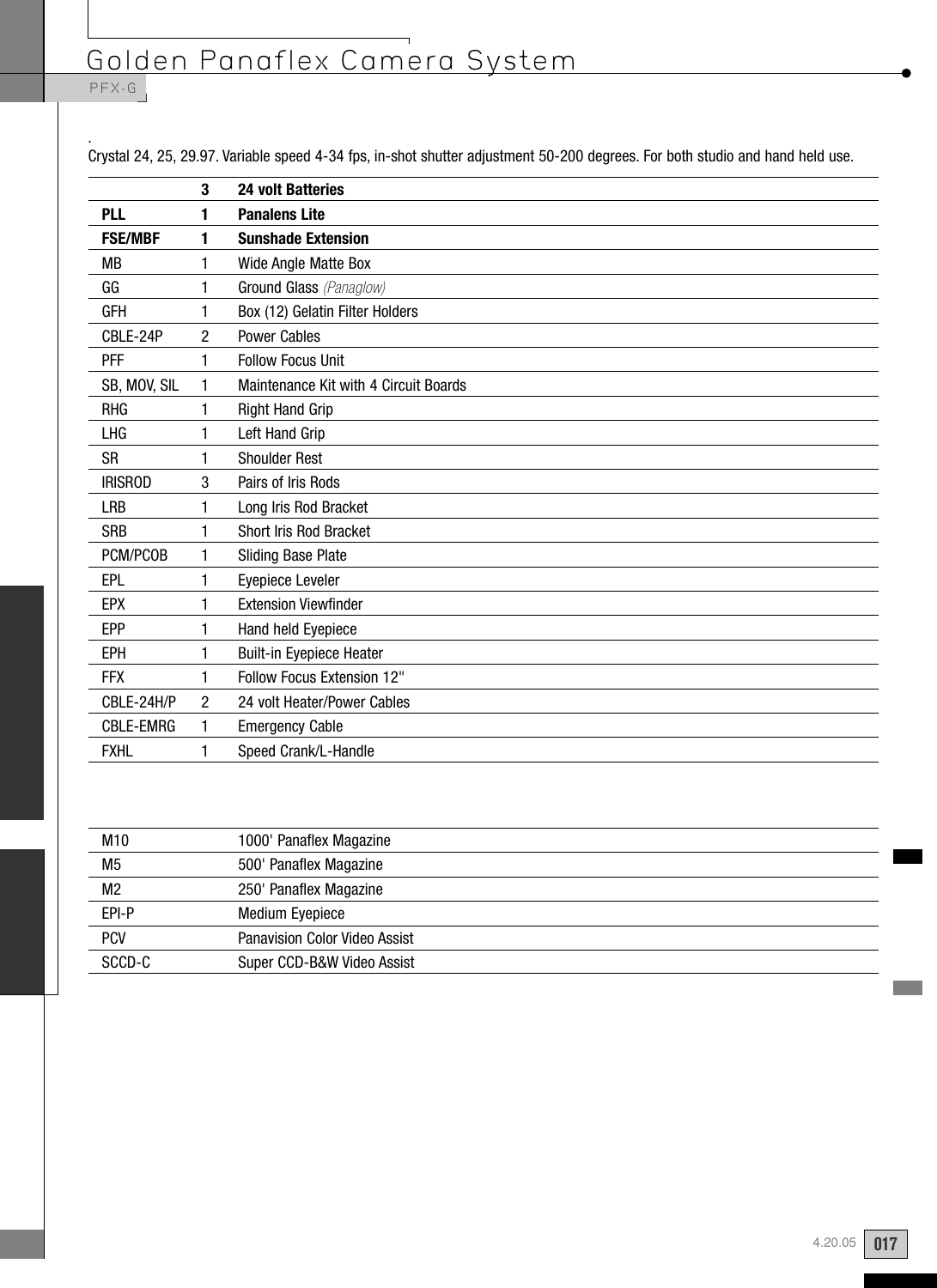# Golden Panaflex Camera System

PFX-G

.
Crystal 24, 25, 29.97. Variable speed 4-34 fps, in-shot shutter adjustment 50-200 degrees. For both studio and hand held use.

| | | |
|---|---|---|
| | **3** | **24 volt Batteries** |
| **PLL** | **1** | **Panalens Lite** |
| **FSE/MBF** | **1** | **Sunshade Extension** |
| MB | 1 | Wide Angle Matte Box |
| GG | 1 | Ground Glass *(Panaglow)* |
| GFH | 1 | Box (12) Gelatin Filter Holders |
| CBLE-24P | 2 | Power Cables |
| PFF | 1 | Follow Focus Unit |
| SB, MOV, SIL | 1 | Maintenance Kit with 4 Circuit Boards |
| RHG | 1 | Right Hand Grip |
| LHG | 1 | Left Hand Grip |
| SR | 1 | Shoulder Rest |
| IRISROD | 3 | Pairs of Iris Rods |
| LRB | 1 | Long Iris Rod Bracket |
| SRB | 1 | Short Iris Rod Bracket |
| PCM/PCOB | 1 | Sliding Base Plate |
| EPL | 1 | Eyepiece Leveler |
| EPX | 1 | Extension Viewfinder |
| EPP | 1 | Hand held Eyepiece |
| EPH | 1 | Built-in Eyepiece Heater |
| FFX | 1 | Follow Focus Extension 12" |
| CBLE-24H/P | 2 | 24 volt Heater/Power Cables |
| CBLE-EMRG | 1 | Emergency Cable |
| FXHL | 1 | Speed Crank/L-Handle |

| | |
|---|---|
| M10 | 1000' Panaflex Magazine |
| M5 | 500' Panaflex Magazine |
| M2 | 250' Panaflex Magazine |
| EPI-P | Medium Eyepiece |
| PCV | Panavision Color Video Assist |
| SCCD-C | Super CCD-B&W Video Assist |

4.20.05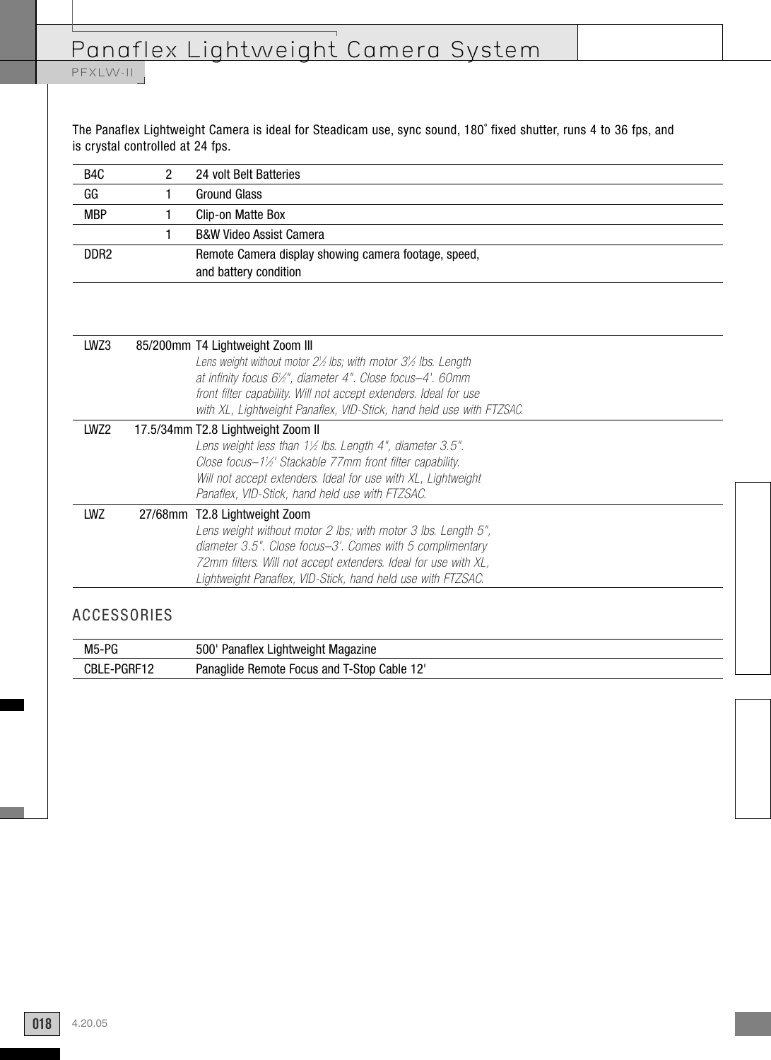# Panaflex Lightweight Camera System

PFXLW-II

The Panaflex Lightweight Camera is ideal for Steadicam use, sync sound, 180˚ fixed shutter, runs 4 to 36 fps, and is crystal controlled at 24 fps.

| | | |
|---|---|---|
| B4C | 2 | 24 volt Belt Batteries |
| GG | 1 | Ground Glass |
| MBP | 1 | Clip-on Matte Box |
| | 1 | B&W Video Assist Camera |
| DDR2 | | Remote Camera display showing camera footage, speed, and battery condition |

| | | |
|---|---|---|
| LWZ3 | 85/200mm | T4 Lightweight Zoom III<br>*Lens weight without motor 2½ lbs; with motor 3½ lbs. Length at infinity focus 6½", diameter 4". Close focus–4'. 60mm front filter capability. Will not accept extenders. Ideal for use with XL, Lightweight Panaflex, VID-Stick, hand held use with FTZSAC.* |
| LWZ2 | 17.5/34mm | T2.8 Lightweight Zoom II<br>*Lens weight less than 1½ lbs. Length 4", diameter 3.5". Close focus–1½' Stackable 77mm front filter capability. Will not accept extenders. Ideal for use with XL, Lightweight Panaflex, VID-Stick, hand held use with FTZSAC.* |
| LWZ | 27/68mm | T2.8 Lightweight Zoom<br>*Lens weight without motor 2 lbs; with motor 3 lbs. Length 5", diameter 3.5". Close focus–3'. Comes with 5 complimentary 72mm filters. Will not accept extenders. Ideal for use with XL, Lightweight Panaflex, VID-Stick, hand held use with FTZSAC.* |

## ACCESSORIES

| | |
|---|---|
| M5-PG | 500' Panaflex Lightweight Magazine |
| CBLE-PGRF12 | Panaglide Remote Focus and T-Stop Cable 12' |

4.20.05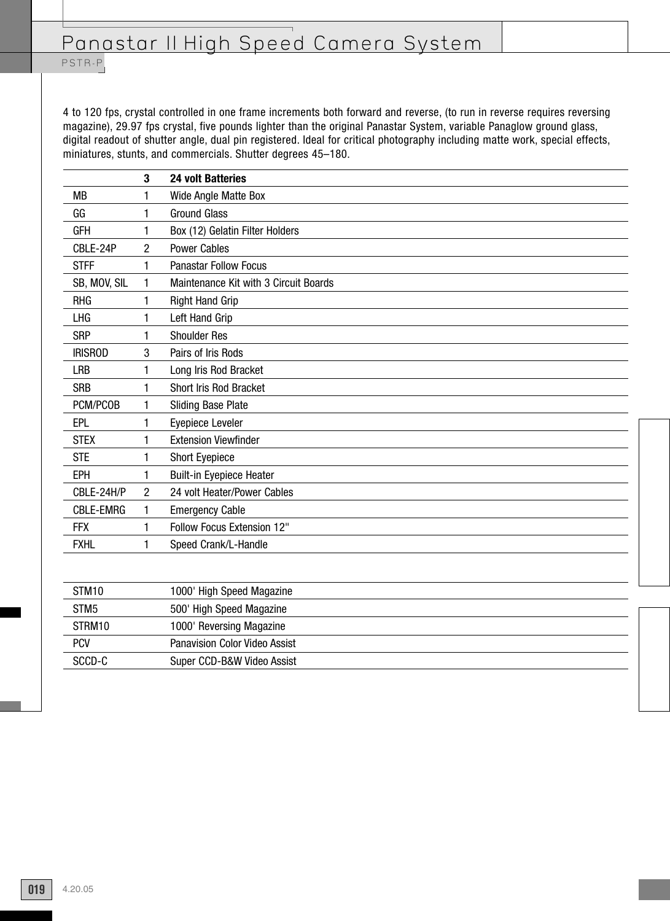# Panastar II High Speed Camera System

PSTR-P

4 to 120 fps, crystal controlled in one frame increments both forward and reverse, (to run in reverse requires reversing magazine), 29.97 fps crystal, five pounds lighter than the original Panastar System, variable Panaglow ground glass, digital readout of shutter angle, dual pin registered. Ideal for critical photography including matte work, special effects, miniatures, stunts, and commercials. Shutter degrees 45–180.

| | | |
|---|---|---|
| | **3** | **24 volt Batteries** |
| MB | 1 | Wide Angle Matte Box |
| GG | 1 | Ground Glass |
| GFH | 1 | Box (12) Gelatin Filter Holders |
| CBLE-24P | 2 | Power Cables |
| STFF | 1 | Panastar Follow Focus |
| SB, MOV, SIL | 1 | Maintenance Kit with 3 Circuit Boards |
| RHG | 1 | Right Hand Grip |
| LHG | 1 | Left Hand Grip |
| SRP | 1 | Shoulder Res |
| IRISROD | 3 | Pairs of Iris Rods |
| LRB | 1 | Long Iris Rod Bracket |
| SRB | 1 | Short Iris Rod Bracket |
| PCM/PCOB | 1 | Sliding Base Plate |
| EPL | 1 | Eyepiece Leveler |
| STEX | 1 | Extension Viewfinder |
| STE | 1 | Short Eyepiece |
| EPH | 1 | Built-in Eyepiece Heater |
| CBLE-24H/P | 2 | 24 volt Heater/Power Cables |
| CBLE-EMRG | 1 | Emergency Cable |
| FFX | 1 | Follow Focus Extension 12" |
| FXHL | 1 | Speed Crank/L-Handle |

| | |
|---|---|
| STM10 | 1000' High Speed Magazine |
| STM5 | 500' High Speed Magazine |
| STRM10 | 1000' Reversing Magazine |
| PCV | Panavision Color Video Assist |
| SCCD-C | Super CCD-B&W Video Assist |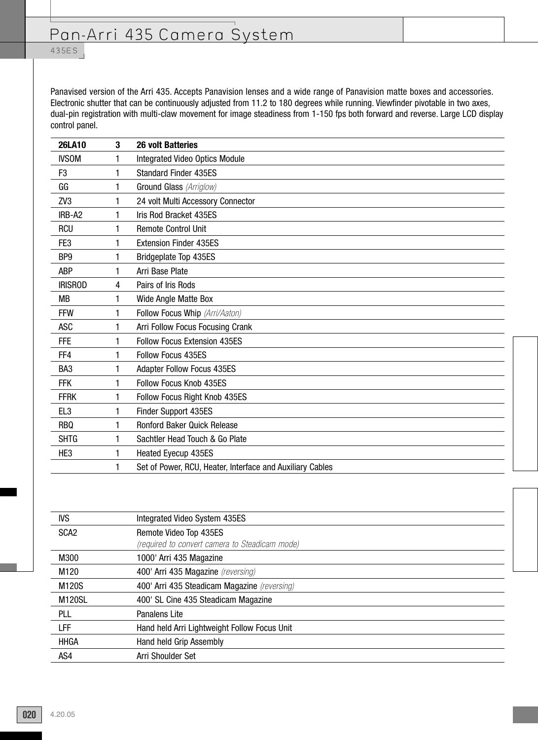# Pan-Arri 435 Camera System

## 435ES

Panavised version of the Arri 435. Accepts Panavision lenses and a wide range of Panavision matte boxes and accessories. Electronic shutter that can be continuously adjusted from 11.2 to 180 degrees while running. Viewfinder pivotable in two axes, dual-pin registration with multi-claw movement for image steadiness from 1-150 fps both forward and reverse. Large LCD display control panel.

| **26LA10** | **3** | **26 volt Batteries** |
|---|---|---|
| IVSOM | 1 | Integrated Video Optics Module |
| F3 | 1 | Standard Finder 435ES |
| GG | 1 | Ground Glass *(Arriglow)* |
| ZV3 | 1 | 24 volt Multi Accessory Connector |
| IRB-A2 | 1 | Iris Rod Bracket 435ES |
| RCU | 1 | Remote Control Unit |
| FE3 | 1 | Extension Finder 435ES |
| BP9 | 1 | Bridgeplate Top 435ES |
| ABP | 1 | Arri Base Plate |
| IRISROD | 4 | Pairs of Iris Rods |
| MB | 1 | Wide Angle Matte Box |
| FFW | 1 | Follow Focus Whip *(Arri/Aaton)* |
| ASC | 1 | Arri Follow Focus Focusing Crank |
| FFE | 1 | Follow Focus Extension 435ES |
| FF4 | 1 | Follow Focus 435ES |
| BA3 | 1 | Adapter Follow Focus 435ES |
| FFK | 1 | Follow Focus Knob 435ES |
| FFRK | 1 | Follow Focus Right Knob 435ES |
| EL3 | 1 | Finder Support 435ES |
| RBQ | 1 | Ronford Baker Quick Release |
| SHTG | 1 | Sachtler Head Touch & Go Plate |
| HE3 | 1 | Heated Eyecup 435ES |
| | 1 | Set of Power, RCU, Heater, Interface and Auxiliary Cables |

| | |
|---|---|
| IVS | Integrated Video System 435ES |
| SCA2 | Remote Video Top 435ES *(required to convert camera to Steadicam mode)* |
| M300 | 1000' Arri 435 Magazine |
| M120 | 400' Arri 435 Magazine *(reversing)* |
| M120S | 400' Arri 435 Steadicam Magazine *(reversing)* |
| M120SL | 400' SL Cine 435 Steadicam Magazine |
| PLL | Panalens Lite |
| LFF | Hand held Arri Lightweight Follow Focus Unit |
| HHGA | Hand held Grip Assembly |
| AS4 | Arri Shoulder Set |

4.20.05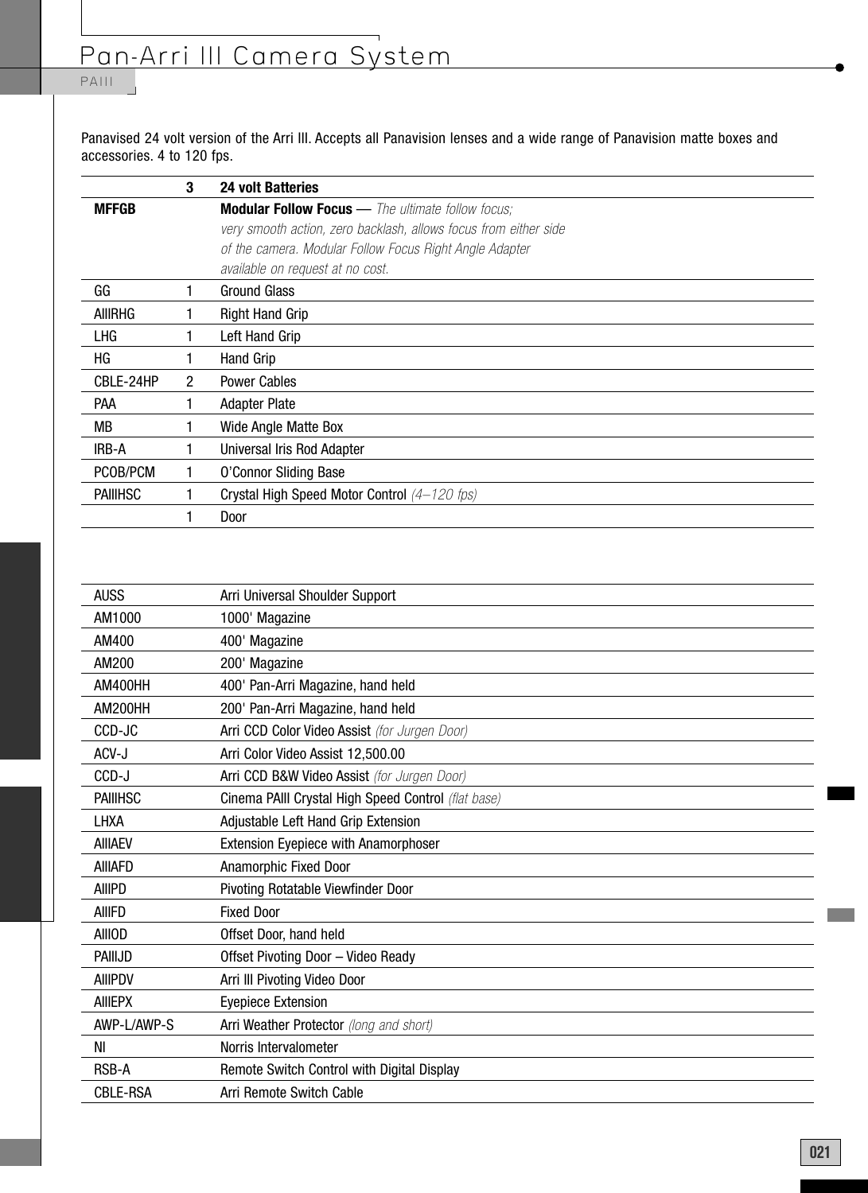# Pan-Arri III Camera System

PAIII

Panavised 24 volt version of the Arri III. Accepts all Panavision lenses and a wide range of Panavision matte boxes and accessories. 4 to 120 fps.

| | | |
|---|---|---|
| | **3** | **24 volt Batteries** |
| **MFFGB** | | **Modular Follow Focus** — *The ultimate follow focus; very smooth action, zero backlash, allows focus from either side of the camera. Modular Follow Focus Right Angle Adapter available on request at no cost.* |
| GG | 1 | Ground Glass |
| AIIIRHG | 1 | Right Hand Grip |
| LHG | 1 | Left Hand Grip |
| HG | 1 | Hand Grip |
| CBLE-24HP | 2 | Power Cables |
| PAA | 1 | Adapter Plate |
| MB | 1 | Wide Angle Matte Box |
| IRB-A | 1 | Universal Iris Rod Adapter |
| PCOB/PCM | 1 | O'Connor Sliding Base |
| PAIIIHSC | 1 | Crystal High Speed Motor Control *(4–120 fps)* |
| | 1 | Door |

| | |
|---|---|
| AUSS | Arri Universal Shoulder Support |
| AM1000 | 1000' Magazine |
| AM400 | 400' Magazine |
| AM200 | 200' Magazine |
| AM400HH | 400' Pan-Arri Magazine, hand held |
| AM200HH | 200' Pan-Arri Magazine, hand held |
| CCD-JC | Arri CCD Color Video Assist *(for Jurgen Door)* |
| ACV-J | Arri Color Video Assist 12,500.00 |
| CCD-J | Arri CCD B&W Video Assist *(for Jurgen Door)* |
| PAIIIHSC | Cinema PAIII Crystal High Speed Control *(flat base)* |
| LHXA | Adjustable Left Hand Grip Extension |
| AIIIAEV | Extension Eyepiece with Anamorphoser |
| AIIIAFD | Anamorphic Fixed Door |
| AIIIPD | Pivoting Rotatable Viewfinder Door |
| AIIIFD | Fixed Door |
| AIIIOD | Offset Door, hand held |
| PAIIIJD | Offset Pivoting Door – Video Ready |
| AIIIPDV | Arri III Pivoting Video Door |
| AIIIEPX | Eyepiece Extension |
| AWP-L/AWP-S | Arri Weather Protector *(long and short)* |
| NI | Norris Intervalometer |
| RSB-A | Remote Switch Control with Digital Display |
| CBLE-RSA | Arri Remote Switch Cable |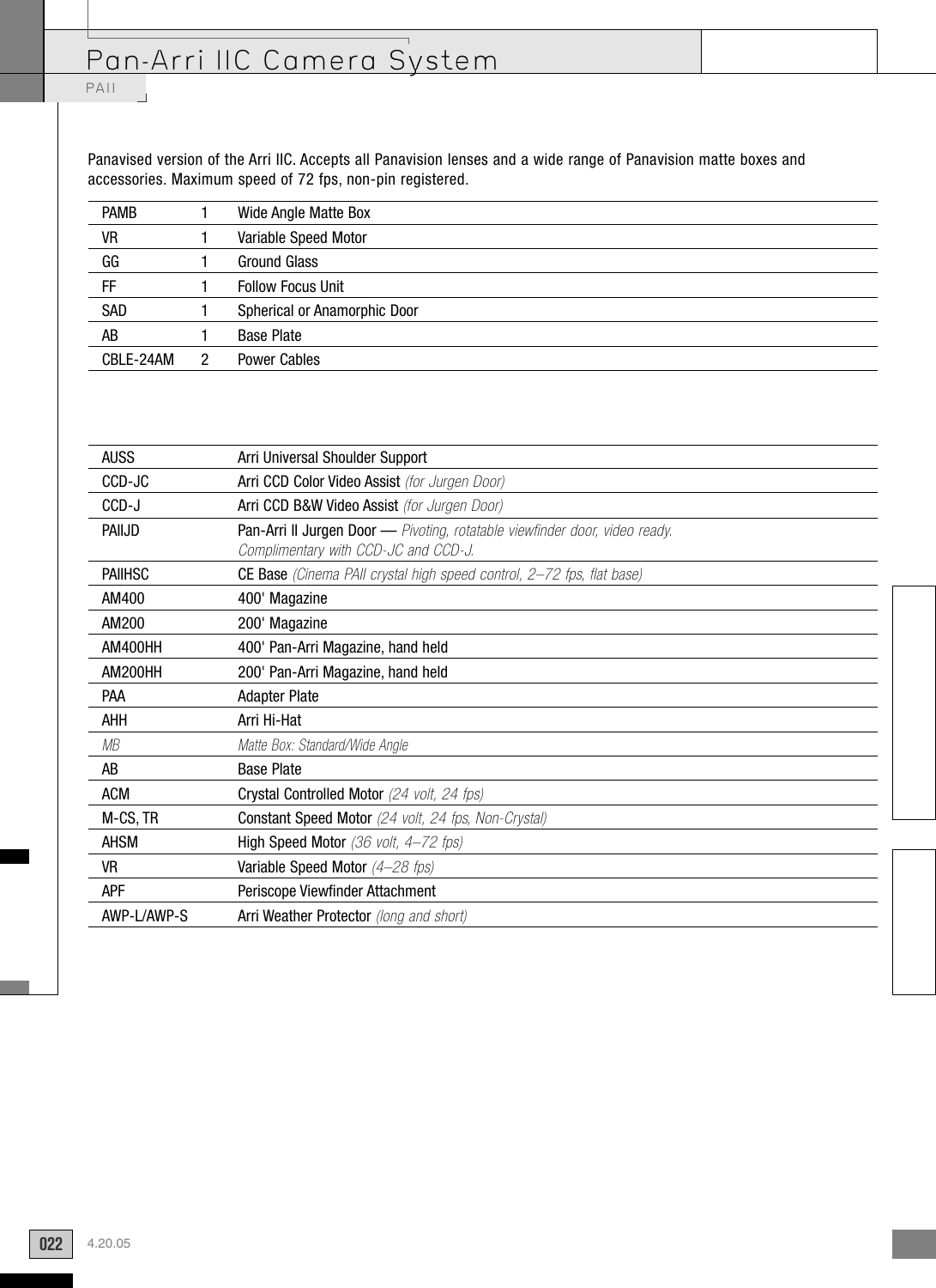# Pan-Arri IIC Camera System

PAII

Panavised version of the Arri IIC. Accepts all Panavision lenses and a wide range of Panavision matte boxes and accessories. Maximum speed of 72 fps, non-pin registered.

| | | |
|---|---|---|
| PAMB | 1 | Wide Angle Matte Box |
| VR | 1 | Variable Speed Motor |
| GG | 1 | Ground Glass |
| FF | 1 | Follow Focus Unit |
| SAD | 1 | Spherical or Anamorphic Door |
| AB | 1 | Base Plate |
| CBLE-24AM | 2 | Power Cables |

| | |
|---|---|
| AUSS | Arri Universal Shoulder Support |
| CCD-JC | Arri CCD Color Video Assist *(for Jurgen Door)* |
| CCD-J | Arri CCD B&W Video Assist *(for Jurgen Door)* |
| PAIIJD | Pan-Arri II Jurgen Door — *Pivoting, rotatable viewfinder door, video ready. Complimentary with CCD-JC and CCD-J.* |
| PAIIHSC | CE Base *(Cinema PAII crystal high speed control, 2–72 fps, flat base)* |
| AM400 | 400' Magazine |
| AM200 | 200' Magazine |
| AM400HH | 400' Pan-Arri Magazine, hand held |
| AM200HH | 200' Pan-Arri Magazine, hand held |
| PAA | Adapter Plate |
| AHH | Arri Hi-Hat |
| *MB* | *Matte Box: Standard/Wide Angle* |
| AB | Base Plate |
| ACM | Crystal Controlled Motor *(24 volt, 24 fps)* |
| M-CS, TR | Constant Speed Motor *(24 volt, 24 fps, Non-Crystal)* |
| AHSM | High Speed Motor *(36 volt, 4–72 fps)* |
| VR | Variable Speed Motor *(4–28 fps)* |
| APF | Periscope Viewfinder Attachment |
| AWP-L/AWP-S | Arri Weather Protector *(long and short)* |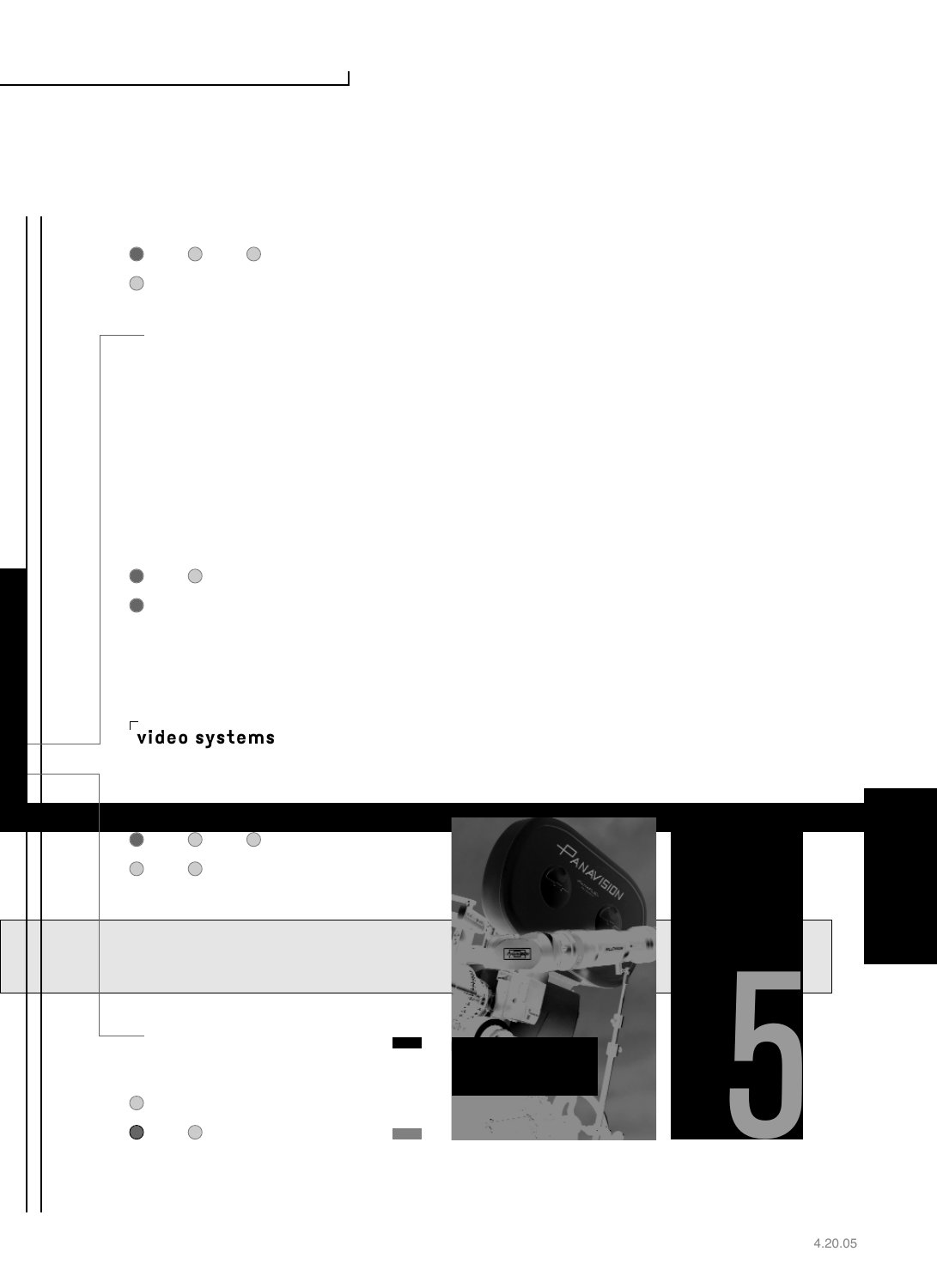## video systems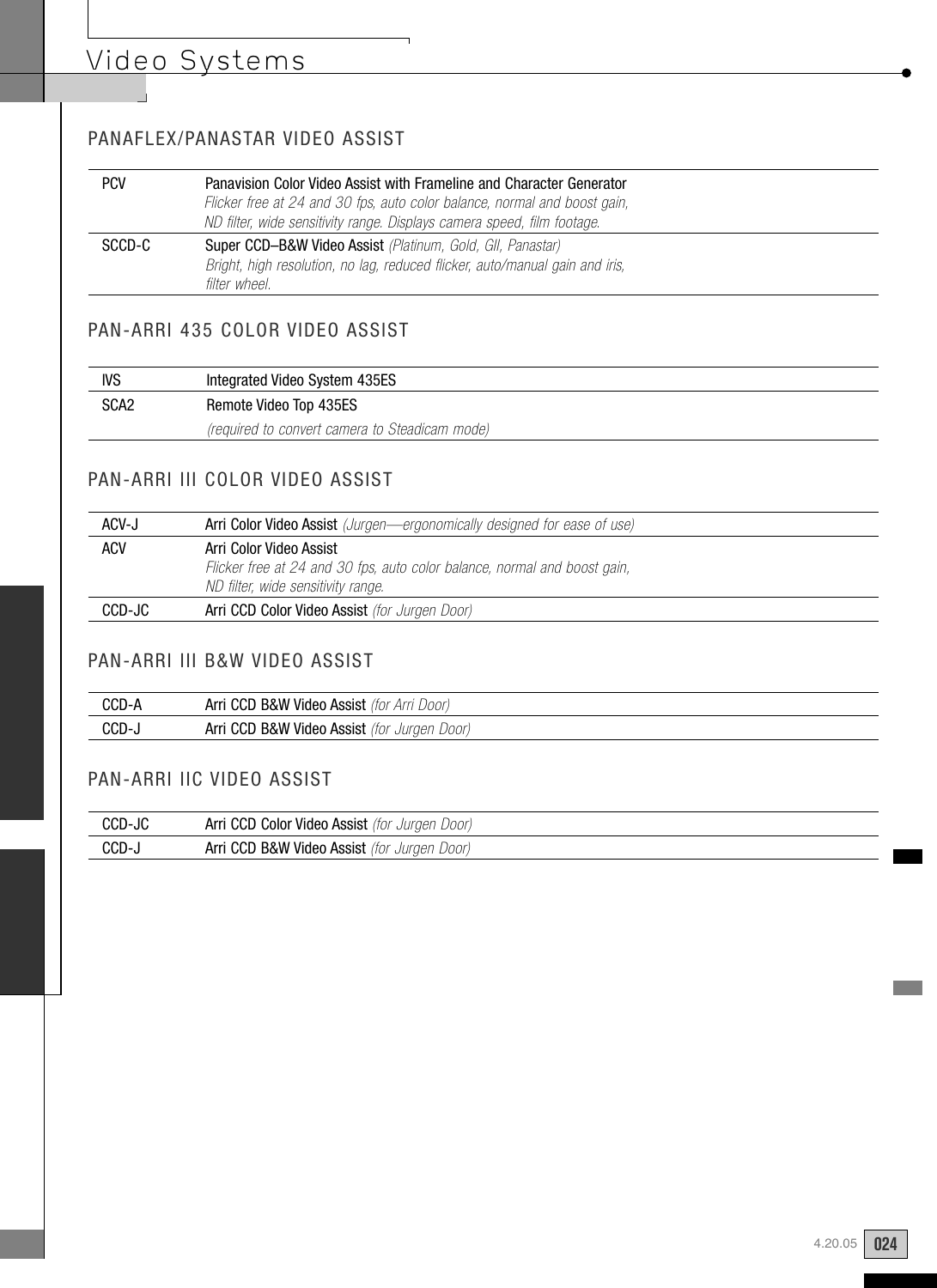# Video Systems

## PANAFLEX/PANASTAR VIDEO ASSIST

| | |
|---|---|
| PCV | Panavision Color Video Assist with Frameline and Character Generator *Flicker free at 24 and 30 fps, auto color balance, normal and boost gain, ND filter, wide sensitivity range. Displays camera speed, film footage.* |
| SCCD-C | Super CCD–B&W Video Assist *(Platinum, Gold, GII, Panastar)* *Bright, high resolution, no lag, reduced flicker, auto/manual gain and iris, filter wheel.* |

## PAN-ARRI 435 COLOR VIDEO ASSIST

| | |
|---|---|
| IVS | Integrated Video System 435ES |
| SCA2 | Remote Video Top 435ES *(required to convert camera to Steadicam mode)* |

## PAN-ARRI III COLOR VIDEO ASSIST

| | |
|---|---|
| ACV-J | Arri Color Video Assist *(Jurgen—ergonomically designed for ease of use)* |
| ACV | Arri Color Video Assist *Flicker free at 24 and 30 fps, auto color balance, normal and boost gain, ND filter, wide sensitivity range.* |
| CCD-JC | Arri CCD Color Video Assist *(for Jurgen Door)* |

## PAN-ARRI III B&W VIDEO ASSIST

| | |
|---|---|
| CCD-A | Arri CCD B&W Video Assist *(for Arri Door)* |
| CCD-J | Arri CCD B&W Video Assist *(for Jurgen Door)* |

## PAN-ARRI IIC VIDEO ASSIST

| | |
|---|---|
| CCD-JC | Arri CCD Color Video Assist *(for Jurgen Door)* |
| CCD-J | Arri CCD B&W Video Assist *(for Jurgen Door)* |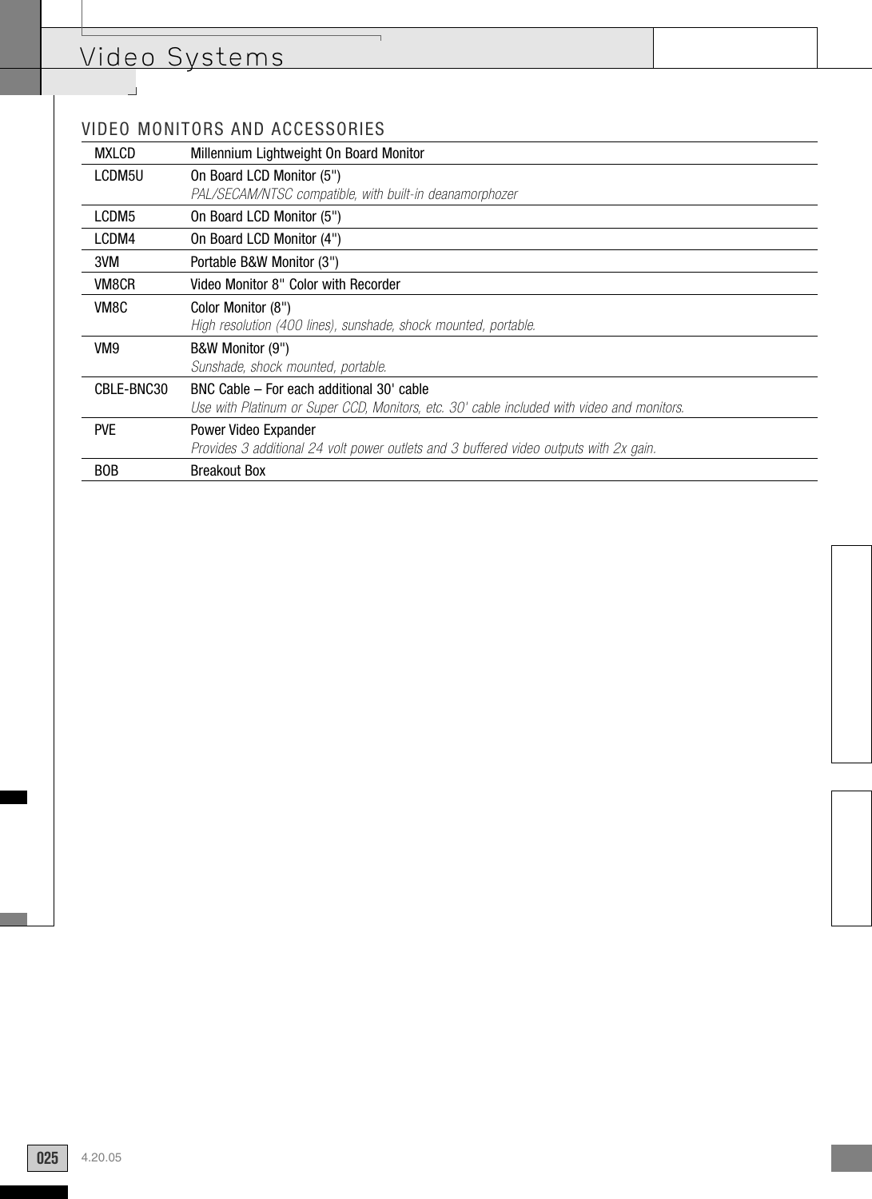## VIDEO MONITORS AND ACCESSORIES

| | |
|---|---|
| MXLCD | Millennium Lightweight On Board Monitor |
| LCDM5U | On Board LCD Monitor (5")<br>*PAL/SECAM/NTSC compatible, with built-in deanamorphozer* |
| LCDM5 | On Board LCD Monitor (5") |
| LCDM4 | On Board LCD Monitor (4") |
| 3VM | Portable B&W Monitor (3") |
| VM8CR | Video Monitor 8" Color with Recorder |
| VM8C | Color Monitor (8")<br>*High resolution (400 lines), sunshade, shock mounted, portable.* |
| VM9 | B&W Monitor (9")<br>*Sunshade, shock mounted, portable.* |
| CBLE-BNC30 | BNC Cable – For each additional 30' cable<br>*Use with Platinum or Super CCD, Monitors, etc. 30' cable included with video and monitors.* |
| PVE | Power Video Expander<br>*Provides 3 additional 24 volt power outlets and 3 buffered video outputs with 2x gain.* |
| BOB | Breakout Box |

4.20.05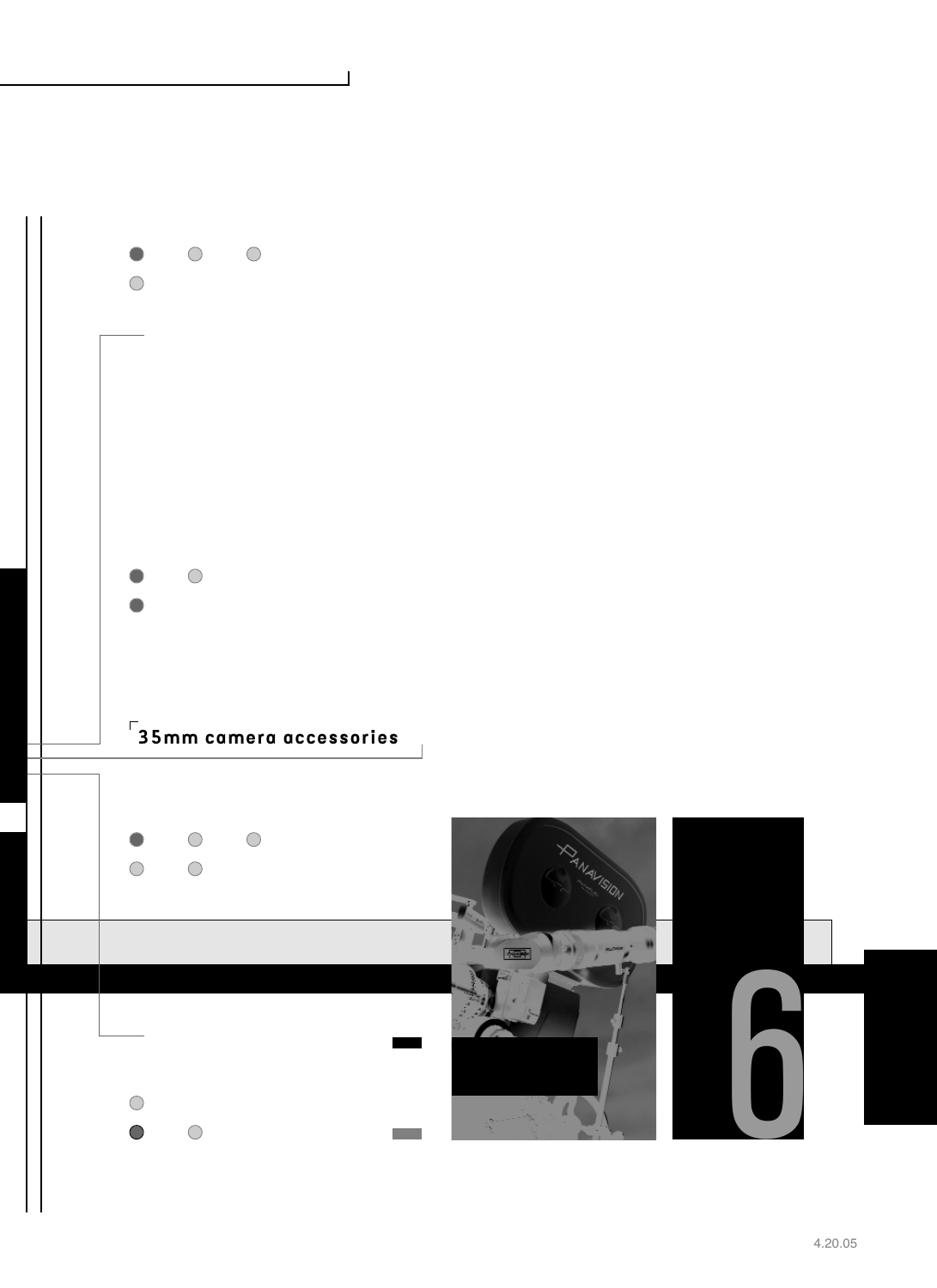## 35mm camera accessories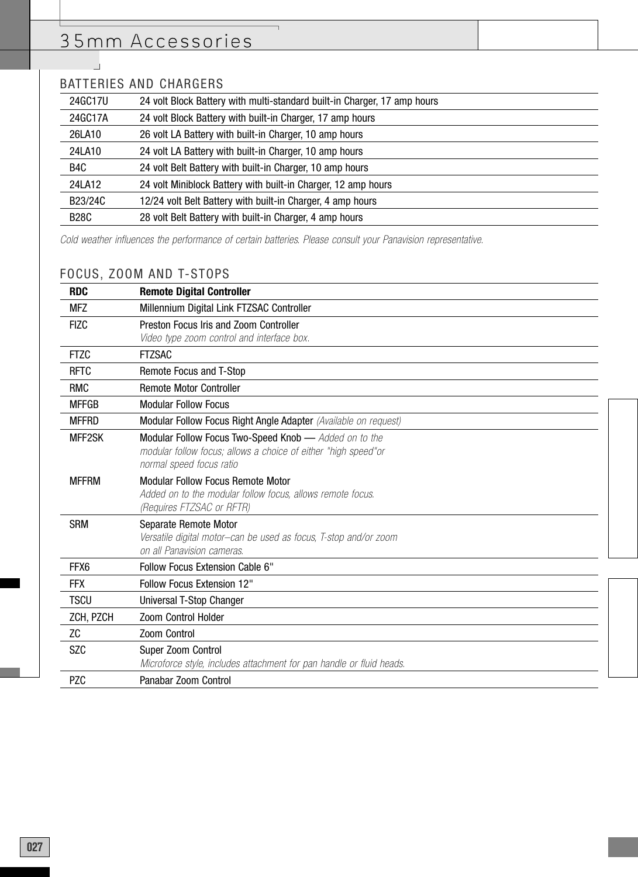# 35mm Accessories

## BATTERIES AND CHARGERS

| | |
|---|---|
| 24GC17U | 24 volt Block Battery with multi-standard built-in Charger, 17 amp hours |
| 24GC17A | 24 volt Block Battery with built-in Charger, 17 amp hours |
| 26LA10 | 26 volt LA Battery with built-in Charger, 10 amp hours |
| 24LA10 | 24 volt LA Battery with built-in Charger, 10 amp hours |
| B4C | 24 volt Belt Battery with built-in Charger, 10 amp hours |
| 24LA12 | 24 volt Miniblock Battery with built-in Charger, 12 amp hours |
| B23/24C | 12/24 volt Belt Battery with built-in Charger, 4 amp hours |
| B28C | 28 volt Belt Battery with built-in Charger, 4 amp hours |

*Cold weather influences the performance of certain batteries. Please consult your Panavision representative.*

## FOCUS, ZOOM AND T-STOPS

| **RDC** | **Remote Digital Controller** |
|---|---|
| MFZ | Millennium Digital Link FTZSAC Controller |
| FIZC | Preston Focus Iris and Zoom Controller<br>*Video type zoom control and interface box.* |
| FTZC | FTZSAC |
| RFTC | Remote Focus and T-Stop |
| RMC | Remote Motor Controller |
| MFFGB | Modular Follow Focus |
| MFFRD | Modular Follow Focus Right Angle Adapter *(Available on request)* |
| MFF2SK | Modular Follow Focus Two-Speed Knob — *Added on to the modular follow focus; allows a choice of either "high speed"or normal speed focus ratio* |
| MFFRM | Modular Follow Focus Remote Motor<br>*Added on to the modular follow focus, allows remote focus. (Requires FTZSAC or RFTR)* |
| SRM | Separate Remote Motor<br>*Versatile digital motor–can be used as focus, T-stop and/or zoom on all Panavision cameras.* |
| FFX6 | Follow Focus Extension Cable 6" |
| FFX | Follow Focus Extension 12" |
| TSCU | Universal T-Stop Changer |
| ZCH, PZCH | Zoom Control Holder |
| ZC | Zoom Control |
| SZC | Super Zoom Control<br>*Microforce style, includes attachment for pan handle or fluid heads.* |
| PZC | Panabar Zoom Control |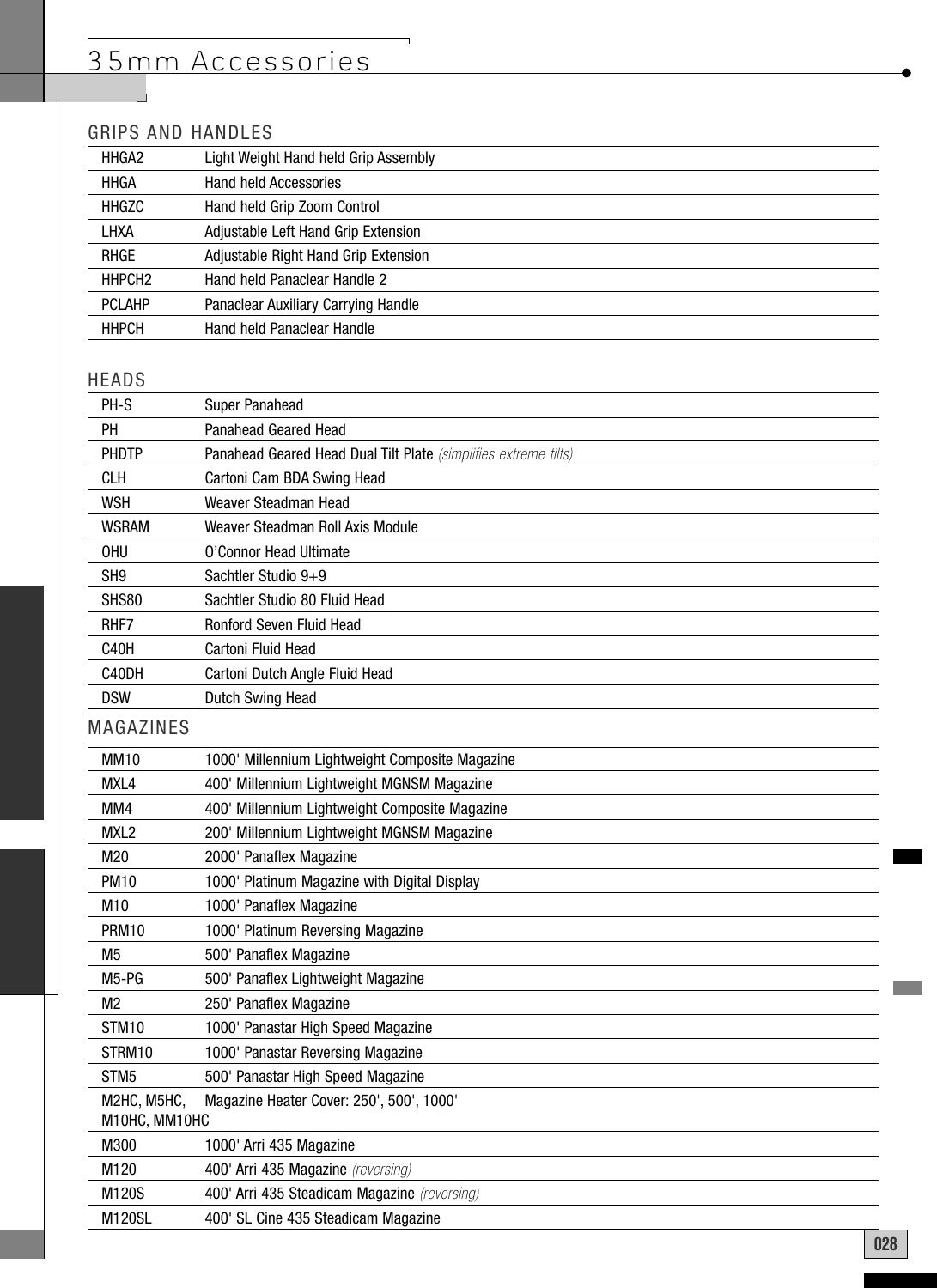# 35mm Accessories

## GRIPS AND HANDLES

| | |
|---|---|
| HHGA2 | Light Weight Hand held Grip Assembly |
| HHGA | Hand held Accessories |
| HHGZC | Hand held Grip Zoom Control |
| LHXA | Adjustable Left Hand Grip Extension |
| RHGE | Adjustable Right Hand Grip Extension |
| HHPCH2 | Hand held Panaclear Handle 2 |
| PCLAHP | Panaclear Auxiliary Carrying Handle |
| HHPCH | Hand held Panaclear Handle |

## HEADS

| | |
|---|---|
| PH-S | Super Panahead |
| PH | Panahead Geared Head |
| PHDTP | Panahead Geared Head Dual Tilt Plate *(simplifies extreme tilts)* |
| CLH | Cartoni Cam BDA Swing Head |
| WSH | Weaver Steadman Head |
| WSRAM | Weaver Steadman Roll Axis Module |
| OHU | O'Connor Head Ultimate |
| SH9 | Sachtler Studio 9+9 |
| SHS80 | Sachtler Studio 80 Fluid Head |
| RHF7 | Ronford Seven Fluid Head |
| C40H | Cartoni Fluid Head |
| C40DH | Cartoni Dutch Angle Fluid Head |
| DSW | Dutch Swing Head |

## MAGAZINES

| | |
|---|---|
| MM10 | 1000' Millennium Lightweight Composite Magazine |
| MXL4 | 400' Millennium Lightweight MGNSM Magazine |
| MM4 | 400' Millennium Lightweight Composite Magazine |
| MXL2 | 200' Millennium Lightweight MGNSM Magazine |
| M20 | 2000' Panaflex Magazine |
| PM10 | 1000' Platinum Magazine with Digital Display |
| M10 | 1000' Panaflex Magazine |
| PRM10 | 1000' Platinum Reversing Magazine |
| M5 | 500' Panaflex Magazine |
| M5-PG | 500' Panaflex Lightweight Magazine |
| M2 | 250' Panaflex Magazine |
| STM10 | 1000' Panastar High Speed Magazine |
| STRM10 | 1000' Panastar Reversing Magazine |
| STM5 | 500' Panastar High Speed Magazine |
| M2HC, M5HC, M10HC, MM10HC | Magazine Heater Cover: 250', 500', 1000' |
| M300 | 1000' Arri 435 Magazine |
| M120 | 400' Arri 435 Magazine *(reversing)* |
| M120S | 400' Arri 435 Steadicam Magazine *(reversing)* |
| M120SL | 400' SL Cine 435 Steadicam Magazine |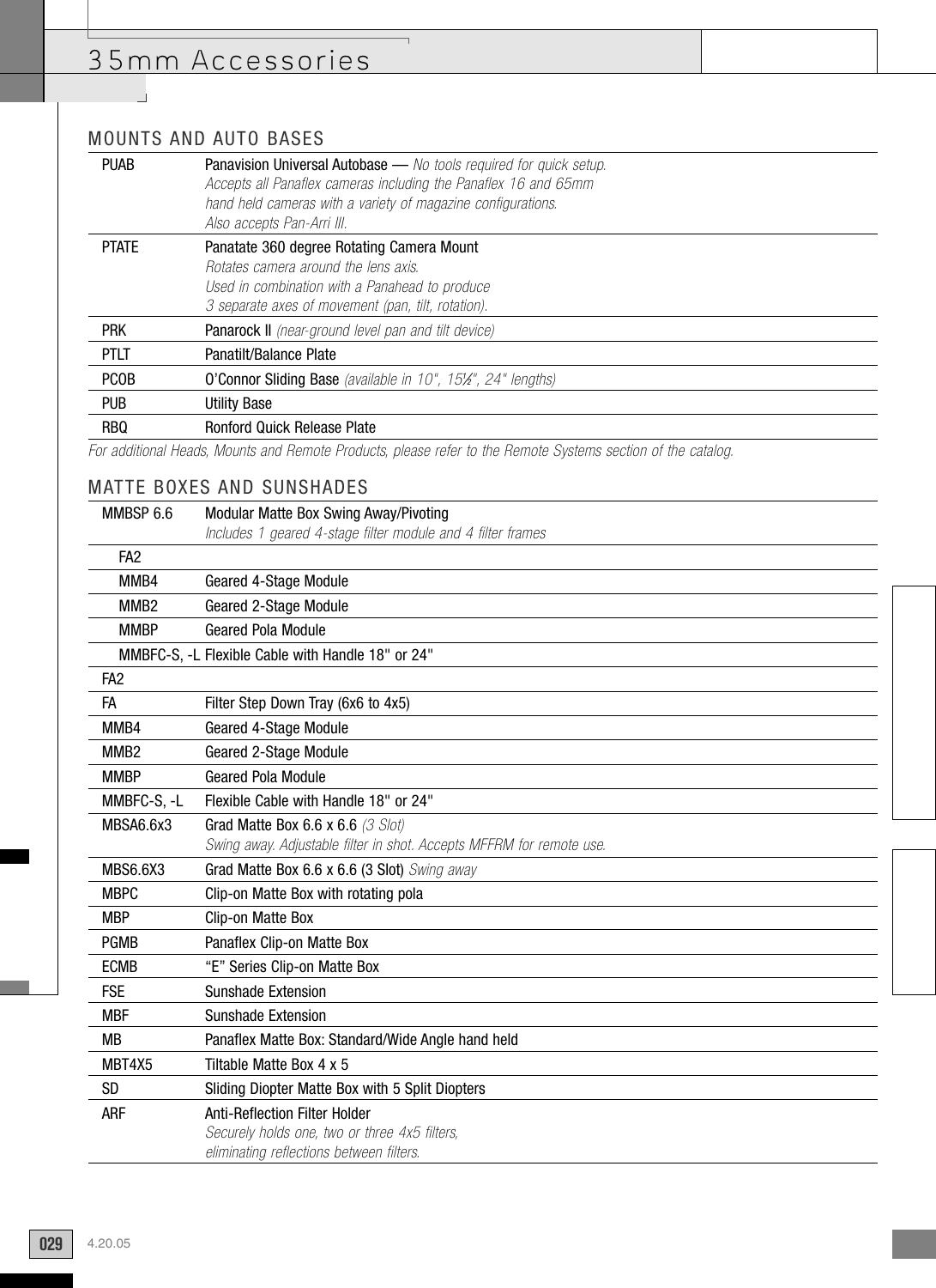# 35mm Accessories

## MOUNTS AND AUTO BASES

| Code | Description |
|---|---|
| PUAB | Panavision Universal Autobase — *No tools required for quick setup. Accepts all Panaflex cameras including the Panaflex 16 and 65mm hand held cameras with a variety of magazine configurations. Also accepts Pan-Arri III.* |
| PTATE | Panatate 360 degree Rotating Camera Mount *Rotates camera around the lens axis. Used in combination with a Panahead to produce 3 separate axes of movement (pan, tilt, rotation).* |
| PRK | Panarock II *(near-ground level pan and tilt device)* |
| PTLT | Panatilt/Balance Plate |
| PCOB | O'Connor Sliding Base *(available in 10", 15½", 24" lengths)* |
| PUB | Utility Base |
| RBQ | Ronford Quick Release Plate |

*For additional Heads, Mounts and Remote Products, please refer to the Remote Systems section of the catalog.*

## MATTE BOXES AND SUNSHADES

| Code | Description |
|---|---|
| MMBSP 6.6 | Modular Matte Box Swing Away/Pivoting *Includes 1 geared 4-stage filter module and 4 filter frames* |
| FA2 | |
| MMB4 | Geared 4-Stage Module |
| MMB2 | Geared 2-Stage Module |
| MMBP | Geared Pola Module |
| MMBFC-S, -L | Flexible Cable with Handle 18" or 24" |
| FA2 | |
| FA | Filter Step Down Tray (6x6 to 4x5) |
| MMB4 | Geared 4-Stage Module |
| MMB2 | Geared 2-Stage Module |
| MMBP | Geared Pola Module |
| MMBFC-S, -L | Flexible Cable with Handle 18" or 24" |
| MBSA6.6x3 | Grad Matte Box 6.6 x 6.6 *(3 Slot) Swing away. Adjustable filter in shot. Accepts MFFRM for remote use.* |
| MBS6.6X3 | Grad Matte Box 6.6 x 6.6 (3 Slot) *Swing away* |
| MBPC | Clip-on Matte Box with rotating pola |
| MBP | Clip-on Matte Box |
| PGMB | Panaflex Clip-on Matte Box |
| ECMB | "E" Series Clip-on Matte Box |
| FSE | Sunshade Extension |
| MBF | Sunshade Extension |
| MB | Panaflex Matte Box: Standard/Wide Angle hand held |
| MBT4X5 | Tiltable Matte Box 4 x 5 |
| SD | Sliding Diopter Matte Box with 5 Split Diopters |
| ARF | Anti-Reflection Filter Holder *Securely holds one, two or three 4x5 filters, eliminating reflections between filters.* |

4.20.05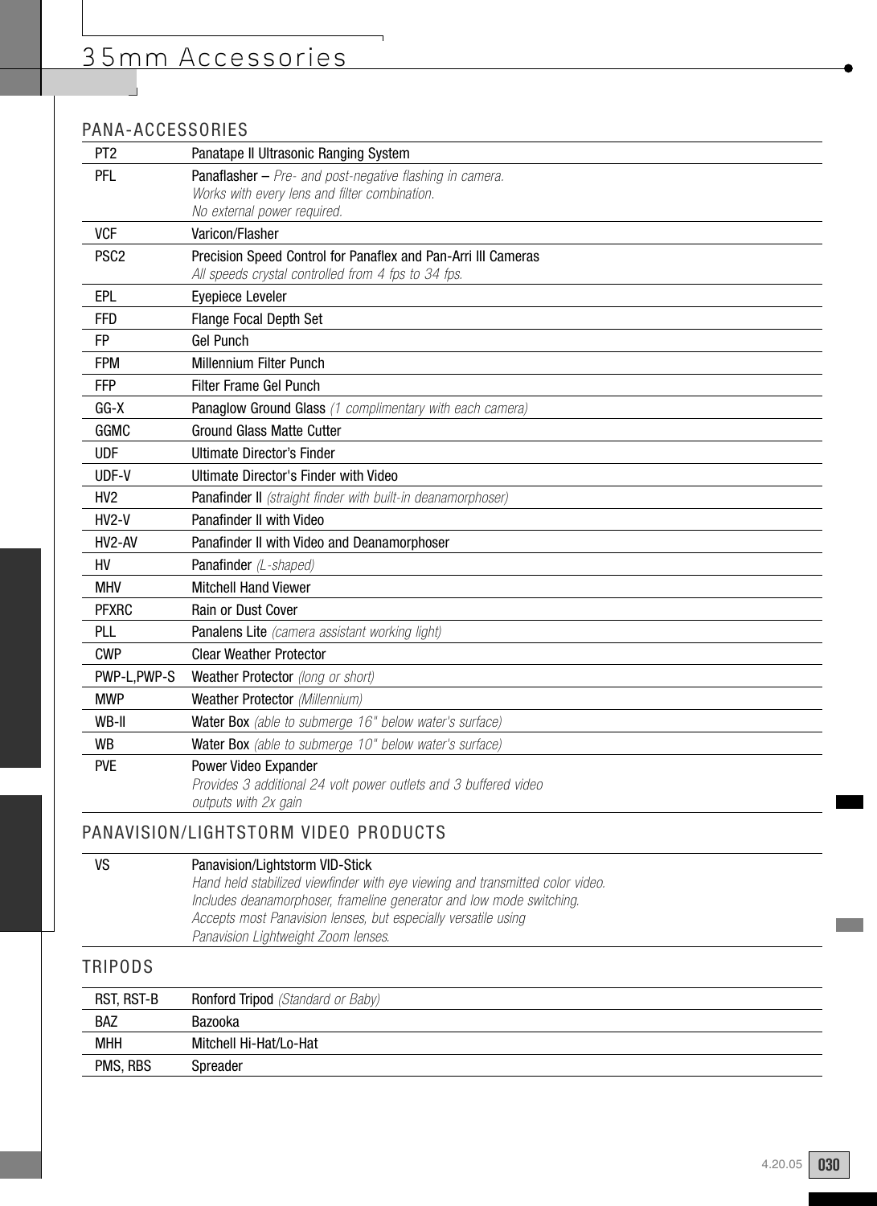# 35mm Accessories

## PANA-ACCESSORIES

| | |
|---|---|
| PT2 | Panatape II Ultrasonic Ranging System |
| PFL | Panaflasher – *Pre- and post-negative flashing in camera. Works with every lens and filter combination. No external power required.* |
| VCF | Varicon/Flasher |
| PSC2 | Precision Speed Control for Panaflex and Pan-Arri III Cameras *All speeds crystal controlled from 4 fps to 34 fps.* |
| EPL | Eyepiece Leveler |
| FFD | Flange Focal Depth Set |
| FP | Gel Punch |
| FPM | Millennium Filter Punch |
| FFP | Filter Frame Gel Punch |
| GG-X | Panaglow Ground Glass *(1 complimentary with each camera)* |
| GGMC | Ground Glass Matte Cutter |
| UDF | Ultimate Director's Finder |
| UDF-V | Ultimate Director's Finder with Video |
| HV2 | Panafinder II *(straight finder with built-in deanamorphoser)* |
| HV2-V | Panafinder II with Video |
| HV2-AV | Panafinder II with Video and Deanamorphoser |
| HV | Panafinder *(L-shaped)* |
| MHV | Mitchell Hand Viewer |
| PFXRC | Rain or Dust Cover |
| PLL | Panalens Lite *(camera assistant working light)* |
| CWP | Clear Weather Protector |
| PWP-L,PWP-S | Weather Protector *(long or short)* |
| MWP | Weather Protector *(Millennium)* |
| WB-II | Water Box *(able to submerge 16" below water's surface)* |
| WB | Water Box *(able to submerge 10" below water's surface)* |
| PVE | Power Video Expander *Provides 3 additional 24 volt power outlets and 3 buffered video outputs with 2x gain* |

## PANAVISION/LIGHTSTORM VIDEO PRODUCTS

| | |
|---|---|
| VS | Panavision/Lightstorm VID-Stick *Hand held stabilized viewfinder with eye viewing and transmitted color video. Includes deanamorphoser, frameline generator and low mode switching. Accepts most Panavision lenses, but especially versatile using Panavision Lightweight Zoom lenses.* |

## TRIPODS

| | |
|---|---|
| RST, RST-B | Ronford Tripod *(Standard or Baby)* |
| BAZ | Bazooka |
| MHH | Mitchell Hi-Hat/Lo-Hat |
| PMS, RBS | Spreader |

4.20.05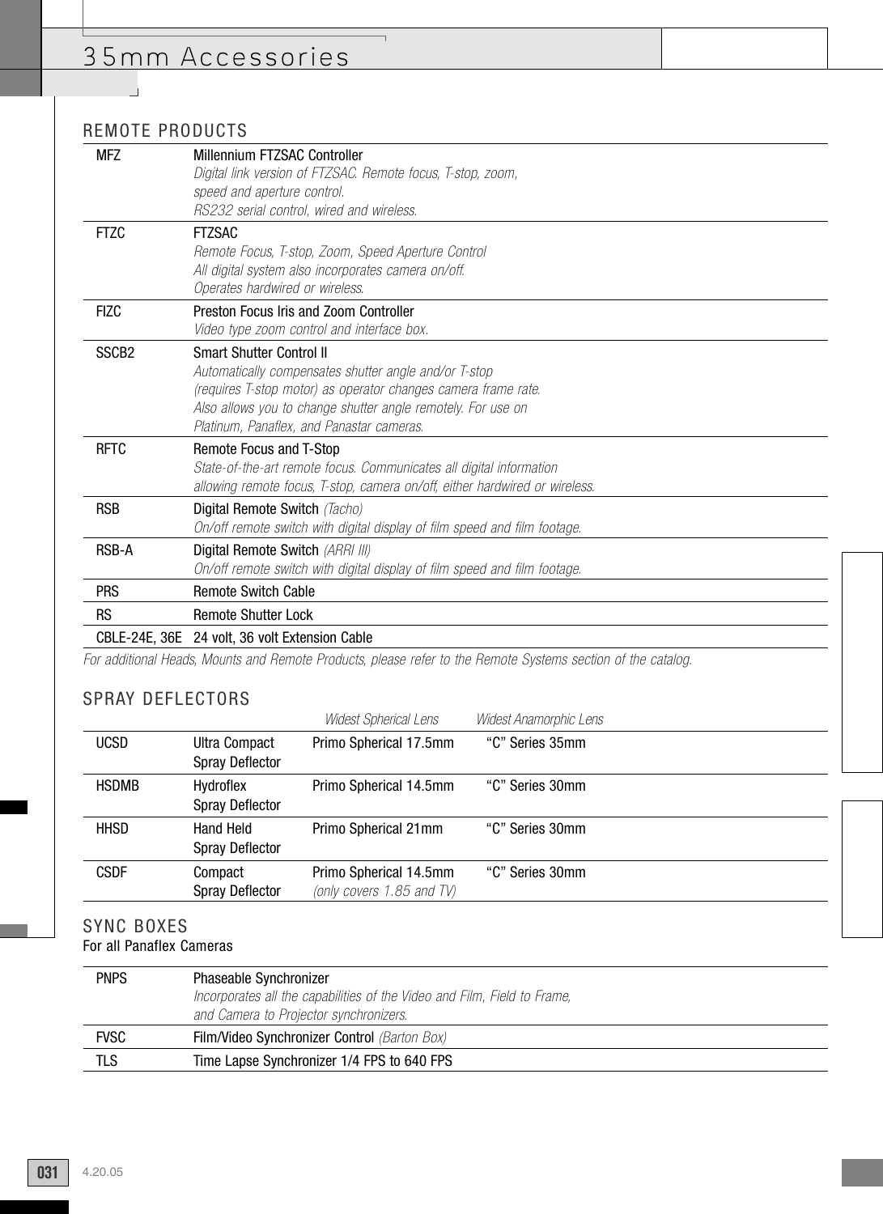# 35mm Accessories

## REMOTE PRODUCTS

| | |
|---|---|
| MFZ | Millennium FTZSAC Controller<br>*Digital link version of FTZSAC. Remote focus, T-stop, zoom, speed and aperture control.*<br>*RS232 serial control, wired and wireless.* |
| FTZC | FTZSAC<br>*Remote Focus, T-stop, Zoom, Speed Aperture Control*<br>*All digital system also incorporates camera on/off.*<br>*Operates hardwired or wireless.* |
| FIZC | Preston Focus Iris and Zoom Controller<br>*Video type zoom control and interface box.* |
| SSCB2 | Smart Shutter Control II<br>*Automatically compensates shutter angle and/or T-stop (requires T-stop motor) as operator changes camera frame rate. Also allows you to change shutter angle remotely. For use on Platinum, Panaflex, and Panastar cameras.* |
| RFTC | Remote Focus and T-Stop<br>*State-of-the-art remote focus. Communicates all digital information allowing remote focus, T-stop, camera on/off, either hardwired or wireless.* |
| RSB | Digital Remote Switch *(Tacho)*<br>*On/off remote switch with digital display of film speed and film footage.* |
| RSB-A | Digital Remote Switch *(ARRI III)*<br>*On/off remote switch with digital display of film speed and film footage.* |
| PRS | Remote Switch Cable |
| RS | Remote Shutter Lock |
| CBLE-24E, 36E | 24 volt, 36 volt Extension Cable |

*For additional Heads, Mounts and Remote Products, please refer to the Remote Systems section of the catalog.*

## SPRAY DEFLECTORS

| | | *Widest Spherical Lens* | *Widest Anamorphic Lens* |
|---|---|---|---|
| UCSD | Ultra Compact Spray Deflector | Primo Spherical 17.5mm | “C” Series 35mm |
| HSDMB | Hydroflex Spray Deflector | Primo Spherical 14.5mm | “C” Series 30mm |
| HHSD | Hand Held Spray Deflector | Primo Spherical 21mm | “C” Series 30mm |
| CSDF | Compact Spray Deflector | Primo Spherical 14.5mm *(only covers 1.85 and TV)* | “C” Series 30mm |

## SYNC BOXES

For all Panaflex Cameras

| | |
|---|---|
| PNPS | Phaseable Synchronizer<br>*Incorporates all the capabilities of the Video and Film, Field to Frame, and Camera to Projector synchronizers.* |
| FVSC | Film/Video Synchronizer Control *(Barton Box)* |
| TLS | Time Lapse Synchronizer 1/4 FPS to 640 FPS |

4.20.05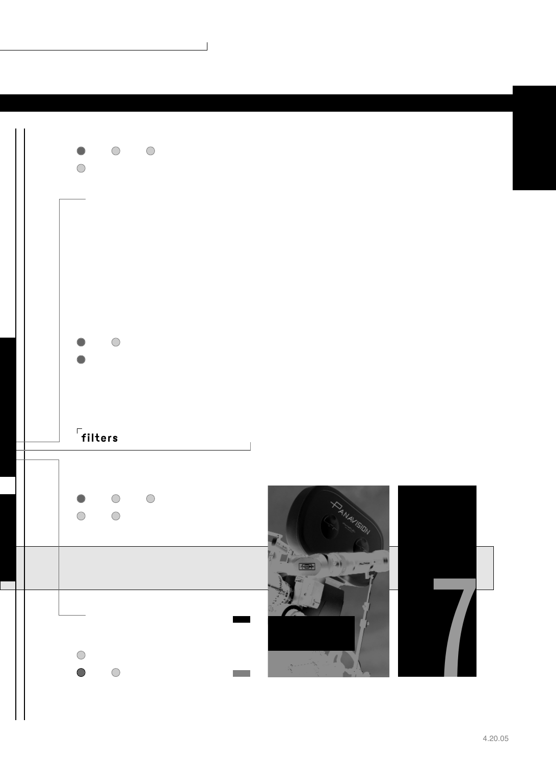filters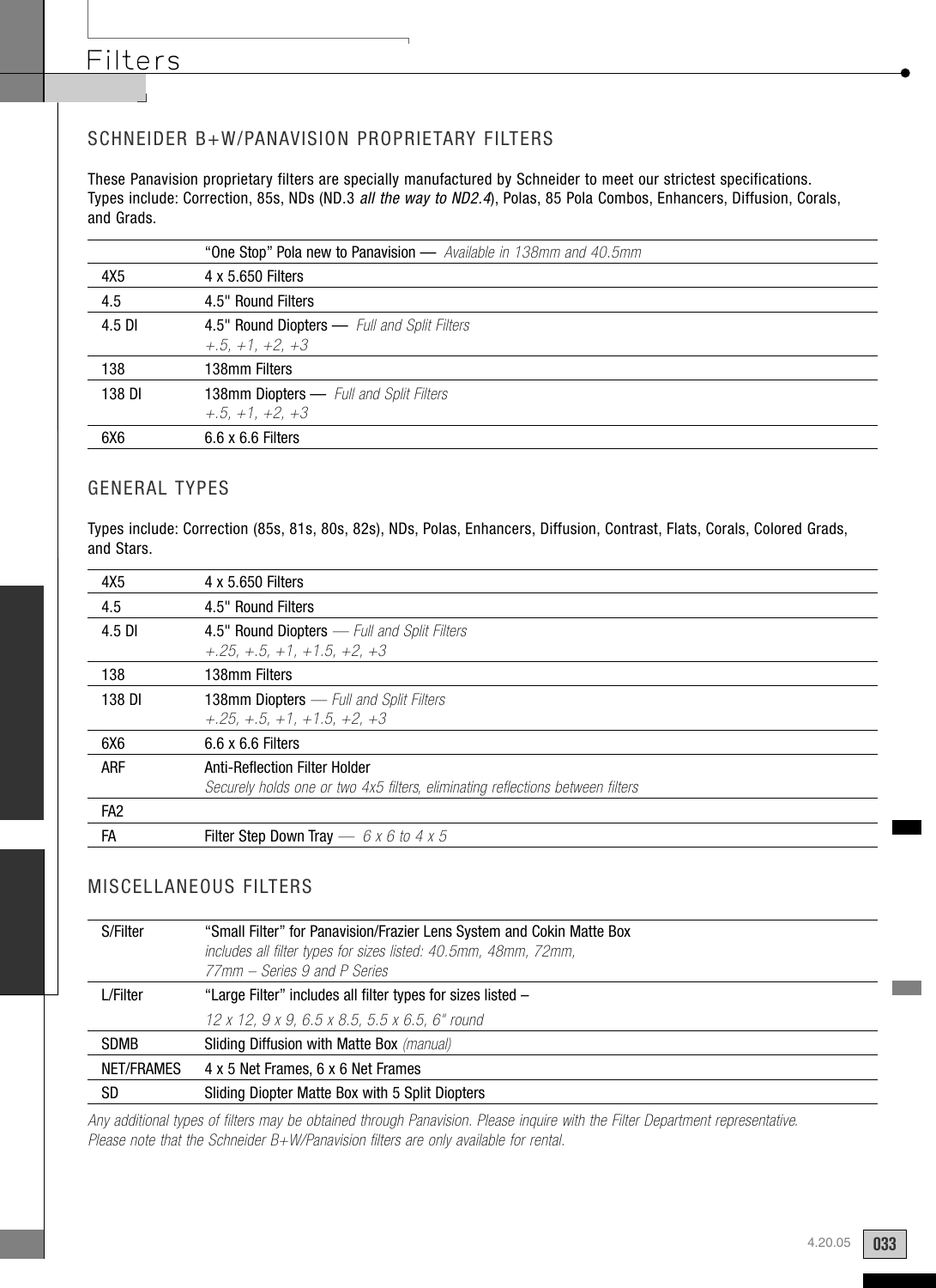# Filters

## SCHNEIDER B+W/PANAVISION PROPRIETARY FILTERS

These Panavision proprietary filters are specially manufactured by Schneider to meet our strictest specifications. Types include: Correction, 85s, NDs (ND.3 *all the way to ND2.4*), Polas, 85 Pola Combos, Enhancers, Diffusion, Corals, and Grads.

| | |
|---|---|
| | "One Stop" Pola new to Panavision — *Available in 138mm and 40.5mm* |
| 4X5 | 4 x 5.650 Filters |
| 4.5 | 4.5" Round Filters |
| 4.5 DI | 4.5" Round Diopters — *Full and Split Filters* *+.5, +1, +2, +3* |
| 138 | 138mm Filters |
| 138 DI | 138mm Diopters — *Full and Split Filters* *+.5, +1, +2, +3* |
| 6X6 | 6.6 x 6.6 Filters |

## GENERAL TYPES

Types include: Correction (85s, 81s, 80s, 82s), NDs, Polas, Enhancers, Diffusion, Contrast, Flats, Corals, Colored Grads, and Stars.

| | |
|---|---|
| 4X5 | 4 x 5.650 Filters |
| 4.5 | 4.5" Round Filters |
| 4.5 DI | 4.5" Round Diopters — *Full and Split Filters* *+.25, +.5, +1, +1.5, +2, +3* |
| 138 | 138mm Filters |
| 138 DI | 138mm Diopters — *Full and Split Filters* *+.25, +.5, +1, +1.5, +2, +3* |
| 6X6 | 6.6 x 6.6 Filters |
| ARF | Anti-Reflection Filter Holder *Securely holds one or two 4x5 filters, eliminating reflections between filters* |
| FA2 | |
| FA | Filter Step Down Tray — *6 x 6 to 4 x 5* |

## MISCELLANEOUS FILTERS

| | |
|---|---|
| S/Filter | "Small Filter" for Panavision/Frazier Lens System and Cokin Matte Box *includes all filter types for sizes listed: 40.5mm, 48mm, 72mm, 77mm – Series 9 and P Series* |
| L/Filter | "Large Filter" includes all filter types for sizes listed – *12 x 12, 9 x 9, 6.5 x 8.5, 5.5 x 6.5, 6" round* |
| SDMB | Sliding Diffusion with Matte Box *(manual)* |
| NET/FRAMES | 4 x 5 Net Frames, 6 x 6 Net Frames |
| SD | Sliding Diopter Matte Box with 5 Split Diopters |

*Any additional types of filters may be obtained through Panavision. Please inquire with the Filter Department representative.*
*Please note that the Schneider B+W/Panavision filters are only available for rental.*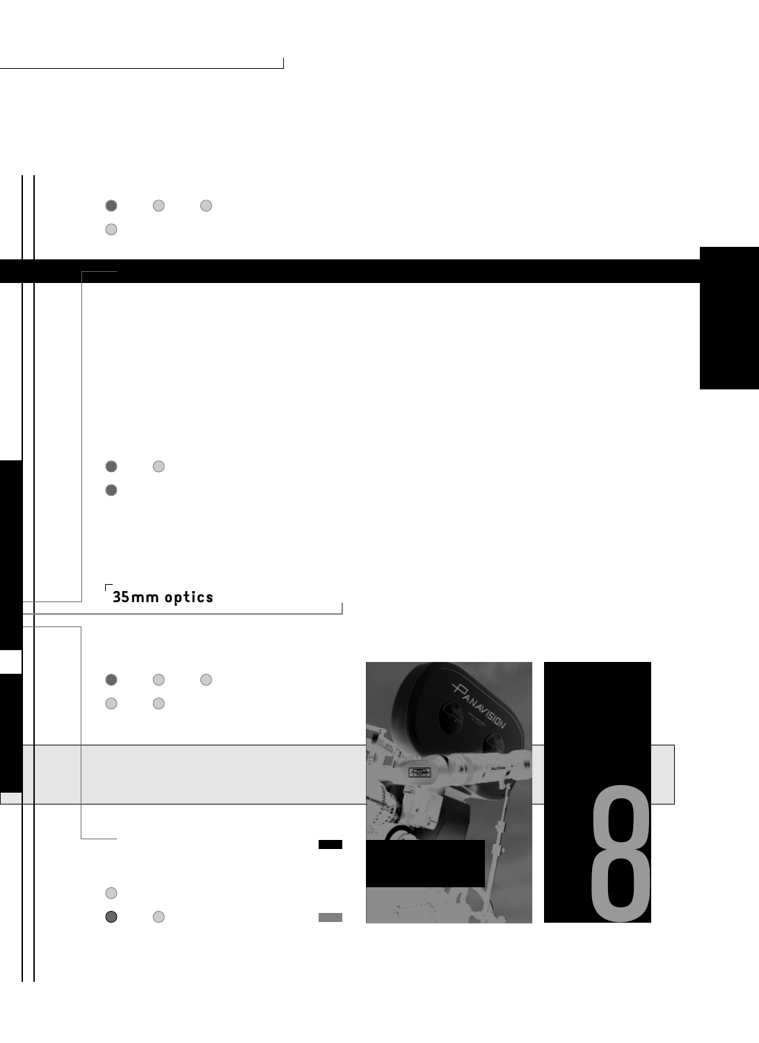35mm optics

8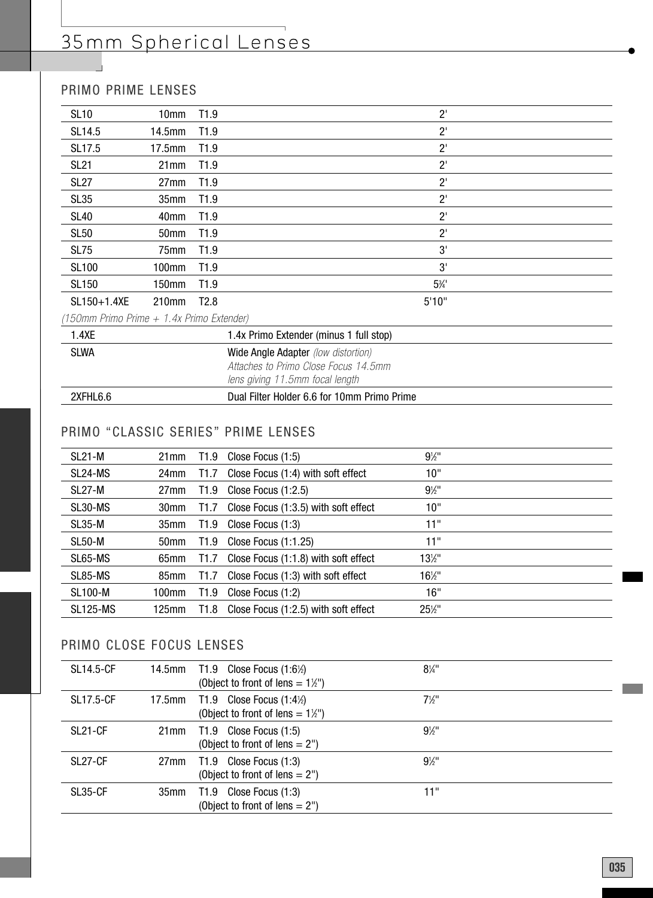# 35mm Spherical Lenses

## PRIMO PRIME LENSES

| | | | | |
|---|---|---|---|---|
| SL10 | 10mm | T1.9 | | 2' |
| SL14.5 | 14.5mm | T1.9 | | 2' |
| SL17.5 | 17.5mm | T1.9 | | 2' |
| SL21 | 21mm | T1.9 | | 2' |
| SL27 | 27mm | T1.9 | | 2' |
| SL35 | 35mm | T1.9 | | 2' |
| SL40 | 40mm | T1.9 | | 2' |
| SL50 | 50mm | T1.9 | | 2' |
| SL75 | 75mm | T1.9 | | 3' |
| SL100 | 100mm | T1.9 | | 3' |
| SL150 | 150mm | T1.9 | | 5¾' |
| SL150+1.4XE | 210mm | T2.8 | | 5'10" |

*(150mm Primo Prime + 1.4x Primo Extender)*

| | |
|---|---|
| 1.4XE | 1.4x Primo Extender (minus 1 full stop) |
| SLWA | Wide Angle Adapter *(low distortion)* *Attaches to Primo Close Focus 14.5mm lens giving 11.5mm focal length* |
| 2XFHL6.6 | Dual Filter Holder 6.6 for 10mm Primo Prime |

## PRIMO "CLASSIC SERIES" PRIME LENSES

| | | | | |
|---|---|---|---|---|
| SL21-M | 21mm | T1.9 | Close Focus (1:5) | 9½" |
| SL24-MS | 24mm | T1.7 | Close Focus (1:4) with soft effect | 10" |
| SL27-M | 27mm | T1.9 | Close Focus (1:2.5) | 9½" |
| SL30-MS | 30mm | T1.7 | Close Focus (1:3.5) with soft effect | 10" |
| SL35-M | 35mm | T1.9 | Close Focus (1:3) | 11" |
| SL50-M | 50mm | T1.9 | Close Focus (1:1.25) | 11" |
| SL65-MS | 65mm | T1.7 | Close Focus (1:1.8) with soft effect | 13½" |
| SL85-MS | 85mm | T1.7 | Close Focus (1:3) with soft effect | 16½" |
| SL100-M | 100mm | T1.9 | Close Focus (1:2) | 16" |
| SL125-MS | 125mm | T1.8 | Close Focus (1:2.5) with soft effect | 25½" |

## PRIMO CLOSE FOCUS LENSES

| | | | | |
|---|---|---|---|---|
| SL14.5-CF | 14.5mm | T1.9 | Close Focus (1:6½) (Object to front of lens = 1½") | 8¼" |
| SL17.5-CF | 17.5mm | T1.9 | Close Focus (1:4½) (Object to front of lens = 1½") | 7½" |
| SL21-CF | 21mm | T1.9 | Close Focus (1:5) (Object to front of lens = 2") | 9½" |
| SL27-CF | 27mm | T1.9 | Close Focus (1:3) (Object to front of lens = 2") | 9½" |
| SL35-CF | 35mm | T1.9 | Close Focus (1:3) (Object to front of lens = 2") | 11" |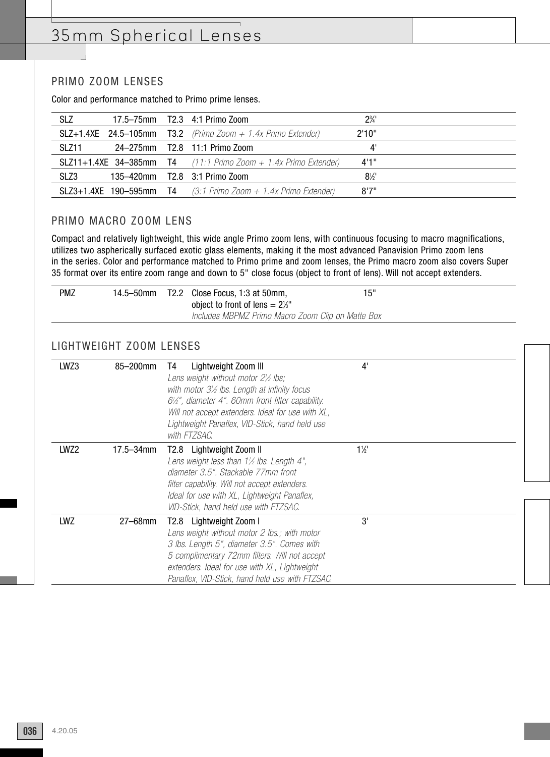# 35mm Spherical Lenses

## PRIMO ZOOM LENSES

Color and performance matched to Primo prime lenses.

| | | | | |
|---|---|---|---|---|
| SLZ | 17.5–75mm | T2.3 | 4:1 Primo Zoom | 2¾' |
| SLZ+1.4XE | 24.5–105mm | T3.2 | *(Primo Zoom + 1.4x Primo Extender)* | 2'10" |
| SLZ11 | 24–275mm | T2.8 | 11:1 Primo Zoom | 4' |
| SLZ11+1.4XE | 34–385mm | T4 | *(11:1 Primo Zoom + 1.4x Primo Extender)* | 4'1" |
| SLZ3 | 135–420mm | T2.8 | 3:1 Primo Zoom | 8½' |
| SLZ3+1.4XE | 190–595mm | T4 | *(3:1 Primo Zoom + 1.4x Primo Extender)* | 8'7" |

## PRIMO MACRO ZOOM LENS

Compact and relatively lightweight, this wide angle Primo zoom lens, with continuous focusing to macro magnifications, utilizes two aspherically surfaced exotic glass elements, making it the most advanced Panavision Primo zoom lens in the series. Color and performance matched to Primo prime and zoom lenses, the Primo macro zoom also covers Super 35 format over its entire zoom range and down to 5" close focus (object to front of lens). Will not accept extenders.

| | | | | |
|---|---|---|---|---|
| PMZ | 14.5–50mm | T2.2 | Close Focus, 1:3 at 50mm, object to front of lens = 2⅛" *Includes MBPMZ Primo Macro Zoom Clip on Matte Box* | 15" |

## LIGHTWEIGHT ZOOM LENSES

| | | | | |
|---|---|---|---|---|
| LWZ3 | 85–200mm | T4 | Lightweight Zoom III *Lens weight without motor 2½ lbs; with motor 3½ lbs. Length at infinity focus 6½", diameter 4". 60mm front filter capability. Will not accept extenders. Ideal for use with XL, Lightweight Panaflex, VID-Stick, hand held use with FTZSAC.* | 4' |
| LWZ2 | 17.5–34mm | T2.8 | Lightweight Zoom II *Lens weight less than 1½ lbs. Length 4", diameter 3.5". Stackable 77mm front filter capability. Will not accept extenders. Ideal for use with XL, Lightweight Panaflex, VID-Stick, hand held use with FTZSAC.* | 1½' |
| LWZ | 27–68mm | T2.8 | Lightweight Zoom I *Lens weight without motor 2 lbs.; with motor 3 lbs. Length 5", diameter 3.5". Comes with 5 complimentary 72mm filters. Will not accept extenders. Ideal for use with XL, Lightweight Panaflex, VID-Stick, hand held use with FTZSAC.* | 3' |

4.20.05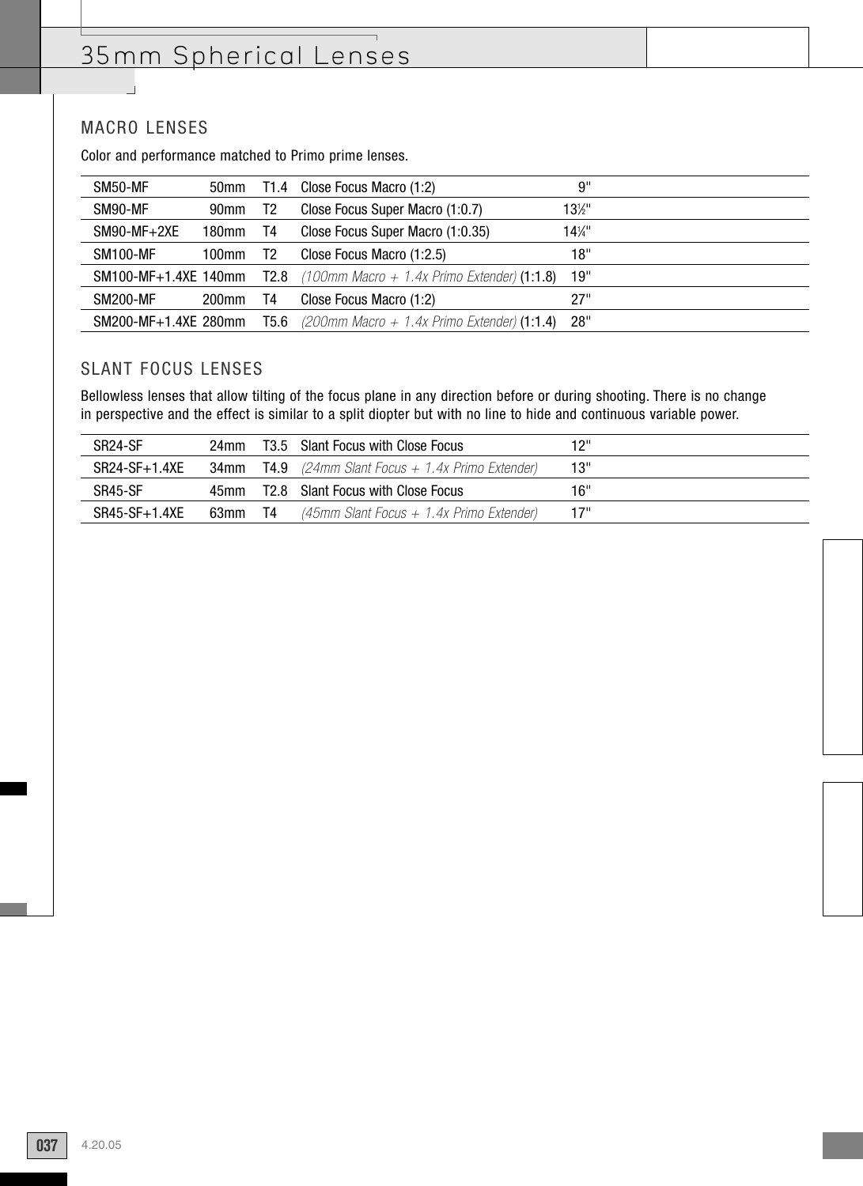# 35mm Spherical Lenses

## MACRO LENSES

Color and performance matched to Primo prime lenses.

| | | | | |
|---|---|---|---|---|
| SM50-MF | 50mm | T1.4 | Close Focus Macro (1:2) | 9" |
| SM90-MF | 90mm | T2 | Close Focus Super Macro (1:0.7) | 13½" |
| SM90-MF+2XE | 180mm | T4 | Close Focus Super Macro (1:0.35) | 14¼" |
| SM100-MF | 100mm | T2 | Close Focus Macro (1:2.5) | 18" |
| SM100-MF+1.4XE | 140mm | T2.8 | *(100mm Macro + 1.4x Primo Extender)* (1:1.8) | 19" |
| SM200-MF | 200mm | T4 | Close Focus Macro (1:2) | 27" |
| SM200-MF+1.4XE | 280mm | T5.6 | *(200mm Macro + 1.4x Primo Extender)* (1:1.4) | 28" |

## SLANT FOCUS LENSES

Bellowless lenses that allow tilting of the focus plane in any direction before or during shooting. There is no change in perspective and the effect is similar to a split diopter but with no line to hide and continuous variable power.

| | | | | |
|---|---|---|---|---|
| SR24-SF | 24mm | T3.5 | Slant Focus with Close Focus | 12" |
| SR24-SF+1.4XE | 34mm | T4.9 | *(24mm Slant Focus + 1.4x Primo Extender)* | 13" |
| SR45-SF | 45mm | T2.8 | Slant Focus with Close Focus | 16" |
| SR45-SF+1.4XE | 63mm | T4 | *(45mm Slant Focus + 1.4x Primo Extender)* | 17" |

4.20.05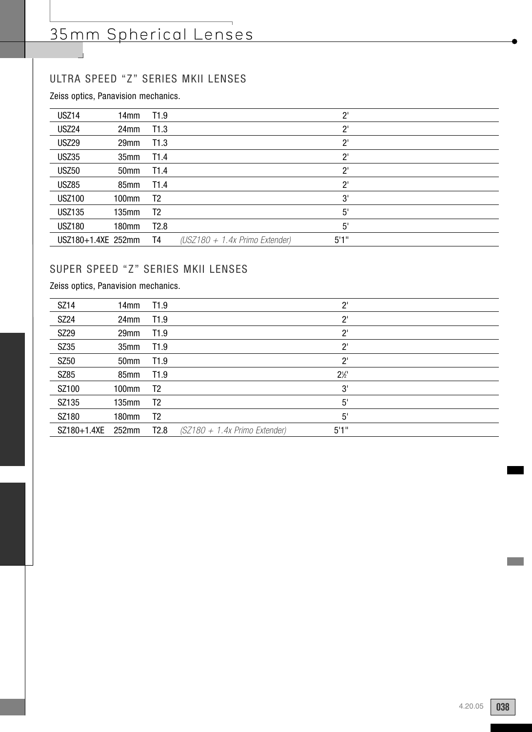# 35mm Spherical Lenses

## ULTRA SPEED "Z" SERIES MKII LENSES

Zeiss optics, Panavision mechanics.

| | | | | |
|---|---|---|---|---|
| USZ14 | 14mm | T1.9 | | 2' |
| USZ24 | 24mm | T1.3 | | 2' |
| USZ29 | 29mm | T1.3 | | 2' |
| USZ35 | 35mm | T1.4 | | 2' |
| USZ50 | 50mm | T1.4 | | 2' |
| USZ85 | 85mm | T1.4 | | 2' |
| USZ100 | 100mm | T2 | | 3' |
| USZ135 | 135mm | T2 | | 5' |
| USZ180 | 180mm | T2.8 | | 5' |
| USZ180+1.4XE | 252mm | T4 | *(USZ180 + 1.4x Primo Extender)* | 5'1" |

## SUPER SPEED "Z" SERIES MKII LENSES

Zeiss optics, Panavision mechanics.

| | | | | |
|---|---|---|---|---|
| SZ14 | 14mm | T1.9 | | 2' |
| SZ24 | 24mm | T1.9 | | 2' |
| SZ29 | 29mm | T1.9 | | 2' |
| SZ35 | 35mm | T1.9 | | 2' |
| SZ50 | 50mm | T1.9 | | 2' |
| SZ85 | 85mm | T1.9 | | 2½' |
| SZ100 | 100mm | T2 | | 3' |
| SZ135 | 135mm | T2 | | 5' |
| SZ180 | 180mm | T2 | | 5' |
| SZ180+1.4XE | 252mm | T2.8 | *(SZ180 + 1.4x Primo Extender)* | 5'1" |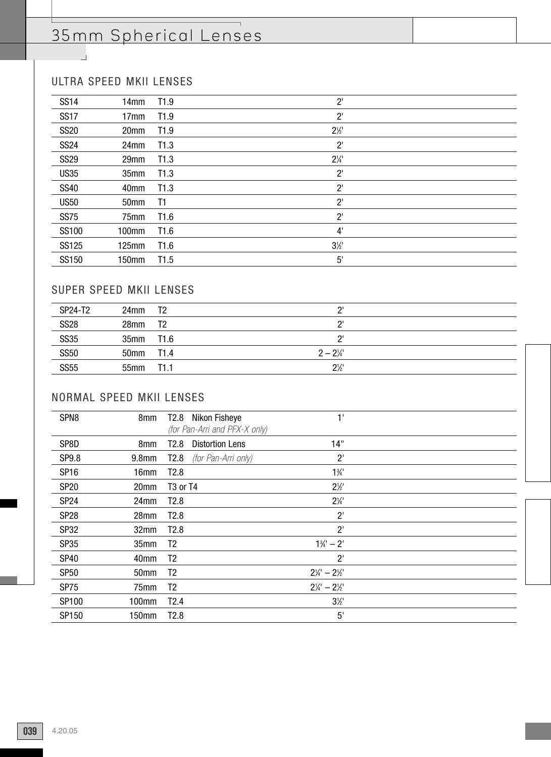# 35mm Spherical Lenses

## ULTRA SPEED MKII LENSES

| | | | |
|---|---|---|---|
| SS14 | 14mm | T1.9 | 2' |
| SS17 | 17mm | T1.9 | 2' |
| SS20 | 20mm | T1.9 | 2½' |
| SS24 | 24mm | T1.3 | 2' |
| SS29 | 29mm | T1.3 | 2¼' |
| US35 | 35mm | T1.3 | 2' |
| SS40 | 40mm | T1.3 | 2' |
| US50 | 50mm | T1 | 2' |
| SS75 | 75mm | T1.6 | 2' |
| SS100 | 100mm | T1.6 | 4' |
| SS125 | 125mm | T1.6 | 3½' |
| SS150 | 150mm | T1.5 | 5' |

## SUPER SPEED MKII LENSES

| | | | |
|---|---|---|---|
| SP24-T2 | 24mm | T2 | 2' |
| SS28 | 28mm | T2 | 2' |
| SS35 | 35mm | T1.6 | 2' |
| SS50 | 50mm | T1.4 | 2 – 2¼' |
| SS55 | 55mm | T1.1 | 2½' |

## NORMAL SPEED MKII LENSES

| | | | |
|---|---|---|---|
| SPN8 | 8mm | T2.8 Nikon Fisheye *(for Pan-Arri and PFX-X only)* | 1' |
| SP8D | 8mm | T2.8 Distortion Lens | 14" |
| SP9.8 | 9.8mm | T2.8 *(for Pan-Arri only)* | 2' |
| SP16 | 16mm | T2.8 | 1¾' |
| SP20 | 20mm | T3 or T4 | 2½' |
| SP24 | 24mm | T2.8 | 2¼' |
| SP28 | 28mm | T2.8 | 2' |
| SP32 | 32mm | T2.8 | 2' |
| SP35 | 35mm | T2 | 1¾' – 2' |
| SP40 | 40mm | T2 | 2' |
| SP50 | 50mm | T2 | 2¼' – 2½' |
| SP75 | 75mm | T2 | 2¼' – 2½' |
| SP100 | 100mm | T2.4 | 3½' |
| SP150 | 150mm | T2.8 | 5' |

4.20.05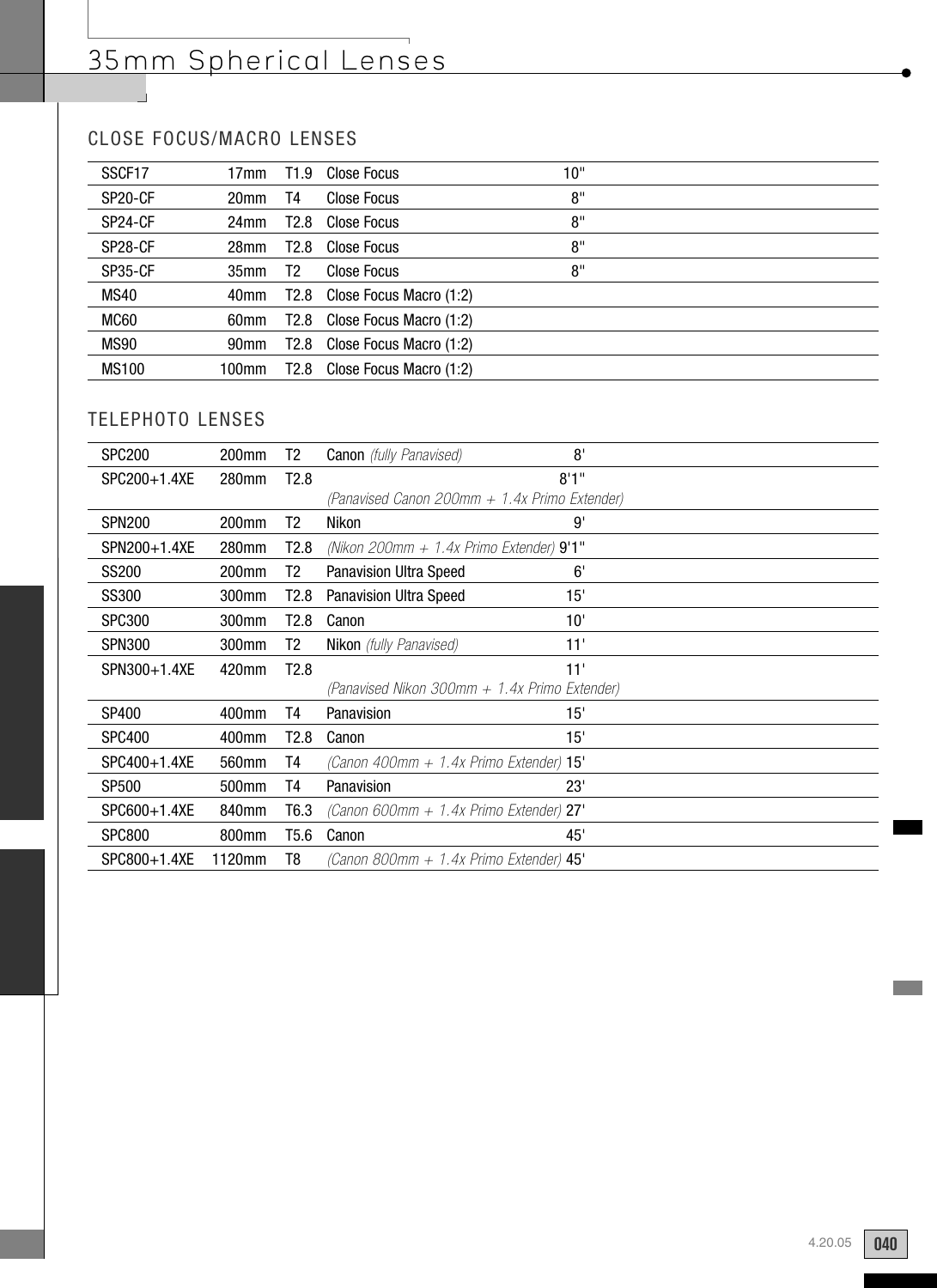# 35mm Spherical Lenses

## CLOSE FOCUS/MACRO LENSES

| | | | | |
|---|---|---|---|---|
| SSCF17 | 17mm | T1.9 | Close Focus | 10" |
| SP20-CF | 20mm | T4 | Close Focus | 8" |
| SP24-CF | 24mm | T2.8 | Close Focus | 8" |
| SP28-CF | 28mm | T2.8 | Close Focus | 8" |
| SP35-CF | 35mm | T2 | Close Focus | 8" |
| MS40 | 40mm | T2.8 | Close Focus Macro (1:2) | |
| MC60 | 60mm | T2.8 | Close Focus Macro (1:2) | |
| MS90 | 90mm | T2.8 | Close Focus Macro (1:2) | |
| MS100 | 100mm | T2.8 | Close Focus Macro (1:2) | |

## TELEPHOTO LENSES

| | | | | |
|---|---|---|---|---|
| SPC200 | 200mm | T2 | Canon *(fully Panavised)* | 8' |
| SPC200+1.4XE | 280mm | T2.8 | *(Panavised Canon 200mm + 1.4x Primo Extender)* | 8'1" |
| SPN200 | 200mm | T2 | Nikon | 9' |
| SPN200+1.4XE | 280mm | T2.8 | *(Nikon 200mm + 1.4x Primo Extender)* | 9'1" |
| SS200 | 200mm | T2 | Panavision Ultra Speed | 6' |
| SS300 | 300mm | T2.8 | Panavision Ultra Speed | 15' |
| SPC300 | 300mm | T2.8 | Canon | 10' |
| SPN300 | 300mm | T2 | Nikon *(fully Panavised)* | 11' |
| SPN300+1.4XE | 420mm | T2.8 | *(Panavised Nikon 300mm + 1.4x Primo Extender)* | 11' |
| SP400 | 400mm | T4 | Panavision | 15' |
| SPC400 | 400mm | T2.8 | Canon | 15' |
| SPC400+1.4XE | 560mm | T4 | *(Canon 400mm + 1.4x Primo Extender)* | 15' |
| SP500 | 500mm | T4 | Panavision | 23' |
| SPC600+1.4XE | 840mm | T6.3 | *(Canon 600mm + 1.4x Primo Extender)* | 27' |
| SPC800 | 800mm | T5.6 | Canon | 45' |
| SPC800+1.4XE | 1120mm | T8 | *(Canon 800mm + 1.4x Primo Extender)* | 45' |

4.20.05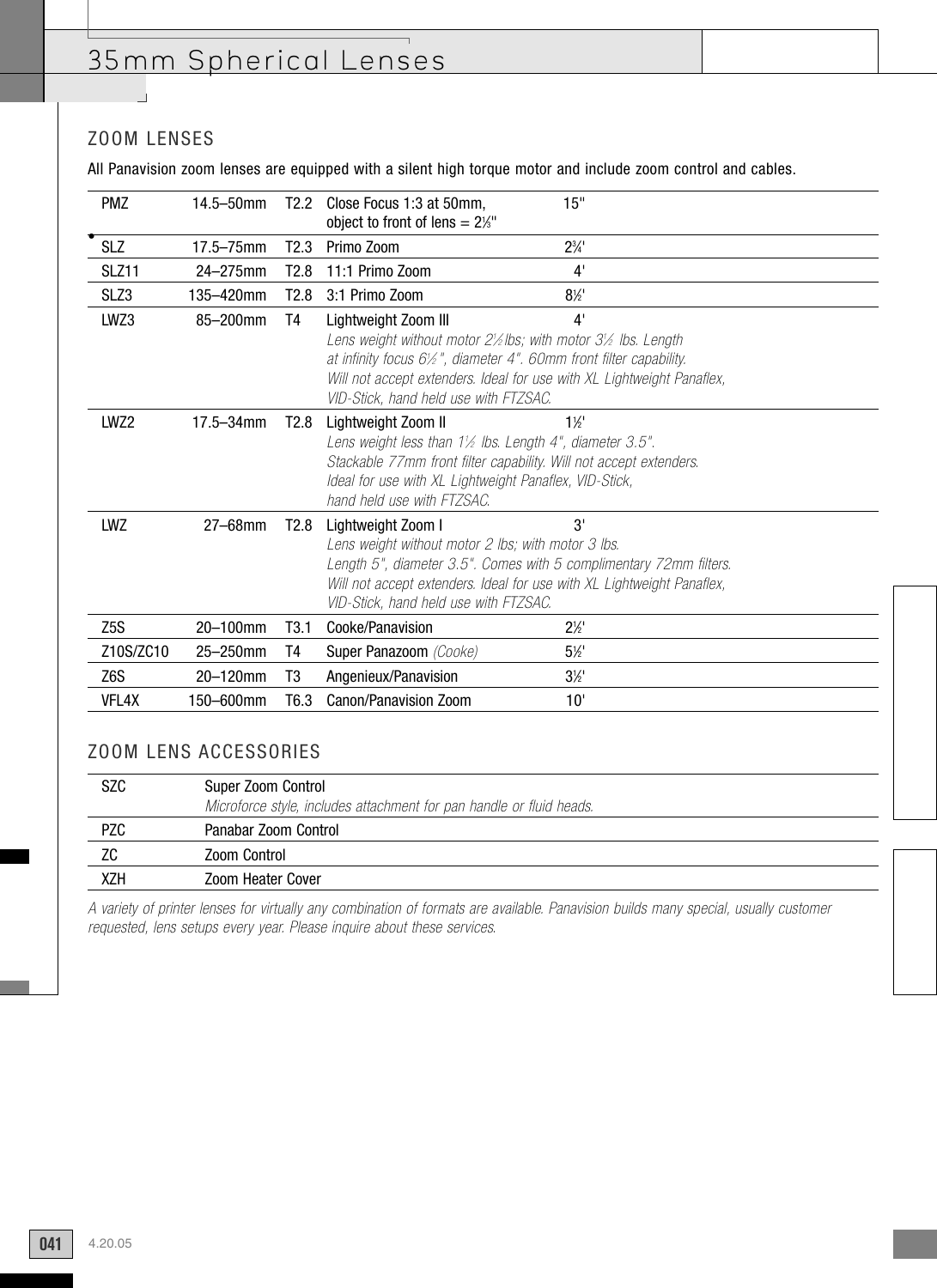# 35mm Spherical Lenses

## ZOOM LENSES

All Panavision zoom lenses are equipped with a silent high torque motor and include zoom control and cables.

| | | | | |
|---|---|---|---|---|
| PMZ | 14.5–50mm | T2.2 | Close Focus 1:3 at 50mm, object to front of lens = 2⅓" | 15" |
| SLZ | 17.5–75mm | T2.3 | Primo Zoom | 2¾' |
| SLZ11 | 24–275mm | T2.8 | 11:1 Primo Zoom | 4' |
| SLZ3 | 135–420mm | T2.8 | 3:1 Primo Zoom | 8½' |
| LWZ3 | 85–200mm | T4 | Lightweight Zoom III *Lens weight without motor 2½ lbs; with motor 3½ lbs. Length at infinity focus 6½", diameter 4". 60mm front filter capability. Will not accept extenders. Ideal for use with XL Lightweight Panaflex, VID-Stick, hand held use with FTZSAC.* | 4' |
| LWZ2 | 17.5–34mm | T2.8 | Lightweight Zoom II *Lens weight less than 1½ lbs. Length 4", diameter 3.5". Stackable 77mm front filter capability. Will not accept extenders. Ideal for use with XL Lightweight Panaflex, VID-Stick, hand held use with FTZSAC.* | 1½' |
| LWZ | 27–68mm | T2.8 | Lightweight Zoom I *Lens weight without motor 2 lbs; with motor 3 lbs. Length 5", diameter 3.5". Comes with 5 complimentary 72mm filters. Will not accept extenders. Ideal for use with XL Lightweight Panaflex, VID-Stick, hand held use with FTZSAC.* | 3' |
| Z5S | 20–100mm | T3.1 | Cooke/Panavision | 2½' |
| Z10S/ZC10 | 25–250mm | T4 | Super Panazoom *(Cooke)* | 5½' |
| Z6S | 20–120mm | T3 | Angenieux/Panavision | 3½' |
| VFL4X | 150–600mm | T6.3 | Canon/Panavision Zoom | 10' |

## ZOOM LENS ACCESSORIES

| | |
|---|---|
| SZC | Super Zoom Control *Microforce style, includes attachment for pan handle or fluid heads.* |
| PZC | Panabar Zoom Control |
| ZC | Zoom Control |
| XZH | Zoom Heater Cover |

*A variety of printer lenses for virtually any combination of formats are available. Panavision builds many special, usually customer requested, lens setups every year. Please inquire about these services.*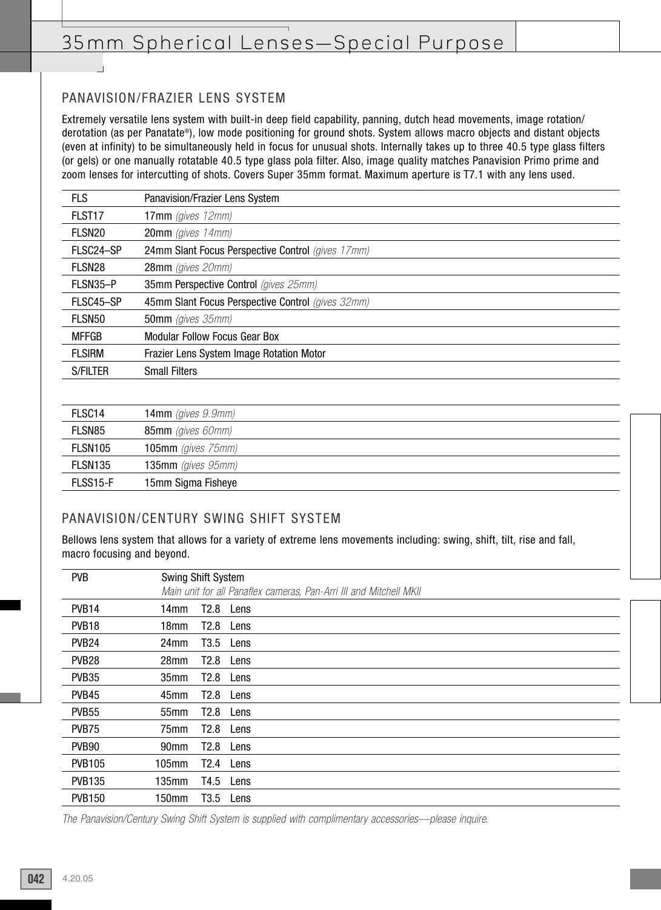# 35mm Spherical Lenses—Special Purpose

## PANAVISION/FRAZIER LENS SYSTEM

Extremely versatile lens system with built-in deep field capability, panning, dutch head movements, image rotation/derotation (as per Panatate®), low mode positioning for ground shots. System allows macro objects and distant objects (even at infinity) to be simultaneously held in focus for unusual shots. Internally takes up to three 40.5 type glass filters (or gels) or one manually rotatable 40.5 type glass pola filter. Also, image quality matches Panavision Primo prime and zoom lenses for intercutting of shots. Covers Super 35mm format. Maximum aperture is T7.1 with any lens used.

| | |
|---|---|
| FLS | Panavision/Frazier Lens System |
| FLST17 | 17mm *(gives 12mm)* |
| FLSN20 | 20mm *(gives 14mm)* |
| FLSC24–SP | 24mm Slant Focus Perspective Control *(gives 17mm)* |
| FLSN28 | 28mm *(gives 20mm)* |
| FLSN35–P | 35mm Perspective Control *(gives 25mm)* |
| FLSC45–SP | 45mm Slant Focus Perspective Control *(gives 32mm)* |
| FLSN50 | 50mm *(gives 35mm)* |
| MFFGB | Modular Follow Focus Gear Box |
| FLSIRM | Frazier Lens System Image Rotation Motor |
| S/FILTER | Small Filters |

| | |
|---|---|
| FLSC14 | 14mm *(gives 9.9mm)* |
| FLSN85 | 85mm *(gives 60mm)* |
| FLSN105 | 105mm *(gives 75mm)* |
| FLSN135 | 135mm *(gives 95mm)* |
| FLSS15-F | 15mm Sigma Fisheye |

## PANAVISION/CENTURY SWING SHIFT SYSTEM

Bellows lens system that allows for a variety of extreme lens movements including: swing, shift, tilt, rise and fall, macro focusing and beyond.

| | | | |
|---|---|---|---|
| PVB | Swing Shift System<br>*Main unit for all Panaflex cameras, Pan-Arri III and Mitchell MKII* | | |
| PVB14 | 14mm | T2.8 | Lens |
| PVB18 | 18mm | T2.8 | Lens |
| PVB24 | 24mm | T3.5 | Lens |
| PVB28 | 28mm | T2.8 | Lens |
| PVB35 | 35mm | T2.8 | Lens |
| PVB45 | 45mm | T2.8 | Lens |
| PVB55 | 55mm | T2.8 | Lens |
| PVB75 | 75mm | T2.8 | Lens |
| PVB90 | 90mm | T2.8 | Lens |
| PVB105 | 105mm | T2.4 | Lens |
| PVB135 | 135mm | T4.5 | Lens |
| PVB150 | 150mm | T3.5 | Lens |

*The Panavision/Century Swing Shift System is supplied with complimentary accessories—please inquire.*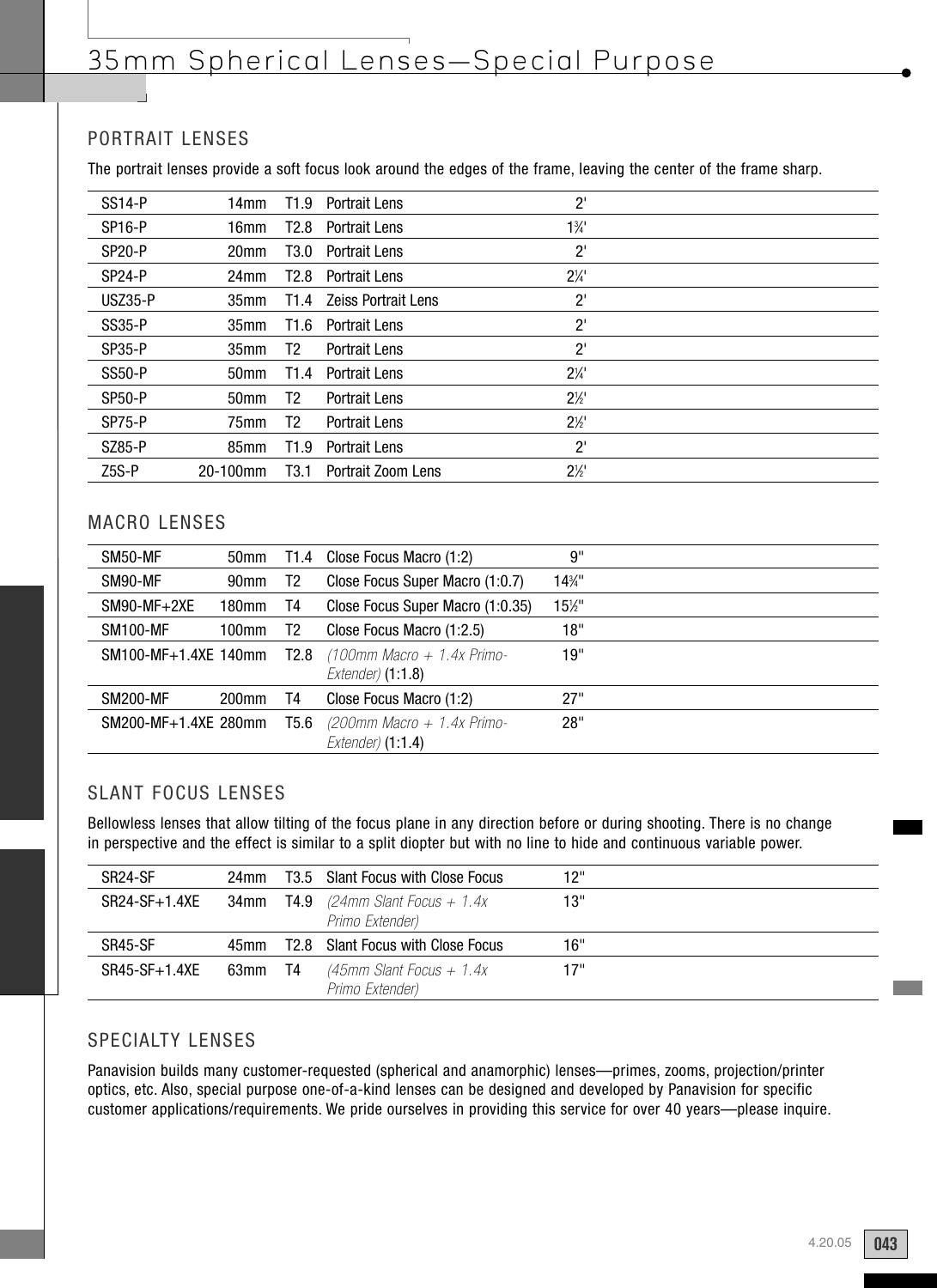# 35mm Spherical Lenses—Special Purpose

## PORTRAIT LENSES

The portrait lenses provide a soft focus look around the edges of the frame, leaving the center of the frame sharp.

| | | | | |
|---|---|---|---|---|
| SS14-P | 14mm | T1.9 | Portrait Lens | 2' |
| SP16-P | 16mm | T2.8 | Portrait Lens | 1¾' |
| SP20-P | 20mm | T3.0 | Portrait Lens | 2' |
| SP24-P | 24mm | T2.8 | Portrait Lens | 2¼' |
| USZ35-P | 35mm | T1.4 | Zeiss Portrait Lens | 2' |
| SS35-P | 35mm | T1.6 | Portrait Lens | 2' |
| SP35-P | 35mm | T2 | Portrait Lens | 2' |
| SS50-P | 50mm | T1.4 | Portrait Lens | 2¼' |
| SP50-P | 50mm | T2 | Portrait Lens | 2½' |
| SP75-P | 75mm | T2 | Portrait Lens | 2½' |
| SZ85-P | 85mm | T1.9 | Portrait Lens | 2' |
| Z5S-P | 20-100mm | T3.1 | Portrait Zoom Lens | 2½' |

## MACRO LENSES

| | | | | |
|---|---|---|---|---|
| SM50-MF | 50mm | T1.4 | Close Focus Macro (1:2) | 9" |
| SM90-MF | 90mm | T2 | Close Focus Super Macro (1:0.7) | 14¾" |
| SM90-MF+2XE | 180mm | T4 | Close Focus Super Macro (1:0.35) | 15½" |
| SM100-MF | 100mm | T2 | Close Focus Macro (1:2.5) | 18" |
| SM100-MF+1.4XE | 140mm | T2.8 | *(100mm Macro + 1.4x Primo-Extender)* (1:1.8) | 19" |
| SM200-MF | 200mm | T4 | Close Focus Macro (1:2) | 27" |
| SM200-MF+1.4XE | 280mm | T5.6 | *(200mm Macro + 1.4x Primo-Extender)* (1:1.4) | 28" |

## SLANT FOCUS LENSES

Bellowless lenses that allow tilting of the focus plane in any direction before or during shooting. There is no change in perspective and the effect is similar to a split diopter but with no line to hide and continuous variable power.

| | | | | |
|---|---|---|---|---|
| SR24-SF | 24mm | T3.5 | Slant Focus with Close Focus | 12" |
| SR24-SF+1.4XE | 34mm | T4.9 | *(24mm Slant Focus + 1.4x Primo Extender)* | 13" |
| SR45-SF | 45mm | T2.8 | Slant Focus with Close Focus | 16" |
| SR45-SF+1.4XE | 63mm | T4 | *(45mm Slant Focus + 1.4x Primo Extender)* | 17" |

## SPECIALTY LENSES

Panavision builds many customer-requested (spherical and anamorphic) lenses—primes, zooms, projection/printer optics, etc. Also, special purpose one-of-a-kind lenses can be designed and developed by Panavision for specific customer applications/requirements. We pride ourselves in providing this service for over 40 years—please inquire.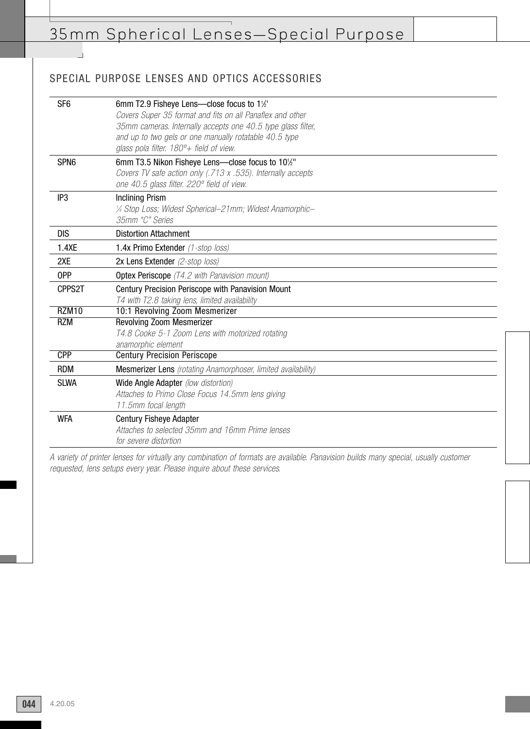# 35mm Spherical Lenses—Special Purpose

## SPECIAL PURPOSE LENSES AND OPTICS ACCESSORIES

| | |
|---|---|
| SF6 | 6mm T2.9 Fisheye Lens—close focus to 1½' *Covers Super 35 format and fits on all Panaflex and other 35mm cameras. Internally accepts one 40.5 type glass filter, and up to two gels or one manually rotatable 40.5 type glass pola filter. 180º+ field of view.* |
| SPN6 | 6mm T3.5 Nikon Fisheye Lens—close focus to 10½" *Covers TV safe action only (.713 x .535). Internally accepts one 40.5 glass filter. 220º field of view.* |
| IP3 | Inclining Prism *¼ Stop Loss; Widest Spherical–21mm; Widest Anamorphic–35mm "C" Series* |
| DIS | Distortion Attachment |
| 1.4XE | 1.4x Primo Extender *(1-stop loss)* |
| 2XE | 2x Lens Extender *(2-stop loss)* |
| OPP | Optex Periscope *(T4.2 with Panavision mount)* |
| CPPS2T | Century Precision Periscope with Panavision Mount *T4 with T2.8 taking lens, limited availability* |
| RZM10 | 10:1 Revolving Zoom Mesmerizer |
| RZM | Revolving Zoom Mesmerizer *T4.8 Cooke 5-1 Zoom Lens with motorized rotating anamorphic element* |
| CPP | Century Precision Periscope |
| RDM | Mesmerizer Lens *(rotating Anamorphoser, limited availability)* |
| SLWA | Wide Angle Adapter *(low distortion)* *Attaches to Primo Close Focus 14.5mm lens giving 11.5mm focal length* |
| WFA | Century Fisheye Adapter *Attaches to selected 35mm and 16mm Prime lenses for severe distortion* |

*A variety of printer lenses for virtually any combination of formats are available. Panavision builds many special, usually customer requested, lens setups every year. Please inquire about these services.*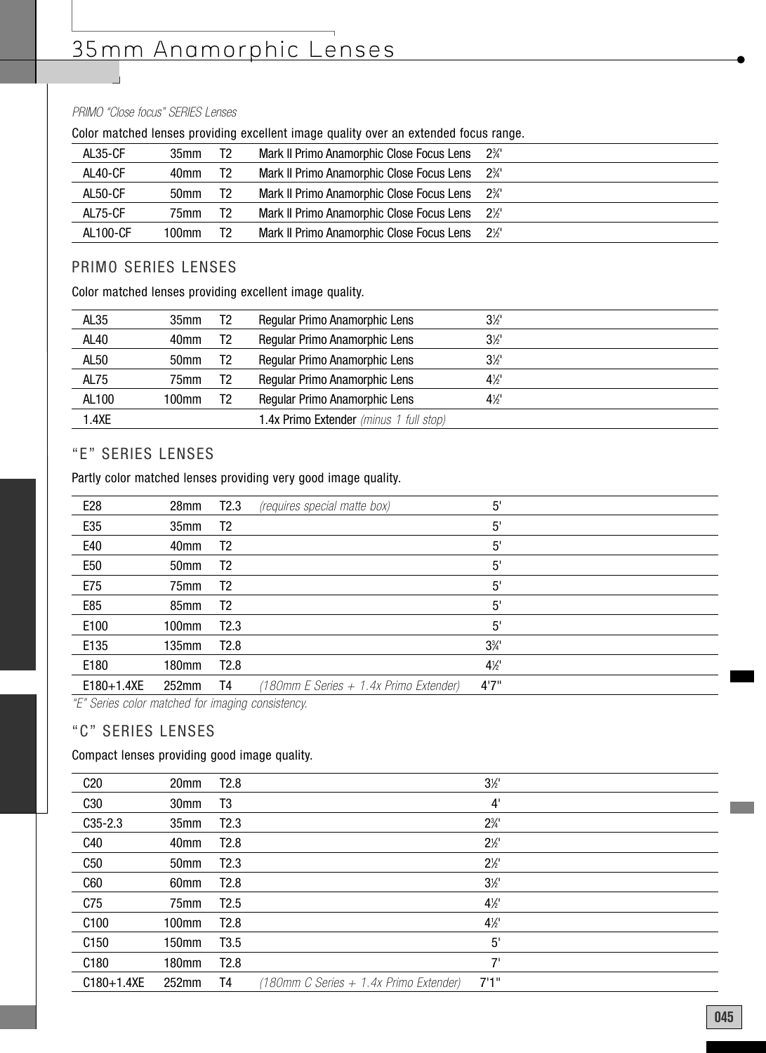# 35mm Anamorphic Lenses

*PRIMO "Close focus" SERIES Lenses*

Color matched lenses providing excellent image quality over an extended focus range.

| | | | | |
|---|---|---|---|---|
| AL35-CF | 35mm | T2 | Mark II Primo Anamorphic Close Focus Lens | 2¾' |
| AL40-CF | 40mm | T2 | Mark II Primo Anamorphic Close Focus Lens | 2¾' |
| AL50-CF | 50mm | T2 | Mark II Primo Anamorphic Close Focus Lens | 2¾' |
| AL75-CF | 75mm | T2 | Mark II Primo Anamorphic Close Focus Lens | 2½' |
| AL100-CF | 100mm | T2 | Mark II Primo Anamorphic Close Focus Lens | 2½' |

## PRIMO SERIES LENSES

Color matched lenses providing excellent image quality.

| | | | | |
|---|---|---|---|---|
| AL35 | 35mm | T2 | Regular Primo Anamorphic Lens | 3½' |
| AL40 | 40mm | T2 | Regular Primo Anamorphic Lens | 3½' |
| AL50 | 50mm | T2 | Regular Primo Anamorphic Lens | 3½' |
| AL75 | 75mm | T2 | Regular Primo Anamorphic Lens | 4½' |
| AL100 | 100mm | T2 | Regular Primo Anamorphic Lens | 4½' |
| 1.4XE | | | 1.4x Primo Extender *(minus 1 full stop)* | |

## "E" SERIES LENSES

Partly color matched lenses providing very good image quality.

| | | | | |
|---|---|---|---|---|
| E28 | 28mm | T2.3 | *(requires special matte box)* | 5' |
| E35 | 35mm | T2 | | 5' |
| E40 | 40mm | T2 | | 5' |
| E50 | 50mm | T2 | | 5' |
| E75 | 75mm | T2 | | 5' |
| E85 | 85mm | T2 | | 5' |
| E100 | 100mm | T2.3 | | 5' |
| E135 | 135mm | T2.8 | | 3¾' |
| E180 | 180mm | T2.8 | | 4½' |
| E180+1.4XE | 252mm | T4 | *(180mm E Series + 1.4x Primo Extender)* | 4'7" |

*"E" Series color matched for imaging consistency.*

## "C" SERIES LENSES

Compact lenses providing good image quality.

| | | | | |
|---|---|---|---|---|
| C20 | 20mm | T2.8 | | 3½' |
| C30 | 30mm | T3 | | 4' |
| C35-2.3 | 35mm | T2.3 | | 2¾' |
| C40 | 40mm | T2.8 | | 2½' |
| C50 | 50mm | T2.3 | | 2½' |
| C60 | 60mm | T2.8 | | 3½' |
| C75 | 75mm | T2.5 | | 4½' |
| C100 | 100mm | T2.8 | | 4½' |
| C150 | 150mm | T3.5 | | 5' |
| C180 | 180mm | T2.8 | | 7' |
| C180+1.4XE | 252mm | T4 | *(180mm C Series + 1.4x Primo Extender)* | 7'1" |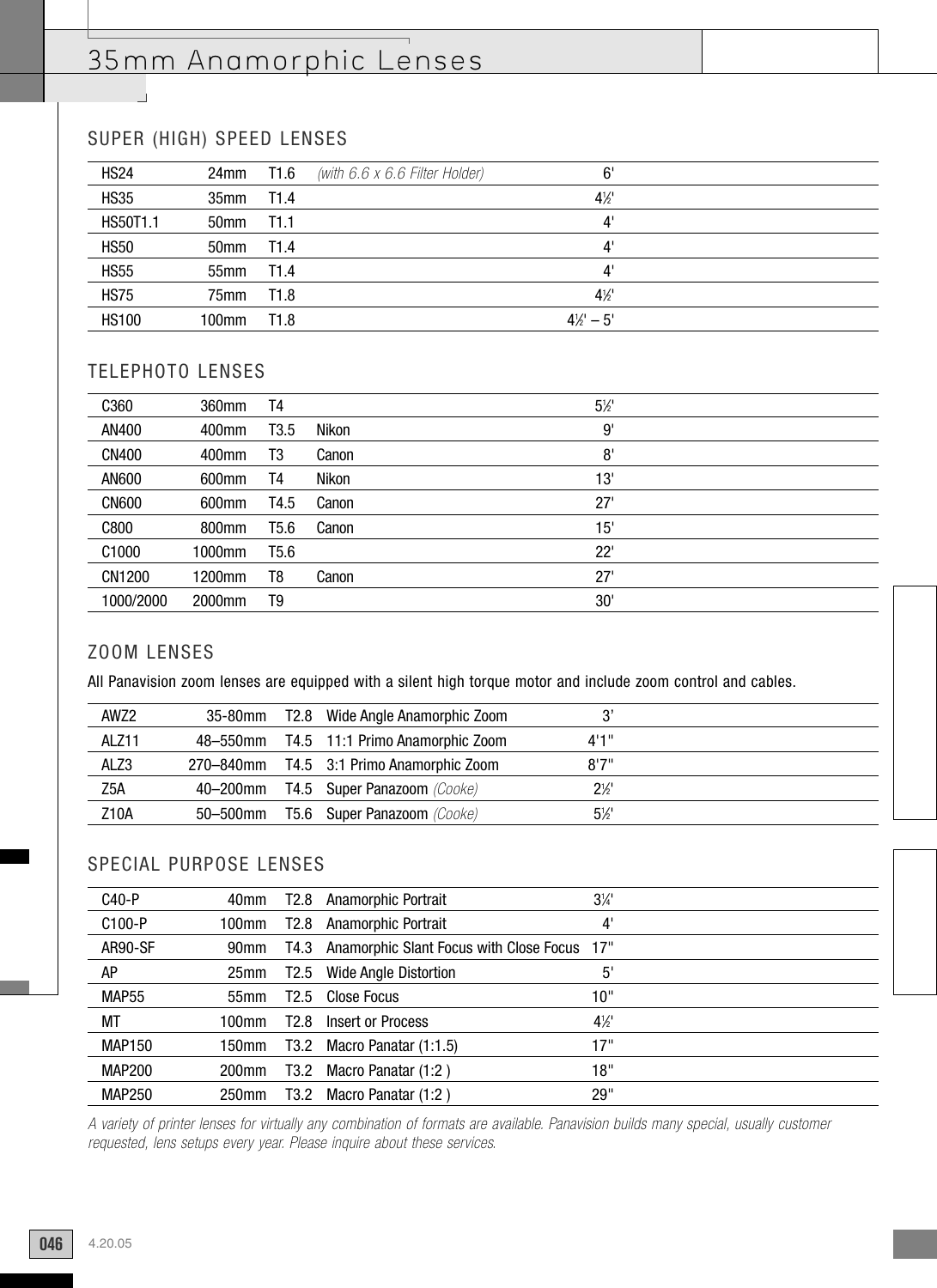# 35mm Anamorphic Lenses

## SUPER (HIGH) SPEED LENSES

| | | | | |
|---|---|---|---|---|
| HS24 | 24mm | T1.6 | *(with 6.6 x 6.6 Filter Holder)* | 6' |
| HS35 | 35mm | T1.4 | | 4½' |
| HS50T1.1 | 50mm | T1.1 | | 4' |
| HS50 | 50mm | T1.4 | | 4' |
| HS55 | 55mm | T1.4 | | 4' |
| HS75 | 75mm | T1.8 | | 4½' |
| HS100 | 100mm | T1.8 | | 4½' – 5' |

## TELEPHOTO LENSES

| | | | | |
|---|---|---|---|---|
| C360 | 360mm | T4 | | 5½' |
| AN400 | 400mm | T3.5 | Nikon | 9' |
| CN400 | 400mm | T3 | Canon | 8' |
| AN600 | 600mm | T4 | Nikon | 13' |
| CN600 | 600mm | T4.5 | Canon | 27' |
| C800 | 800mm | T5.6 | Canon | 15' |
| C1000 | 1000mm | T5.6 | | 22' |
| CN1200 | 1200mm | T8 | Canon | 27' |
| 1000/2000 | 2000mm | T9 | | 30' |

## ZOOM LENSES

All Panavision zoom lenses are equipped with a silent high torque motor and include zoom control and cables.

| | | | | |
|---|---|---|---|---|
| AWZ2 | 35-80mm | T2.8 | Wide Angle Anamorphic Zoom | 3' |
| ALZ11 | 48–550mm | T4.5 | 11:1 Primo Anamorphic Zoom | 4'1" |
| ALZ3 | 270–840mm | T4.5 | 3:1 Primo Anamorphic Zoom | 8'7" |
| Z5A | 40–200mm | T4.5 | Super Panazoom *(Cooke)* | 2½' |
| Z10A | 50–500mm | T5.6 | Super Panazoom *(Cooke)* | 5½' |

## SPECIAL PURPOSE LENSES

| | | | | |
|---|---|---|---|---|
| C40-P | 40mm | T2.8 | Anamorphic Portrait | 3¼' |
| C100-P | 100mm | T2.8 | Anamorphic Portrait | 4' |
| AR90-SF | 90mm | T4.3 | Anamorphic Slant Focus with Close Focus | 17" |
| AP | 25mm | T2.5 | Wide Angle Distortion | 5' |
| MAP55 | 55mm | T2.5 | Close Focus | 10" |
| MT | 100mm | T2.8 | Insert or Process | 4½' |
| MAP150 | 150mm | T3.2 | Macro Panatar (1:1.5) | 17" |
| MAP200 | 200mm | T3.2 | Macro Panatar (1:2 ) | 18" |
| MAP250 | 250mm | T3.2 | Macro Panatar (1:2 ) | 29" |

*A variety of printer lenses for virtually any combination of formats are available. Panavision builds many special, usually customer requested, lens setups every year. Please inquire about these services.*

4.20.05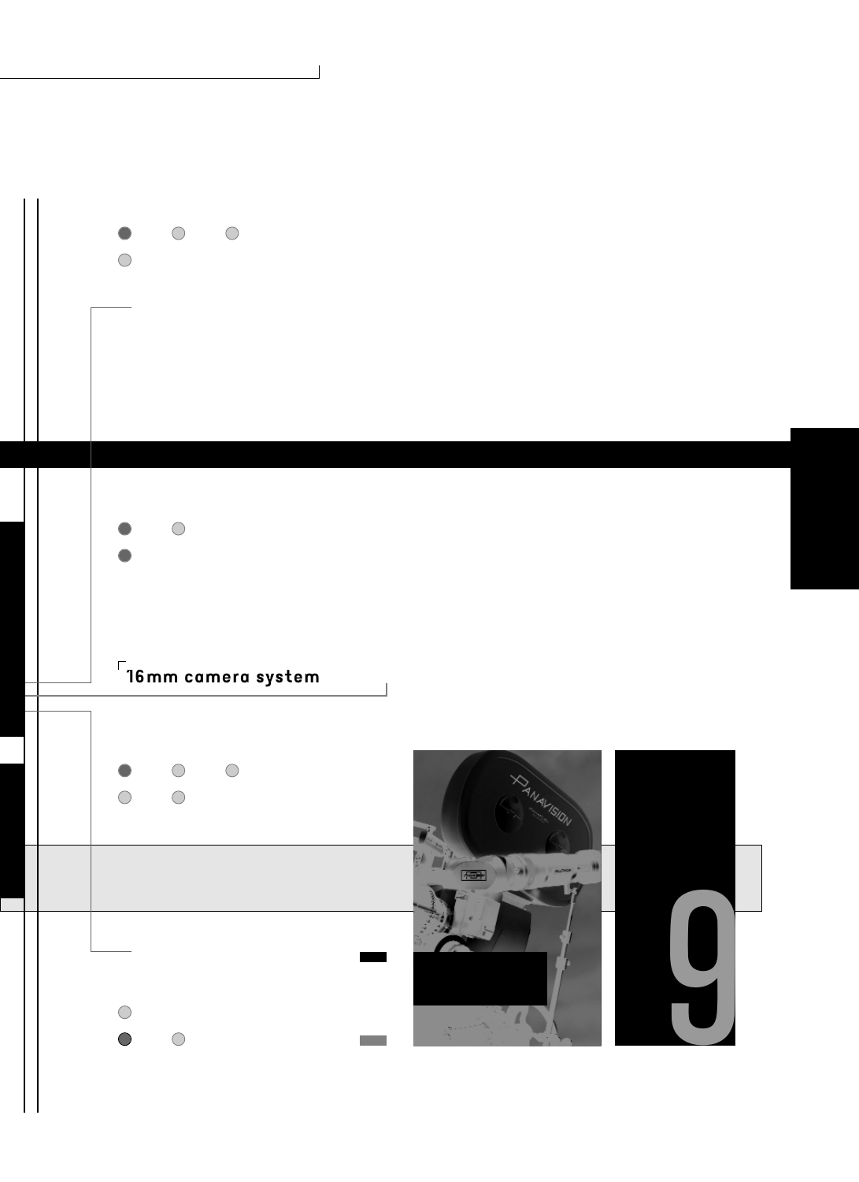16mm camera system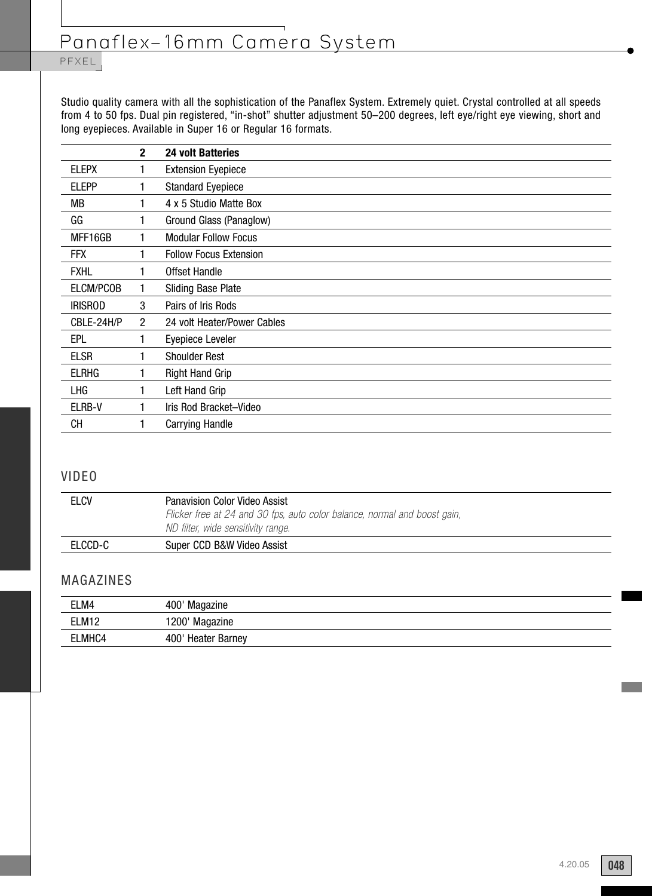# Panaflex–16mm Camera System

PFXEL

Studio quality camera with all the sophistication of the Panaflex System. Extremely quiet. Crystal controlled at all speeds from 4 to 50 fps. Dual pin registered, "in-shot" shutter adjustment 50–200 degrees, left eye/right eye viewing, short and long eyepieces. Available in Super 16 or Regular 16 formats.

| | | |
|---|---|---|
| | **2** | **24 volt Batteries** |
| ELEPX | 1 | Extension Eyepiece |
| ELEPP | 1 | Standard Eyepiece |
| MB | 1 | 4 x 5 Studio Matte Box |
| GG | 1 | Ground Glass (Panaglow) |
| MFF16GB | 1 | Modular Follow Focus |
| FFX | 1 | Follow Focus Extension |
| FXHL | 1 | Offset Handle |
| ELCM/PCOB | 1 | Sliding Base Plate |
| IRISROD | 3 | Pairs of Iris Rods |
| CBLE-24H/P | 2 | 24 volt Heater/Power Cables |
| EPL | 1 | Eyepiece Leveler |
| ELSR | 1 | Shoulder Rest |
| ELRHG | 1 | Right Hand Grip |
| LHG | 1 | Left Hand Grip |
| ELRB-V | 1 | Iris Rod Bracket–Video |
| CH | 1 | Carrying Handle |

## VIDEO

| | |
|---|---|
| ELCV | Panavision Color Video Assist<br>*Flicker free at 24 and 30 fps, auto color balance, normal and boost gain, ND filter, wide sensitivity range.* |
| ELCCD-C | Super CCD B&W Video Assist |

## MAGAZINES

| | |
|---|---|
| ELM4 | 400' Magazine |
| ELM12 | 1200' Magazine |
| ELMHC4 | 400' Heater Barney |

4.20.05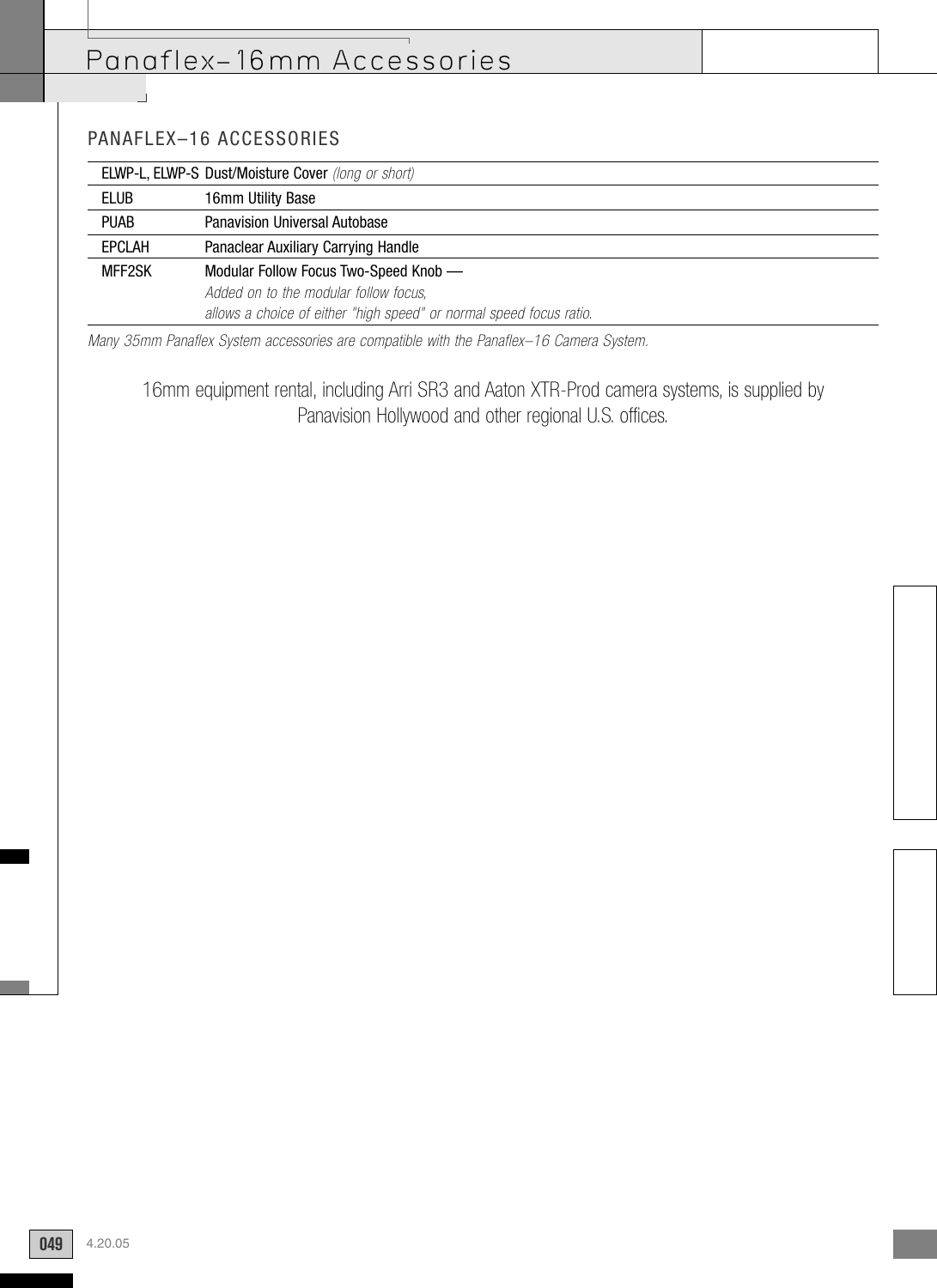# Panaflex–16mm Accessories

## PANAFLEX–16 ACCESSORIES

| | |
|---|---|
| ELWP-L, ELWP-S | Dust/Moisture Cover *(long or short)* |
| ELUB | 16mm Utility Base |
| PUAB | Panavision Universal Autobase |
| EPCLAH | Panaclear Auxiliary Carrying Handle |
| MFF2SK | Modular Follow Focus Two-Speed Knob — *Added on to the modular follow focus, allows a choice of either "high speed" or normal speed focus ratio.* |

*Many 35mm Panaflex System accessories are compatible with the Panaflex–16 Camera System.*

16mm equipment rental, including Arri SR3 and Aaton XTR-Prod camera systems, is supplied by Panavision Hollywood and other regional U.S. offices.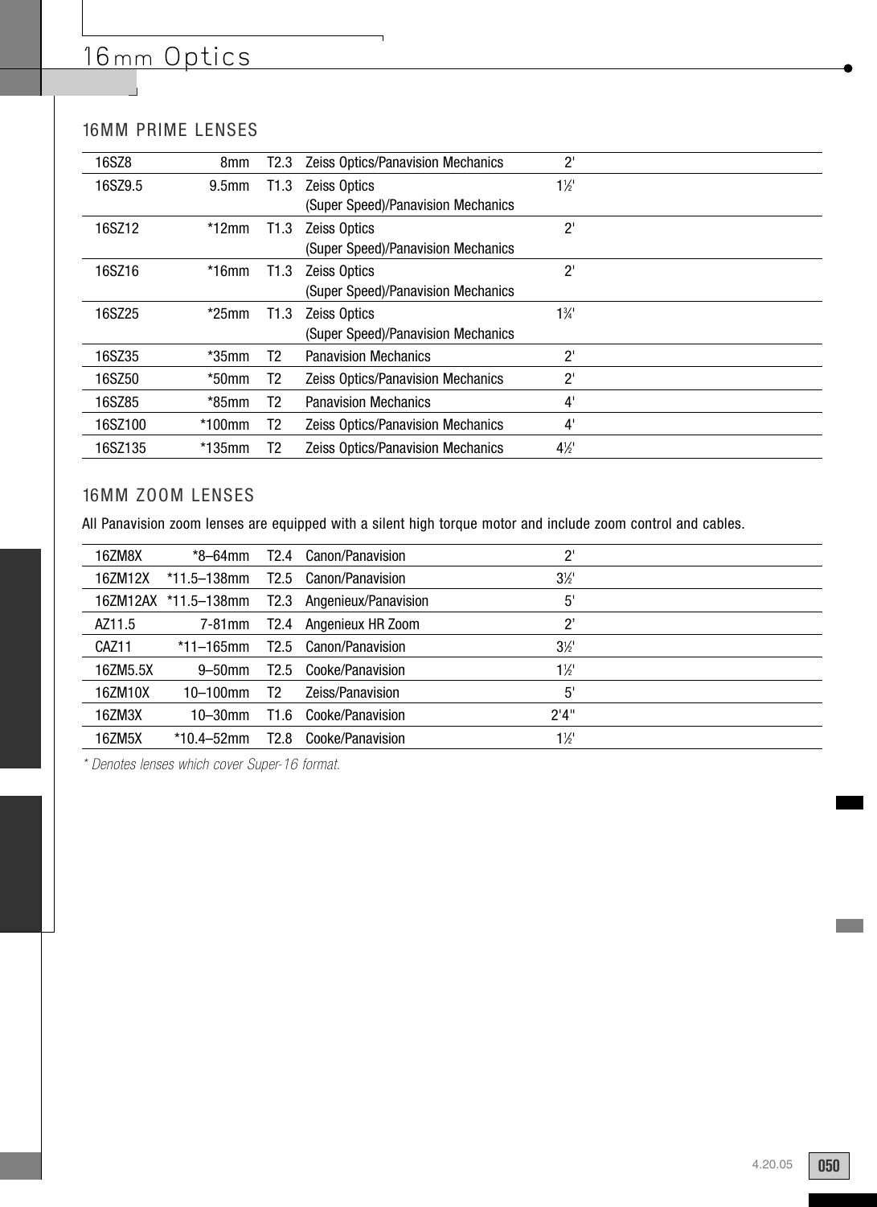# 16mm Optics

## 16MM PRIME LENSES

| | | | | |
|---|---|---|---|---|
| 16SZ8 | 8mm | T2.3 | Zeiss Optics/Panavision Mechanics | 2' |
| 16SZ9.5 | 9.5mm | T1.3 | Zeiss Optics (Super Speed)/Panavision Mechanics | 1½' |
| 16SZ12 | *12mm | T1.3 | Zeiss Optics (Super Speed)/Panavision Mechanics | 2' |
| 16SZ16 | *16mm | T1.3 | Zeiss Optics (Super Speed)/Panavision Mechanics | 2' |
| 16SZ25 | *25mm | T1.3 | Zeiss Optics (Super Speed)/Panavision Mechanics | 1¾' |
| 16SZ35 | *35mm | T2 | Panavision Mechanics | 2' |
| 16SZ50 | *50mm | T2 | Zeiss Optics/Panavision Mechanics | 2' |
| 16SZ85 | *85mm | T2 | Panavision Mechanics | 4' |
| 16SZ100 | *100mm | T2 | Zeiss Optics/Panavision Mechanics | 4' |
| 16SZ135 | *135mm | T2 | Zeiss Optics/Panavision Mechanics | 4½' |

## 16MM ZOOM LENSES

All Panavision zoom lenses are equipped with a silent high torque motor and include zoom control and cables.

| | | | | |
|---|---|---|---|---|
| 16ZM8X | *8–64mm | T2.4 | Canon/Panavision | 2' |
| 16ZM12X | *11.5–138mm | T2.5 | Canon/Panavision | 3½' |
| 16ZM12AX | *11.5–138mm | T2.3 | Angenieux/Panavision | 5' |
| AZ11.5 | 7-81mm | T2.4 | Angenieux HR Zoom | 2' |
| CAZ11 | *11–165mm | T2.5 | Canon/Panavision | 3½' |
| 16ZM5.5X | 9–50mm | T2.5 | Cooke/Panavision | 1½' |
| 16ZM10X | 10–100mm | T2 | Zeiss/Panavision | 5' |
| 16ZM3X | 10–30mm | T1.6 | Cooke/Panavision | 2'4" |
| 16ZM5X | *10.4–52mm | T2.8 | Cooke/Panavision | 1½' |

*\* Denotes lenses which cover Super-16 format.*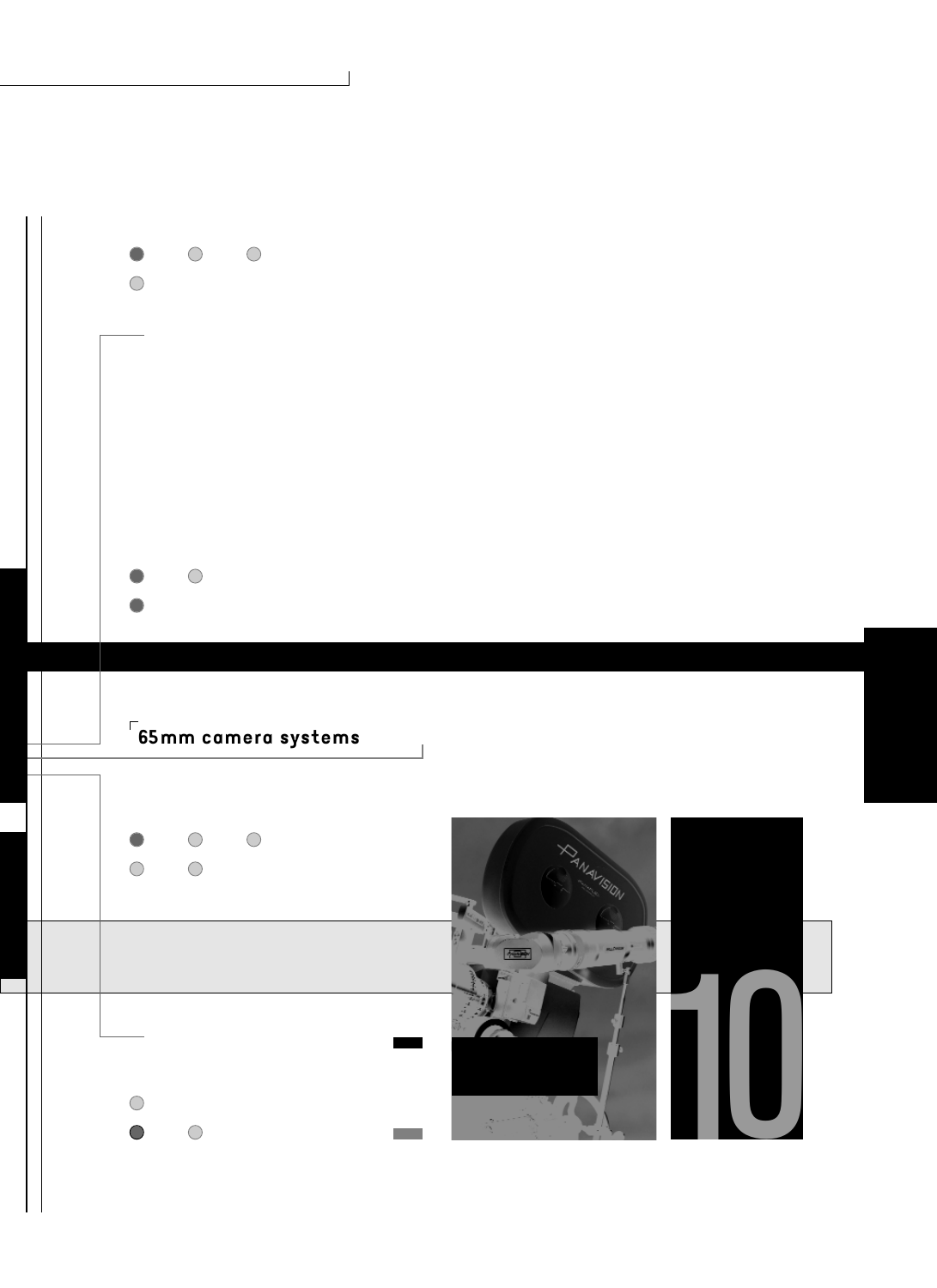## 65mm camera systems

10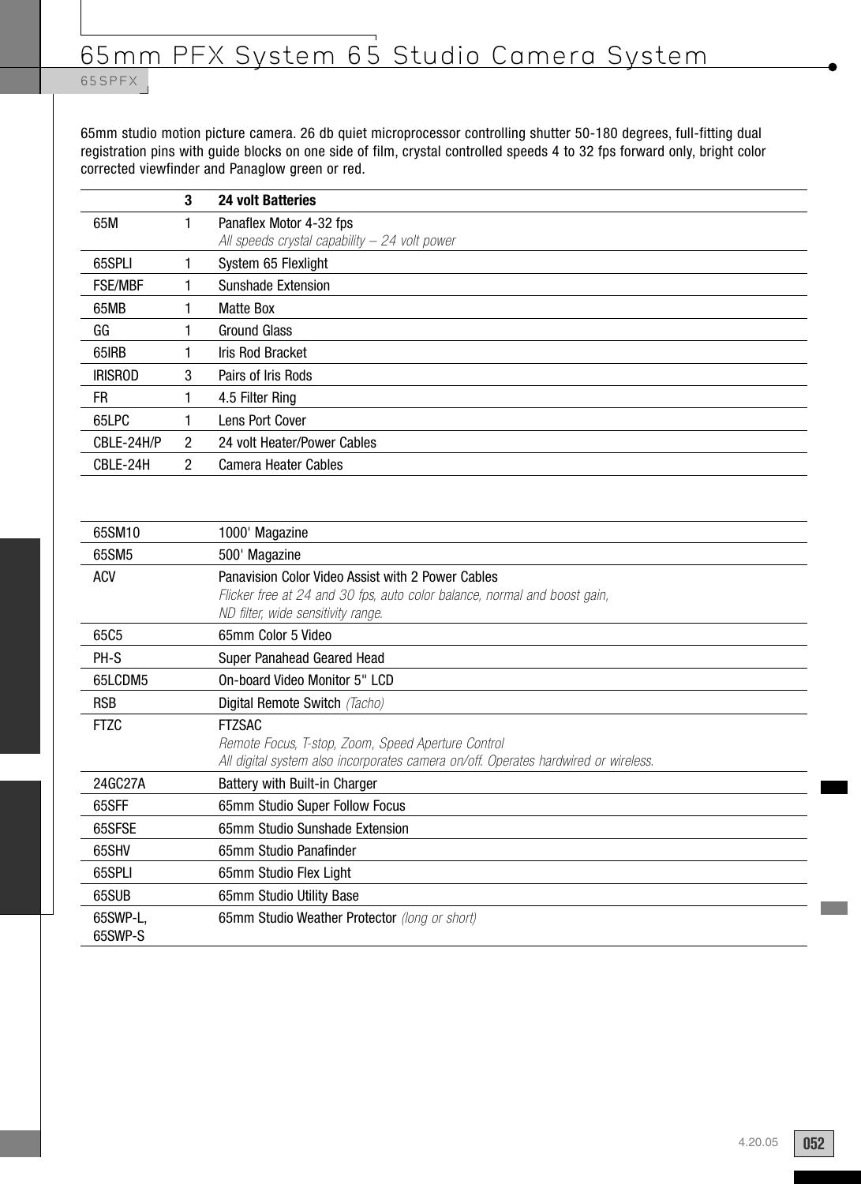# 65mm PFX System 65 Studio Camera System

65SPFX

65mm studio motion picture camera. 26 db quiet microprocessor controlling shutter 50-180 degrees, full-fitting dual registration pins with guide blocks on one side of film, crystal controlled speeds 4 to 32 fps forward only, bright color corrected viewfinder and Panaglow green or red.

| | 3 | **24 volt Batteries** |
|---|---|---|
| 65M | 1 | Panaflex Motor 4-32 fps<br>*All speeds crystal capability – 24 volt power* |
| 65SPLI | 1 | System 65 Flexlight |
| FSE/MBF | 1 | Sunshade Extension |
| 65MB | 1 | Matte Box |
| GG | 1 | Ground Glass |
| 65IRB | 1 | Iris Rod Bracket |
| IRISROD | 3 | Pairs of Iris Rods |
| FR | 1 | 4.5 Filter Ring |
| 65LPC | 1 | Lens Port Cover |
| CBLE-24H/P | 2 | 24 volt Heater/Power Cables |
| CBLE-24H | 2 | Camera Heater Cables |

| | |
|---|---|
| 65SM10 | 1000' Magazine |
| 65SM5 | 500' Magazine |
| ACV | Panavision Color Video Assist with 2 Power Cables<br>*Flicker free at 24 and 30 fps, auto color balance, normal and boost gain, ND filter, wide sensitivity range.* |
| 65C5 | 65mm Color 5 Video |
| PH-S | Super Panahead Geared Head |
| 65LCDM5 | On-board Video Monitor 5" LCD |
| RSB | Digital Remote Switch *(Tacho)* |
| FTZC | FTZSAC<br>*Remote Focus, T-stop, Zoom, Speed Aperture Control*<br>*All digital system also incorporates camera on/off. Operates hardwired or wireless.* |
| 24GC27A | Battery with Built-in Charger |
| 65SFF | 65mm Studio Super Follow Focus |
| 65SFSE | 65mm Studio Sunshade Extension |
| 65SHV | 65mm Studio Panafinder |
| 65SPLI | 65mm Studio Flex Light |
| 65SUB | 65mm Studio Utility Base |
| 65SWP-L,<br>65SWP-S | 65mm Studio Weather Protector *(long or short)* |

4.20.05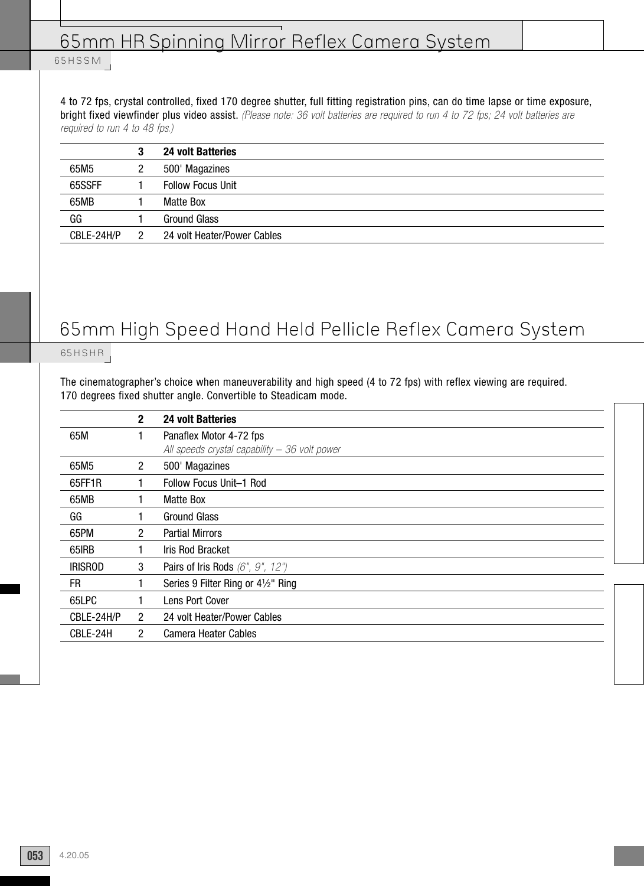# 65mm HR Spinning Mirror Reflex Camera System

65HSSM

4 to 72 fps, crystal controlled, fixed 170 degree shutter, full fitting registration pins, can do time lapse or time exposure, bright fixed viewfinder plus video assist. *(Please note: 36 volt batteries are required to run 4 to 72 fps; 24 volt batteries are required to run 4 to 48 fps.)*

| | | |
|---|---|---|
| | **3** | **24 volt Batteries** |
| 65M5 | 2 | 500' Magazines |
| 65SSFF | 1 | Follow Focus Unit |
| 65MB | 1 | Matte Box |
| GG | 1 | Ground Glass |
| CBLE-24H/P | 2 | 24 volt Heater/Power Cables |

# 65mm High Speed Hand Held Pellicle Reflex Camera System

65HSHR

The cinematographer's choice when maneuverability and high speed (4 to 72 fps) with reflex viewing are required. 170 degrees fixed shutter angle. Convertible to Steadicam mode.

| | | |
|---|---|---|
| | **2** | **24 volt Batteries** |
| 65M | 1 | Panaflex Motor 4-72 fps<br>*All speeds crystal capability – 36 volt power* |
| 65M5 | 2 | 500' Magazines |
| 65FF1R | 1 | Follow Focus Unit–1 Rod |
| 65MB | 1 | Matte Box |
| GG | 1 | Ground Glass |
| 65PM | 2 | Partial Mirrors |
| 65IRB | 1 | Iris Rod Bracket |
| IRISROD | 3 | Pairs of Iris Rods *(6", 9", 12")* |
| FR | 1 | Series 9 Filter Ring or 4½" Ring |
| 65LPC | 1 | Lens Port Cover |
| CBLE-24H/P | 2 | 24 volt Heater/Power Cables |
| CBLE-24H | 2 | Camera Heater Cables |

4.20.05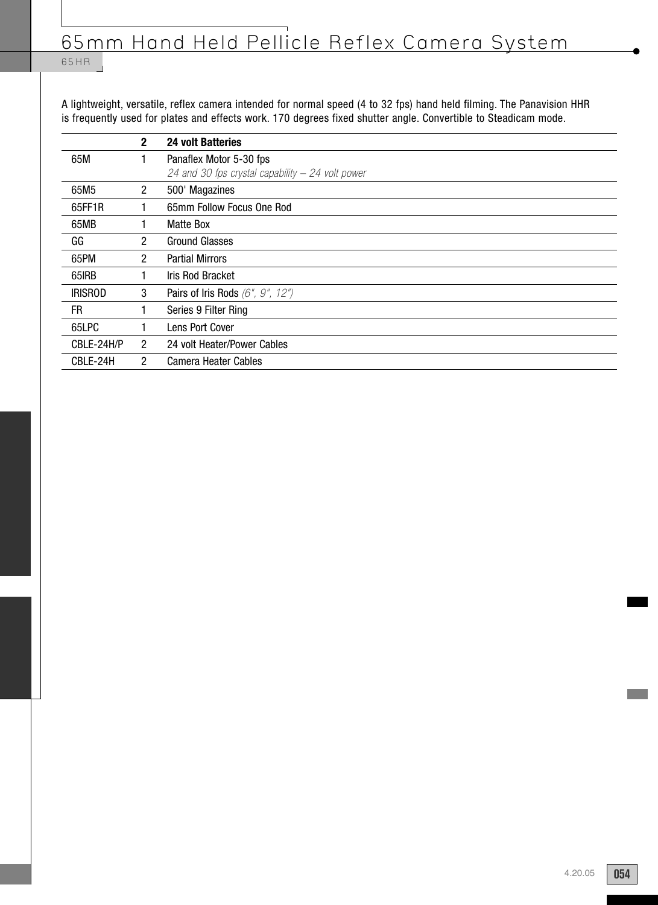# 65mm Hand Held Pellicle Reflex Camera System

65HR

A lightweight, versatile, reflex camera intended for normal speed (4 to 32 fps) hand held filming. The Panavision HHR is frequently used for plates and effects work. 170 degrees fixed shutter angle. Convertible to Steadicam mode.

| | 2 | **24 volt Batteries** |
|---|---|---|
| 65M | 1 | Panaflex Motor 5-30 fps<br>*24 and 30 fps crystal capability – 24 volt power* |
| 65M5 | 2 | 500' Magazines |
| 65FF1R | 1 | 65mm Follow Focus One Rod |
| 65MB | 1 | Matte Box |
| GG | 2 | Ground Glasses |
| 65PM | 2 | Partial Mirrors |
| 65IRB | 1 | Iris Rod Bracket |
| IRISROD | 3 | Pairs of Iris Rods *(6", 9", 12")* |
| FR | 1 | Series 9 Filter Ring |
| 65LPC | 1 | Lens Port Cover |
| CBLE-24H/P | 2 | 24 volt Heater/Power Cables |
| CBLE-24H | 2 | Camera Heater Cables |

4.20.05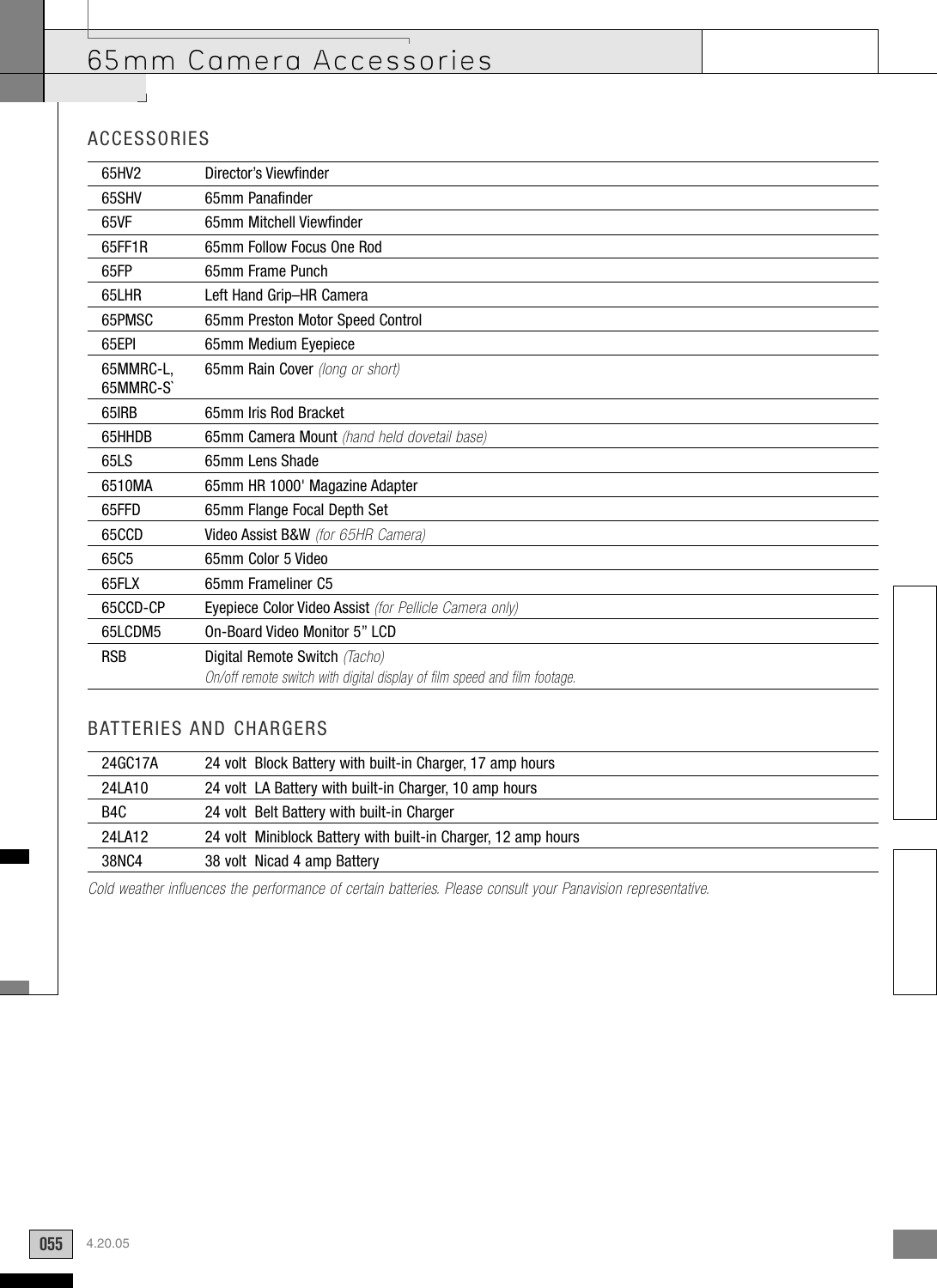# 65mm Camera Accessories

## ACCESSORIES

| | |
|---|---|
| 65HV2 | Director's Viewfinder |
| 65SHV | 65mm Panafinder |
| 65VF | 65mm Mitchell Viewfinder |
| 65FF1R | 65mm Follow Focus One Rod |
| 65FP | 65mm Frame Punch |
| 65LHR | Left Hand Grip–HR Camera |
| 65PMSC | 65mm Preston Motor Speed Control |
| 65EPI | 65mm Medium Eyepiece |
| 65MMRC-L, 65MMRC-S` | 65mm Rain Cover *(long or short)* |
| 65IRB | 65mm Iris Rod Bracket |
| 65HHDB | 65mm Camera Mount *(hand held dovetail base)* |
| 65LS | 65mm Lens Shade |
| 6510MA | 65mm HR 1000' Magazine Adapter |
| 65FFD | 65mm Flange Focal Depth Set |
| 65CCD | Video Assist B&W *(for 65HR Camera)* |
| 65C5 | 65mm Color 5 Video |
| 65FLX | 65mm Frameliner C5 |
| 65CCD-CP | Eyepiece Color Video Assist *(for Pellicle Camera only)* |
| 65LCDM5 | On-Board Video Monitor 5" LCD |
| RSB | Digital Remote Switch *(Tacho)* *On/off remote switch with digital display of film speed and film footage.* |

## BATTERIES AND CHARGERS

| | |
|---|---|
| 24GC17A | 24 volt Block Battery with built-in Charger, 17 amp hours |
| 24LA10 | 24 volt LA Battery with built-in Charger, 10 amp hours |
| B4C | 24 volt Belt Battery with built-in Charger |
| 24LA12 | 24 volt Miniblock Battery with built-in Charger, 12 amp hours |
| 38NC4 | 38 volt Nicad 4 amp Battery |

*Cold weather influences the performance of certain batteries. Please consult your Panavision representative.*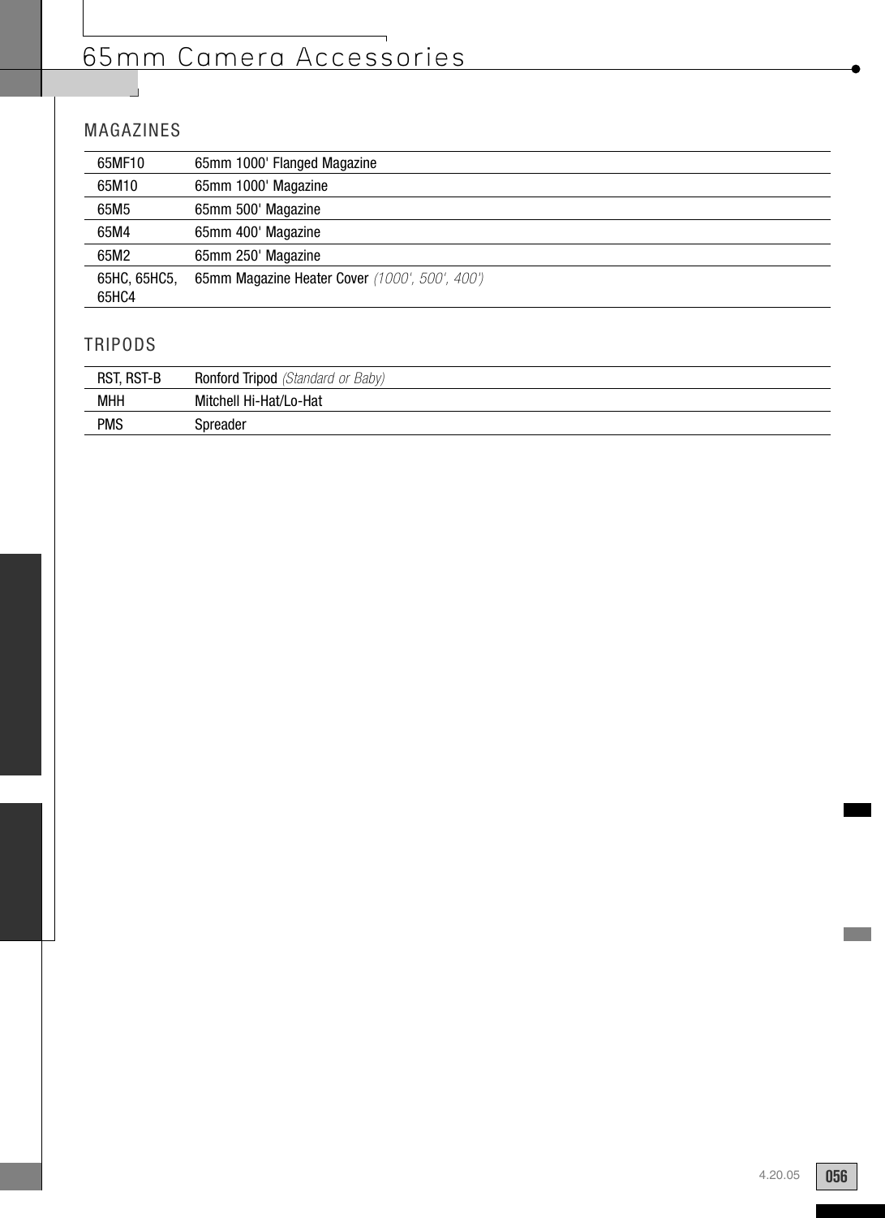# 65mm Camera Accessories

## MAGAZINES

| | |
|---|---|
| 65MF10 | 65mm 1000' Flanged Magazine |
| 65M10 | 65mm 1000' Magazine |
| 65M5 | 65mm 500' Magazine |
| 65M4 | 65mm 400' Magazine |
| 65M2 | 65mm 250' Magazine |
| 65HC, 65HC5, 65HC4 | 65mm Magazine Heater Cover *(1000', 500', 400')* |

## TRIPODS

| | |
|---|---|
| RST, RST-B | Ronford Tripod *(Standard or Baby)* |
| MHH | Mitchell Hi-Hat/Lo-Hat |
| PMS | Spreader |

4.20.05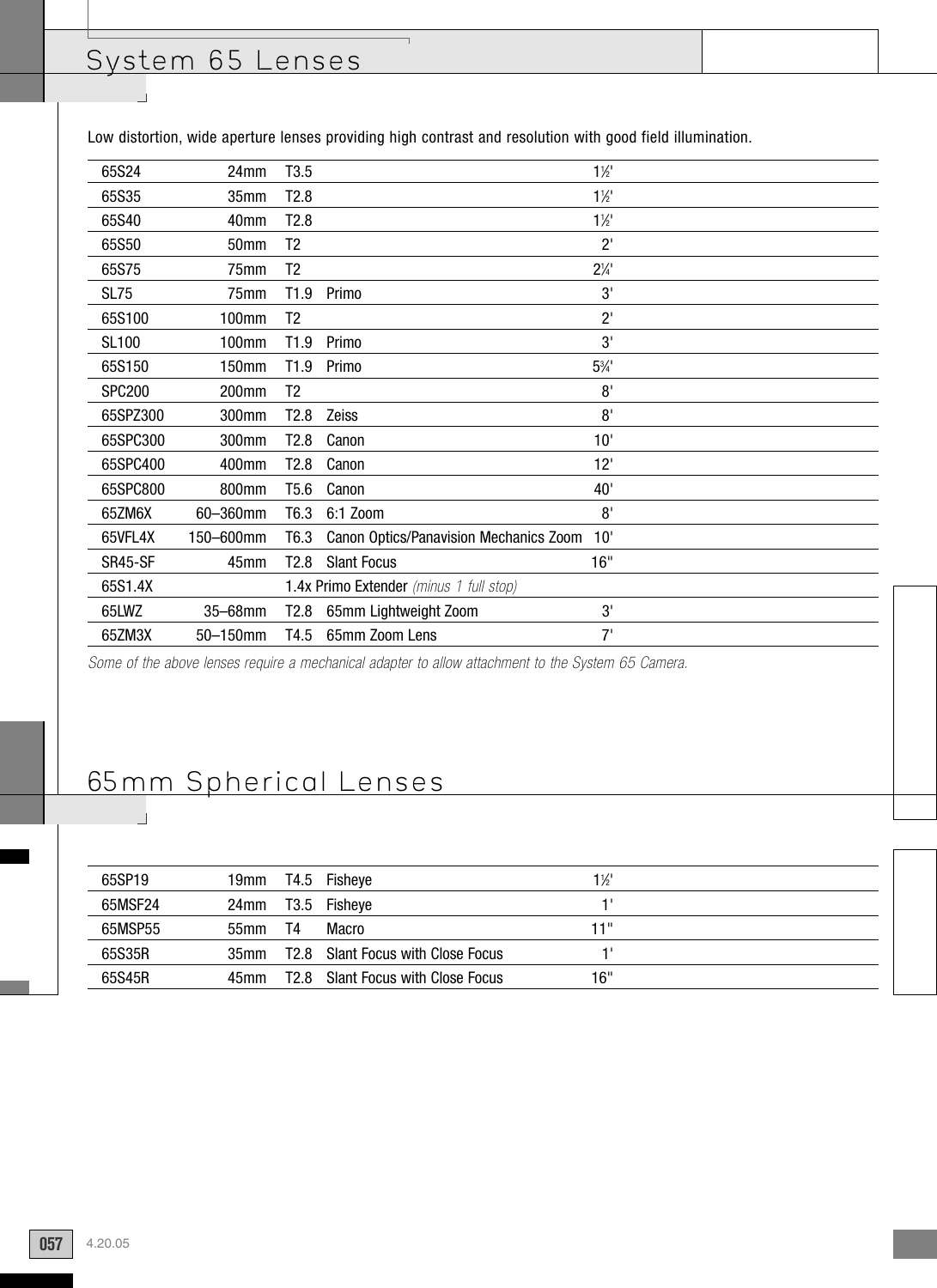# System 65 Lenses

Low distortion, wide aperture lenses providing high contrast and resolution with good field illumination.

| | | | | |
|---|---|---|---|---|
| 65S24 | 24mm | T3.5 | | 1½' |
| 65S35 | 35mm | T2.8 | | 1½' |
| 65S40 | 40mm | T2.8 | | 1½' |
| 65S50 | 50mm | T2 | | 2' |
| 65S75 | 75mm | T2 | | 2¼' |
| SL75 | 75mm | T1.9 | Primo | 3' |
| 65S100 | 100mm | T2 | | 2' |
| SL100 | 100mm | T1.9 | Primo | 3' |
| 65S150 | 150mm | T1.9 | Primo | 5¾' |
| SPC200 | 200mm | T2 | | 8' |
| 65SPZ300 | 300mm | T2.8 | Zeiss | 8' |
| 65SPC300 | 300mm | T2.8 | Canon | 10' |
| 65SPC400 | 400mm | T2.8 | Canon | 12' |
| 65SPC800 | 800mm | T5.6 | Canon | 40' |
| 65ZM6X | 60–360mm | T6.3 | 6:1 Zoom | 8' |
| 65VFL4X | 150–600mm | T6.3 | Canon Optics/Panavision Mechanics Zoom | 10' |
| SR45-SF | 45mm | T2.8 | Slant Focus | 16" |
| 65S1.4X | | 1.4x Primo Extender *(minus 1 full stop)* | | |
| 65LWZ | 35–68mm | T2.8 | 65mm Lightweight Zoom | 3' |
| 65ZM3X | 50–150mm | T4.5 | 65mm Zoom Lens | 7' |

*Some of the above lenses require a mechanical adapter to allow attachment to the System 65 Camera.*

# 65mm Spherical Lenses

| | | | | |
|---|---|---|---|---|
| 65SP19 | 19mm | T4.5 | Fisheye | 1½' |
| 65MSF24 | 24mm | T3.5 | Fisheye | 1' |
| 65MSP55 | 55mm | T4 | Macro | 11" |
| 65S35R | 35mm | T2.8 | Slant Focus with Close Focus | 1' |
| 65S45R | 45mm | T2.8 | Slant Focus with Close Focus | 16" |

4.20.05